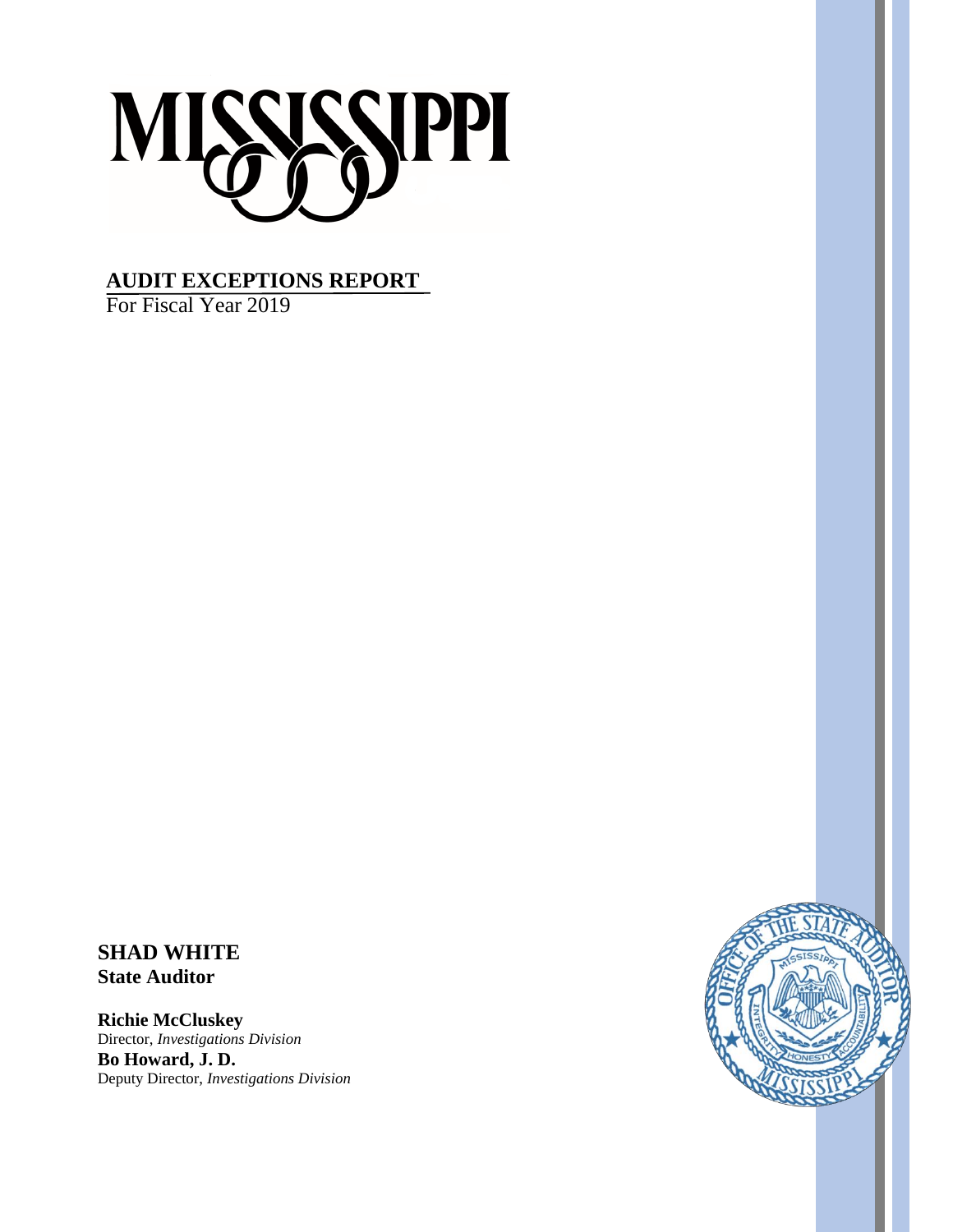# MISSISSIPPI

## AUDIT EXCEPTIONS REPORT

For Fiscal Year 2019

**SHAD WHITE**
**State Auditor**

**Richie McCluskey**
Director, *Investigations Division*
**Bo Howard, J. D.**
Deputy Director, *Investigations Division*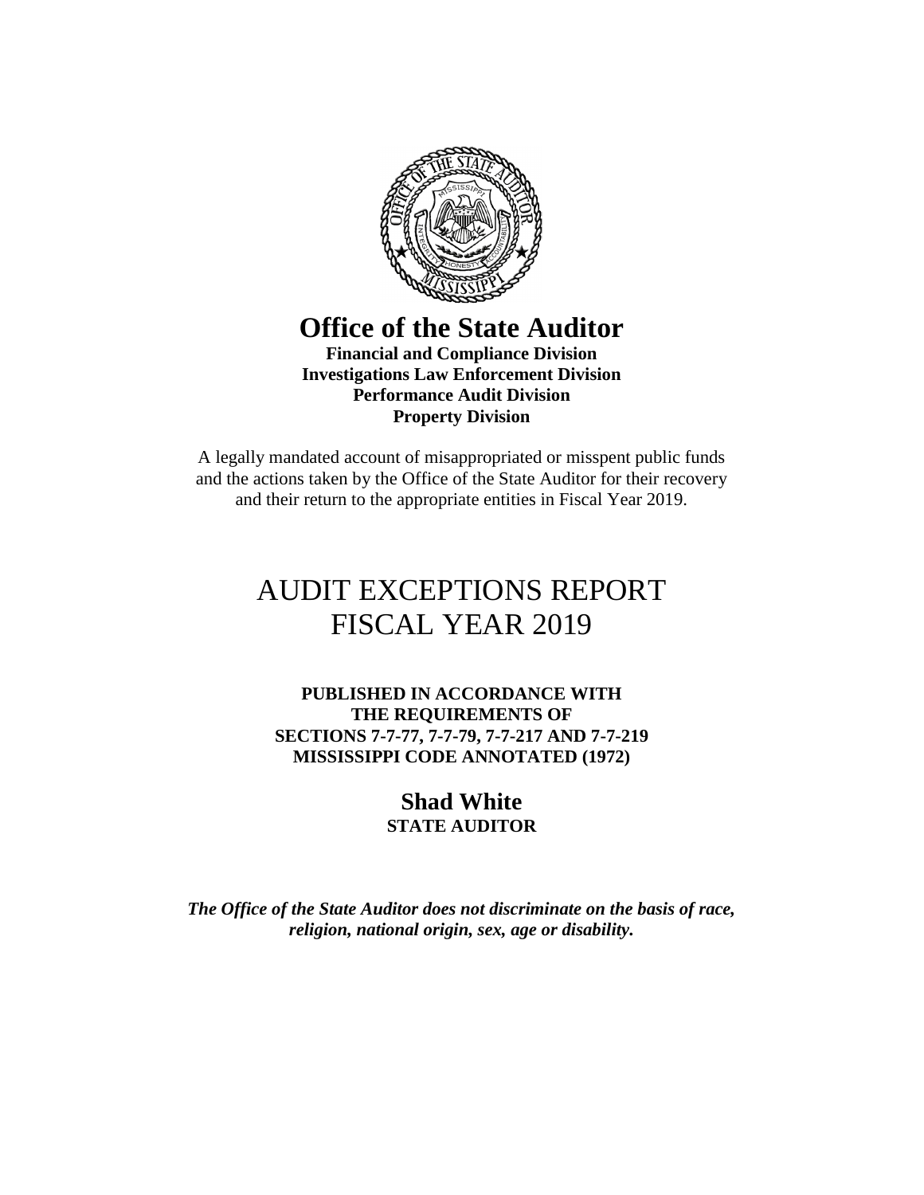# Office of the State Auditor

**Financial and Compliance Division**
**Investigations Law Enforcement Division**
**Performance Audit Division**
**Property Division**

A legally mandated account of misappropriated or misspent public funds and the actions taken by the Office of the State Auditor for their recovery and their return to the appropriate entities in Fiscal Year 2019.

# AUDIT EXCEPTIONS REPORT
# FISCAL YEAR 2019

**PUBLISHED IN ACCORDANCE WITH**
**THE REQUIREMENTS OF**
**SECTIONS 7-7-77, 7-7-79, 7-7-217 AND 7-7-219**
**MISSISSIPPI CODE ANNOTATED (1972)**

**Shad White**
**STATE AUDITOR**

***The Office of the State Auditor does not discriminate on the basis of race, religion, national origin, sex, age or disability.***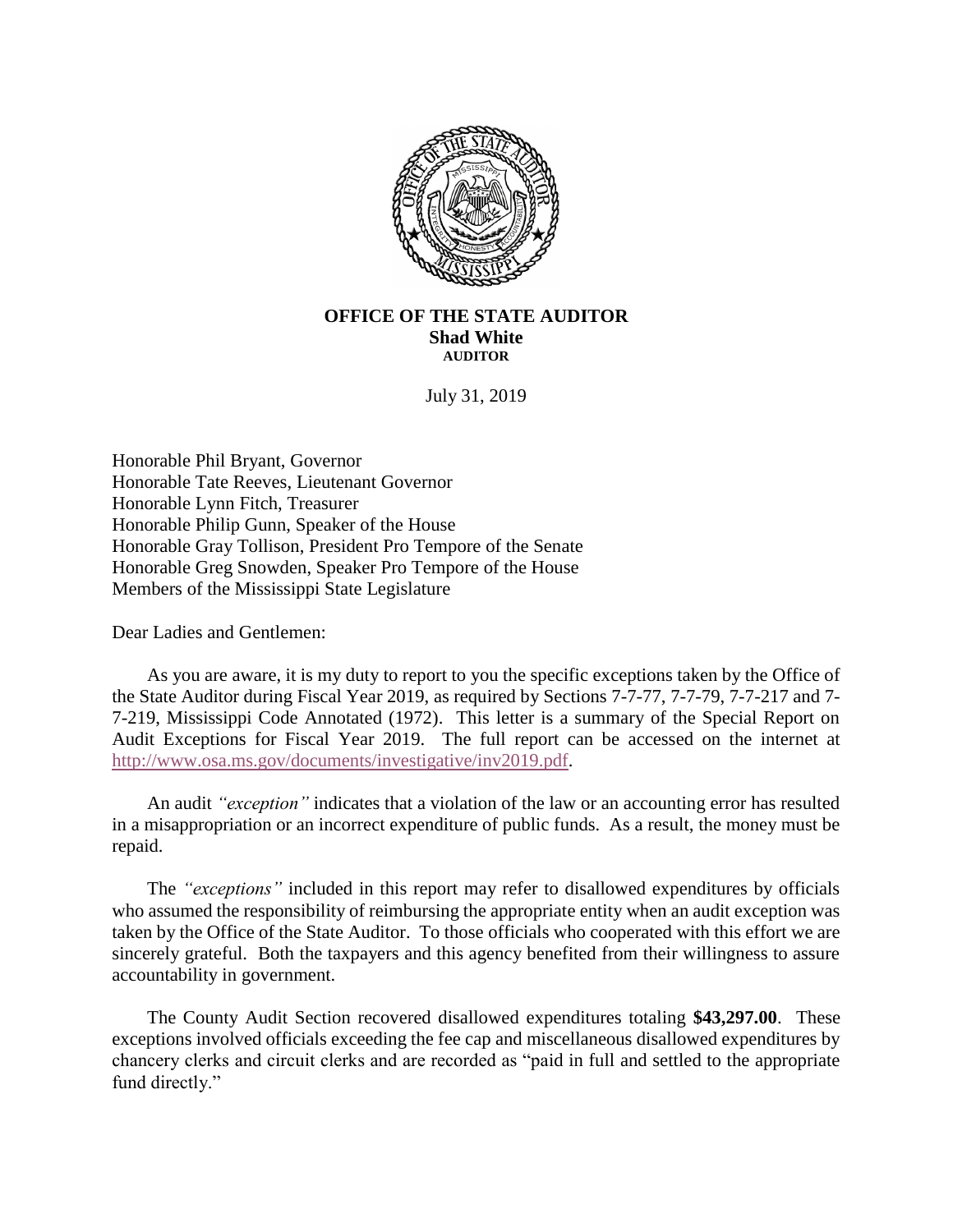**OFFICE OF THE STATE AUDITOR**
**Shad White**
**AUDITOR**

July 31, 2019

Honorable Phil Bryant, Governor
Honorable Tate Reeves, Lieutenant Governor
Honorable Lynn Fitch, Treasurer
Honorable Philip Gunn, Speaker of the House
Honorable Gray Tollison, President Pro Tempore of the Senate
Honorable Greg Snowden, Speaker Pro Tempore of the House
Members of the Mississippi State Legislature

Dear Ladies and Gentlemen:

As you are aware, it is my duty to report to you the specific exceptions taken by the Office of the State Auditor during Fiscal Year 2019, as required by Sections 7-7-77, 7-7-79, 7-7-217 and 7-7-219, Mississippi Code Annotated (1972). This letter is a summary of the Special Report on Audit Exceptions for Fiscal Year 2019. The full report can be accessed on the internet at http://www.osa.ms.gov/documents/investigative/inv2019.pdf.

An audit *"exception"* indicates that a violation of the law or an accounting error has resulted in a misappropriation or an incorrect expenditure of public funds. As a result, the money must be repaid.

The *"exceptions"* included in this report may refer to disallowed expenditures by officials who assumed the responsibility of reimbursing the appropriate entity when an audit exception was taken by the Office of the State Auditor. To those officials who cooperated with this effort we are sincerely grateful. Both the taxpayers and this agency benefited from their willingness to assure accountability in government.

The County Audit Section recovered disallowed expenditures totaling **$43,297.00**. These exceptions involved officials exceeding the fee cap and miscellaneous disallowed expenditures by chancery clerks and circuit clerks and are recorded as "paid in full and settled to the appropriate fund directly."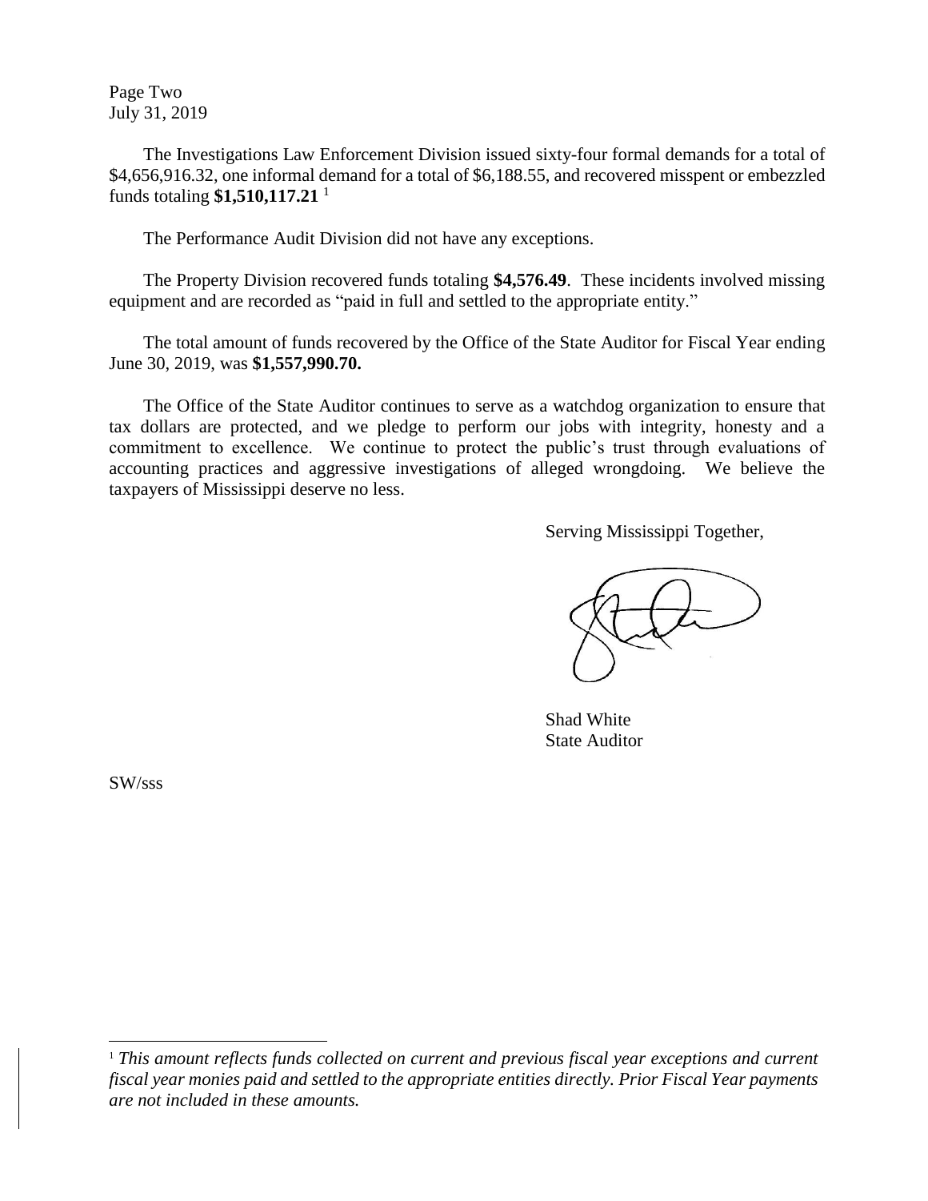Page Two
July 31, 2019

The Investigations Law Enforcement Division issued sixty-four formal demands for a total of \$4,656,916.32, one informal demand for a total of \$6,188.55, and recovered misspent or embezzled funds totaling **\$1,510,117.21** [1]

The Performance Audit Division did not have any exceptions.

The Property Division recovered funds totaling **\$4,576.49**. These incidents involved missing equipment and are recorded as "paid in full and settled to the appropriate entity."

The total amount of funds recovered by the Office of the State Auditor for Fiscal Year ending June 30, 2019, was **\$1,557,990.70.**

The Office of the State Auditor continues to serve as a watchdog organization to ensure that tax dollars are protected, and we pledge to perform our jobs with integrity, honesty and a commitment to excellence. We continue to protect the public's trust through evaluations of accounting practices and aggressive investigations of alleged wrongdoing. We believe the taxpayers of Mississippi deserve no less.

Serving Mississippi Together,

Shad White
State Auditor

SW/sss

[1] *This amount reflects funds collected on current and previous fiscal year exceptions and current fiscal year monies paid and settled to the appropriate entities directly. Prior Fiscal Year payments are not included in these amounts.*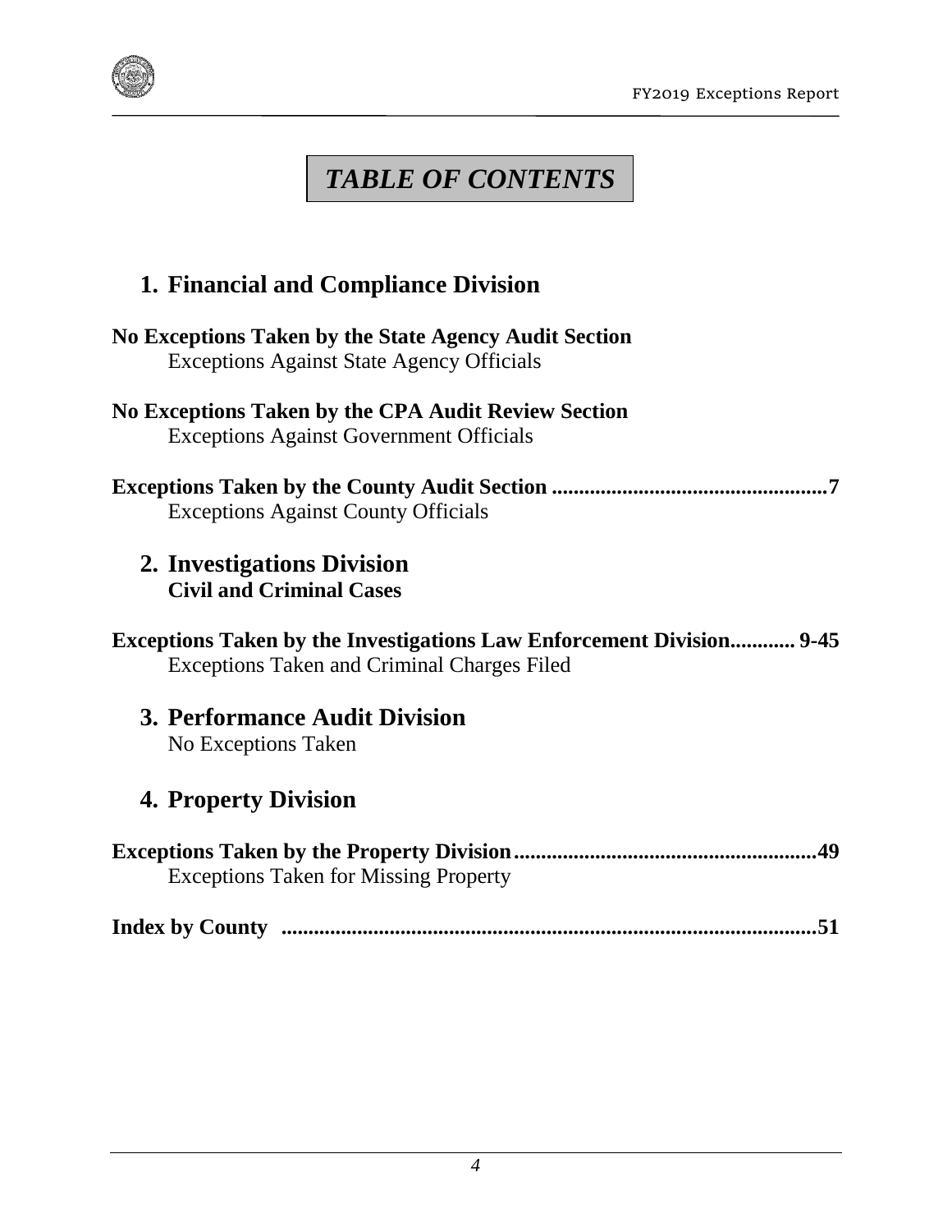# TABLE OF CONTENTS

## 1. Financial and Compliance Division

**No Exceptions Taken by the State Agency Audit Section**
Exceptions Against State Agency Officials

**No Exceptions Taken by the CPA Audit Review Section**
Exceptions Against Government Officials

**Exceptions Taken by the County Audit Section ................................................7**
Exceptions Against County Officials

## 2. Investigations Division
**Civil and Criminal Cases**

**Exceptions Taken by the Investigations Law Enforcement Division............ 9-45**
Exceptions Taken and Criminal Charges Filed

## 3. Performance Audit Division
No Exceptions Taken

## 4. Property Division

**Exceptions Taken by the Property Division.......................................................49**
Exceptions Taken for Missing Property

**Index by County ..................................................................................................51**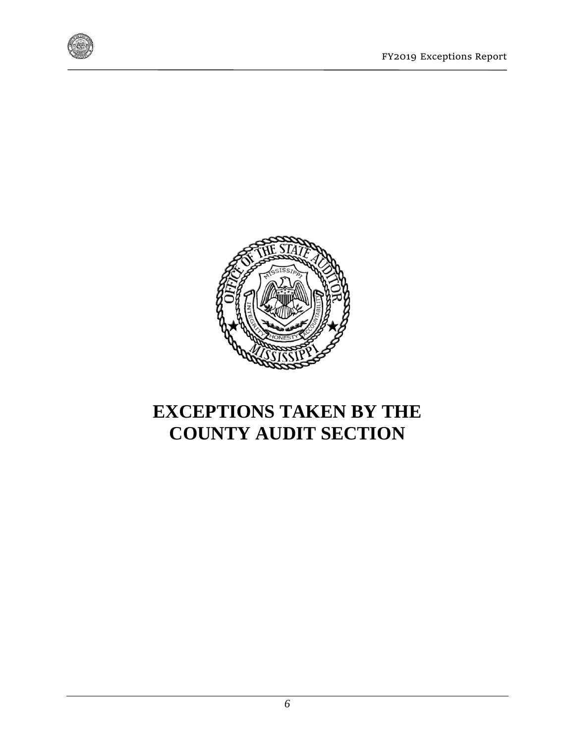# EXCEPTIONS TAKEN BY THE COUNTY AUDIT SECTION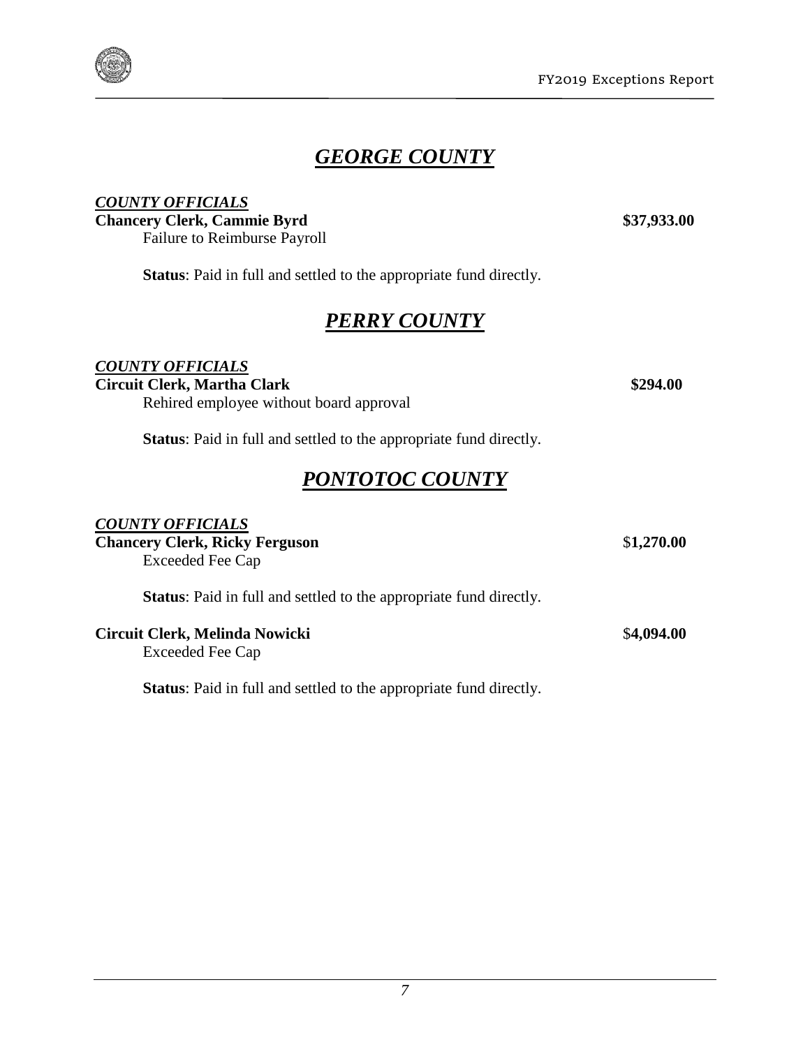## ***GEORGE COUNTY***

***COUNTY OFFICIALS***

**Chancery Clerk, Cammie Byrd** **$37,933.00**

Failure to Reimburse Payroll

**Status**: Paid in full and settled to the appropriate fund directly.

## ***PERRY COUNTY***

***COUNTY OFFICIALS***

**Circuit Clerk, Martha Clark** **$294.00**

Rehired employee without board approval

**Status**: Paid in full and settled to the appropriate fund directly.

## ***PONTOTOC COUNTY***

***COUNTY OFFICIALS***

**Chancery Clerk, Ricky Ferguson** $**1,270.00**

Exceeded Fee Cap

**Status**: Paid in full and settled to the appropriate fund directly.

**Circuit Clerk, Melinda Nowicki** $**4,094.00**

Exceeded Fee Cap

**Status**: Paid in full and settled to the appropriate fund directly.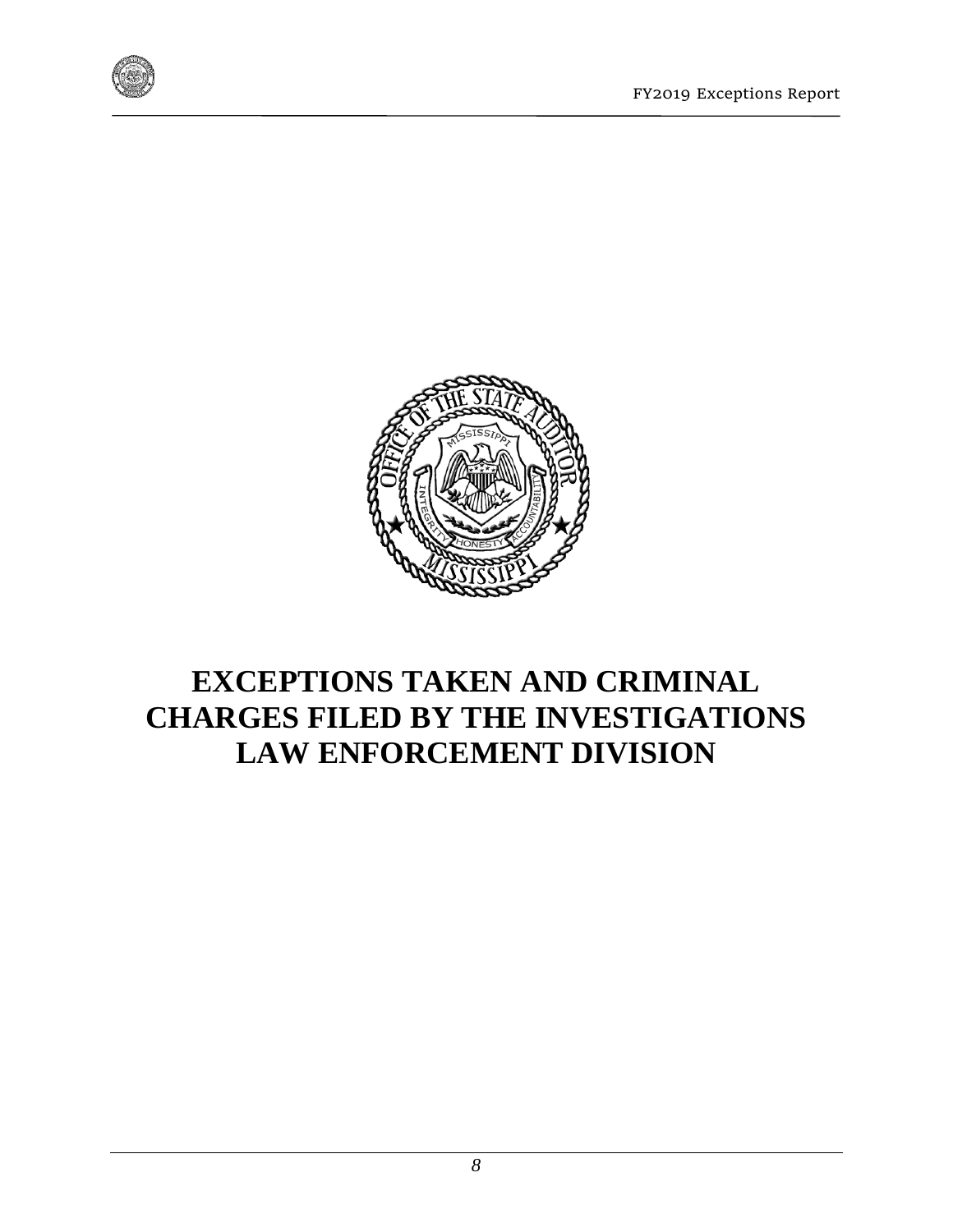# EXCEPTIONS TAKEN AND CRIMINAL CHARGES FILED BY THE INVESTIGATIONS LAW ENFORCEMENT DIVISION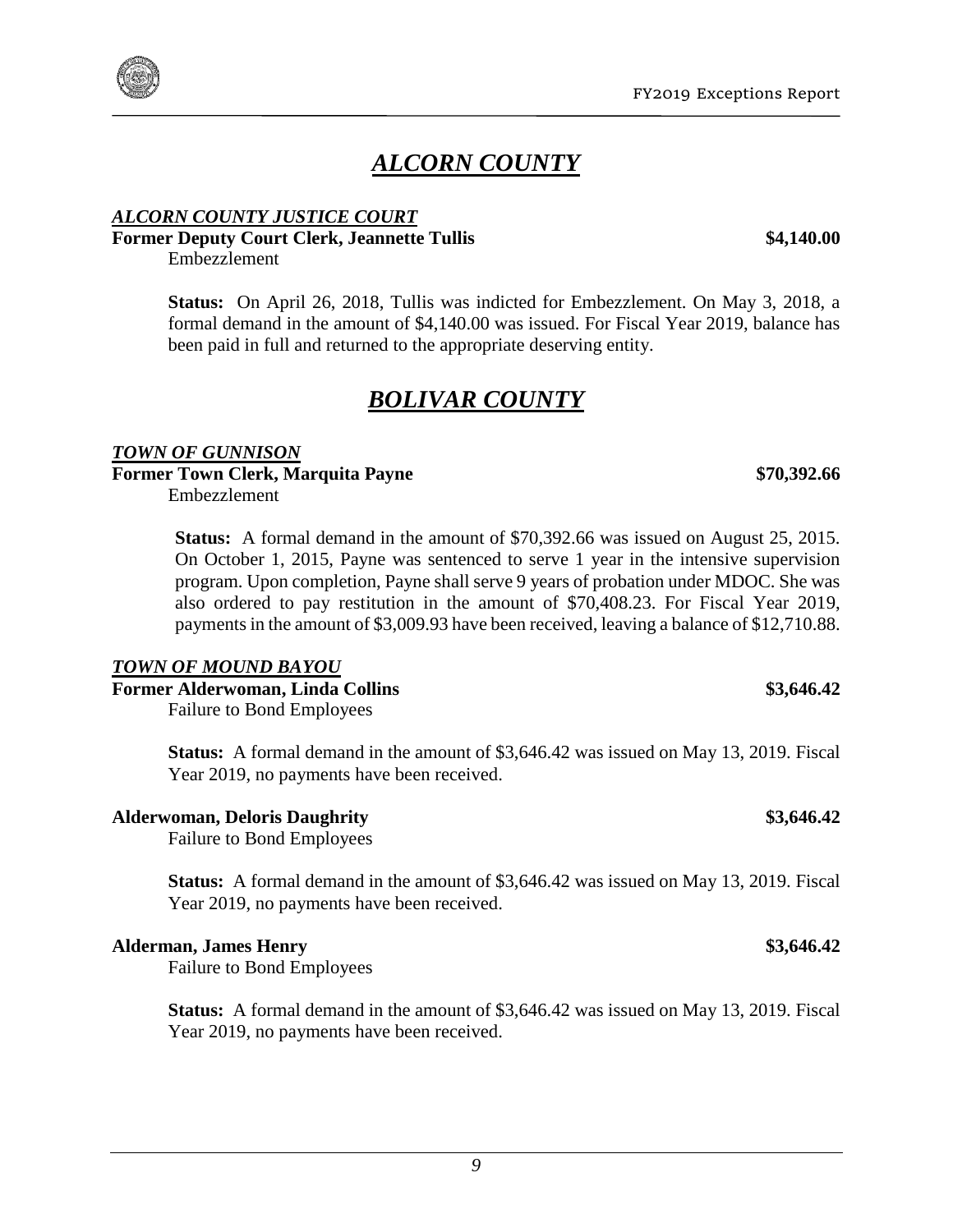# *ALCORN COUNTY*

### *ALCORN COUNTY JUSTICE COURT*

**Former Deputy Court Clerk, Jeannette Tullis** **$4,140.00**

Embezzlement

**Status:** On April 26, 2018, Tullis was indicted for Embezzlement. On May 3, 2018, a formal demand in the amount of $4,140.00 was issued. For Fiscal Year 2019, balance has been paid in full and returned to the appropriate deserving entity.

# *BOLIVAR COUNTY*

### *TOWN OF GUNNISON*

**Former Town Clerk, Marquita Payne** **$70,392.66**

Embezzlement

**Status:** A formal demand in the amount of $70,392.66 was issued on August 25, 2015. On October 1, 2015, Payne was sentenced to serve 1 year in the intensive supervision program. Upon completion, Payne shall serve 9 years of probation under MDOC. She was also ordered to pay restitution in the amount of $70,408.23. For Fiscal Year 2019, payments in the amount of $3,009.93 have been received, leaving a balance of $12,710.88.

### *TOWN OF MOUND BAYOU*

**Former Alderwoman, Linda Collins** **$3,646.42**

Failure to Bond Employees

**Status:** A formal demand in the amount of $3,646.42 was issued on May 13, 2019. Fiscal Year 2019, no payments have been received.

**Alderwoman, Deloris Daughrity** **$3,646.42**

Failure to Bond Employees

**Status:** A formal demand in the amount of $3,646.42 was issued on May 13, 2019. Fiscal Year 2019, no payments have been received.

**Alderman, James Henry** **$3,646.42**

Failure to Bond Employees

**Status:** A formal demand in the amount of $3,646.42 was issued on May 13, 2019. Fiscal Year 2019, no payments have been received.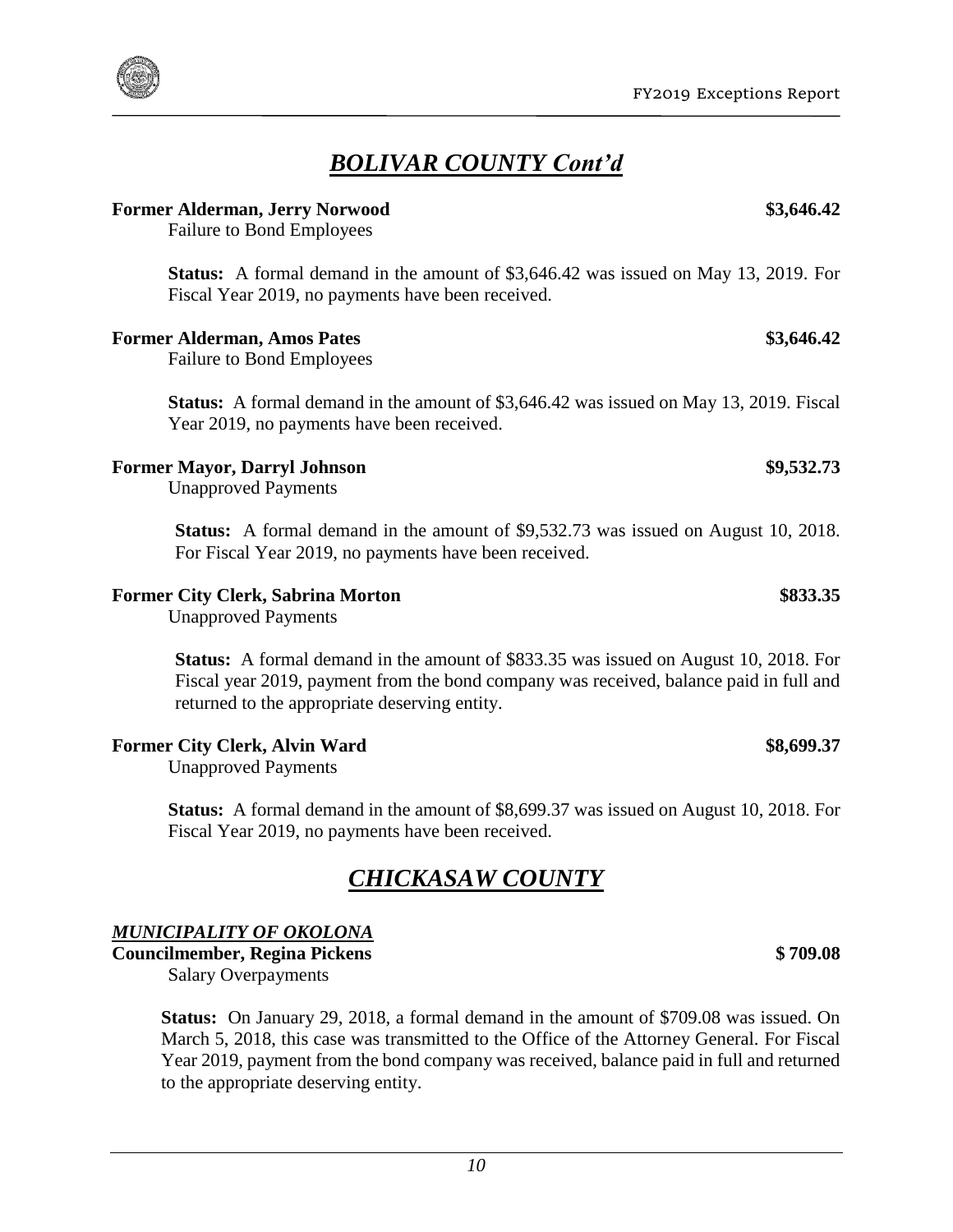## *BOLIVAR COUNTY Cont'd*

**Former Alderman, Jerry Norwood** **$3,646.42**
Failure to Bond Employees

**Status:** A formal demand in the amount of $3,646.42 was issued on May 13, 2019. For Fiscal Year 2019, no payments have been received.

**Former Alderman, Amos Pates** **$3,646.42**
Failure to Bond Employees

**Status:** A formal demand in the amount of $3,646.42 was issued on May 13, 2019. Fiscal Year 2019, no payments have been received.

**Former Mayor, Darryl Johnson** **$9,532.73**
Unapproved Payments

**Status:** A formal demand in the amount of $9,532.73 was issued on August 10, 2018. For Fiscal Year 2019, no payments have been received.

**Former City Clerk, Sabrina Morton** **$833.35**
Unapproved Payments

**Status:** A formal demand in the amount of $833.35 was issued on August 10, 2018. For Fiscal year 2019, payment from the bond company was received, balance paid in full and returned to the appropriate deserving entity.

**Former City Clerk, Alvin Ward** **$8,699.37**
Unapproved Payments

**Status:** A formal demand in the amount of $8,699.37 was issued on August 10, 2018. For Fiscal Year 2019, no payments have been received.

## *CHICKASAW COUNTY*

***MUNICIPALITY OF OKOLONA***

**Councilmember, Regina Pickens** **$ 709.08**
Salary Overpayments

**Status:** On January 29, 2018, a formal demand in the amount of $709.08 was issued. On March 5, 2018, this case was transmitted to the Office of the Attorney General. For Fiscal Year 2019, payment from the bond company was received, balance paid in full and returned to the appropriate deserving entity.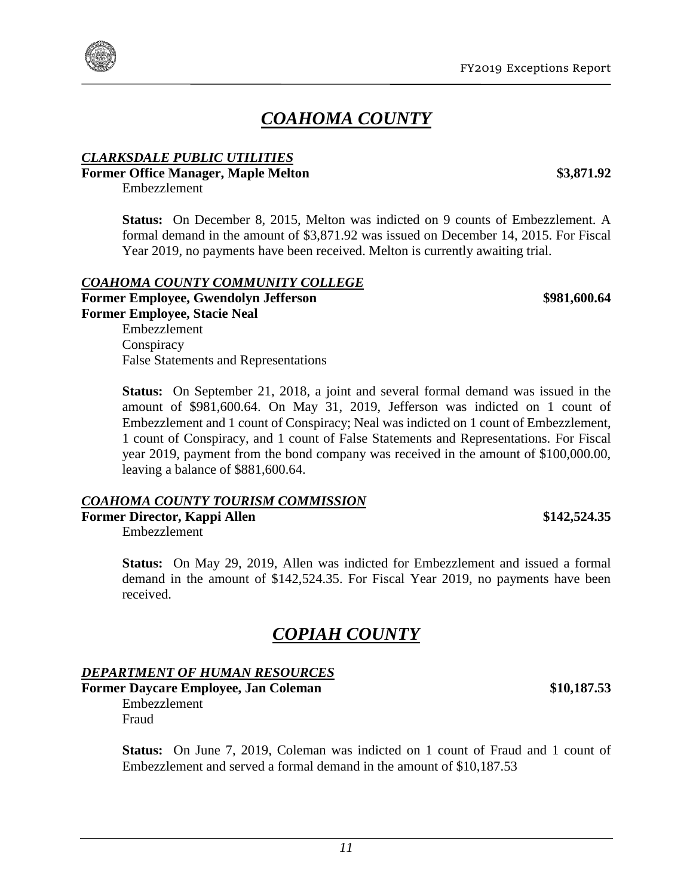# *COAHOMA COUNTY*

### *CLARKSDALE PUBLIC UTILITIES*

**Former Office Manager, Maple Melton** **\$3,871.92**

Embezzlement

**Status:** On December 8, 2015, Melton was indicted on 9 counts of Embezzlement. A formal demand in the amount of \$3,871.92 was issued on December 14, 2015. For Fiscal Year 2019, no payments have been received. Melton is currently awaiting trial.

### *COAHOMA COUNTY COMMUNITY COLLEGE*

**Former Employee, Gwendolyn Jefferson** **\$981,600.64**
**Former Employee, Stacie Neal**

Embezzlement
Conspiracy
False Statements and Representations

**Status:** On September 21, 2018, a joint and several formal demand was issued in the amount of \$981,600.64. On May 31, 2019, Jefferson was indicted on 1 count of Embezzlement and 1 count of Conspiracy; Neal was indicted on 1 count of Embezzlement, 1 count of Conspiracy, and 1 count of False Statements and Representations. For Fiscal year 2019, payment from the bond company was received in the amount of \$100,000.00, leaving a balance of \$881,600.64.

### *COAHOMA COUNTY TOURISM COMMISSION*

**Former Director, Kappi Allen** **\$142,524.35**

Embezzlement

**Status:** On May 29, 2019, Allen was indicted for Embezzlement and issued a formal demand in the amount of \$142,524.35. For Fiscal Year 2019, no payments have been received.

# *COPIAH COUNTY*

### *DEPARTMENT OF HUMAN RESOURCES*

**Former Daycare Employee, Jan Coleman** **\$10,187.53**

Embezzlement
Fraud

**Status:** On June 7, 2019, Coleman was indicted on 1 count of Fraud and 1 count of Embezzlement and served a formal demand in the amount of \$10,187.53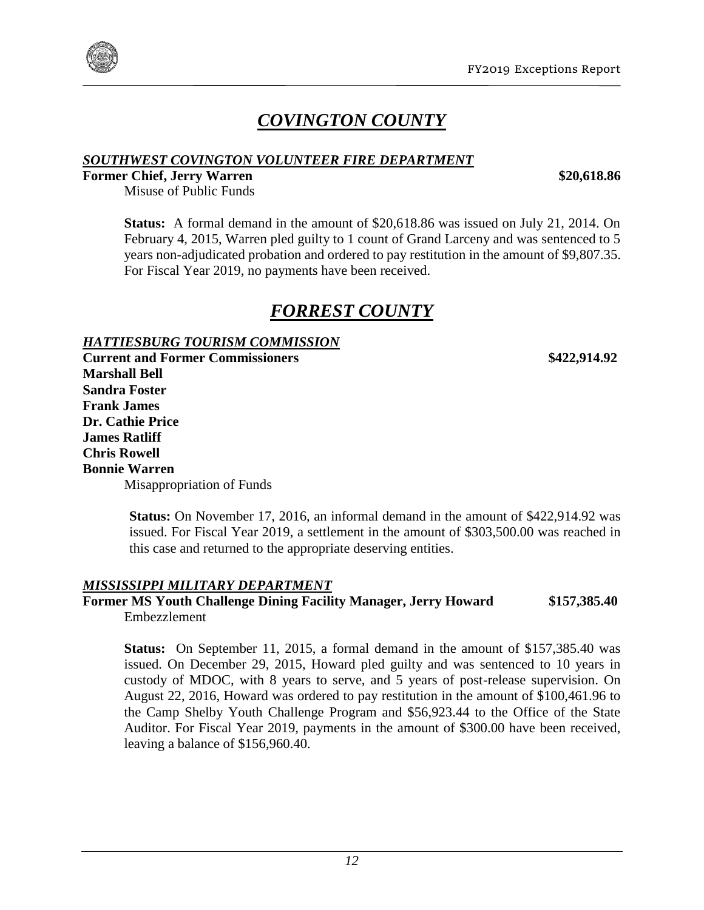# *COVINGTON COUNTY*

***SOUTHWEST COVINGTON VOLUNTEER FIRE DEPARTMENT***

**Former Chief, Jerry Warren** **$20,618.86**

Misuse of Public Funds

**Status:** A formal demand in the amount of $20,618.86 was issued on July 21, 2014. On February 4, 2015, Warren pled guilty to 1 count of Grand Larceny and was sentenced to 5 years non-adjudicated probation and ordered to pay restitution in the amount of $9,807.35. For Fiscal Year 2019, no payments have been received.

# *FORREST COUNTY*

***HATTIESBURG TOURISM COMMISSION***

**Current and Former Commissioners** **$422,914.92**
**Marshall Bell**
**Sandra Foster**
**Frank James**
**Dr. Cathie Price**
**James Ratliff**
**Chris Rowell**
**Bonnie Warren**

Misappropriation of Funds

**Status:** On November 17, 2016, an informal demand in the amount of $422,914.92 was issued. For Fiscal Year 2019, a settlement in the amount of $303,500.00 was reached in this case and returned to the appropriate deserving entities.

***MISSISSIPPI MILITARY DEPARTMENT***

**Former MS Youth Challenge Dining Facility Manager, Jerry Howard** **$157,385.40**

Embezzlement

**Status:** On September 11, 2015, a formal demand in the amount of $157,385.40 was issued. On December 29, 2015, Howard pled guilty and was sentenced to 10 years in custody of MDOC, with 8 years to serve, and 5 years of post-release supervision. On August 22, 2016, Howard was ordered to pay restitution in the amount of $100,461.96 to the Camp Shelby Youth Challenge Program and $56,923.44 to the Office of the State Auditor. For Fiscal Year 2019, payments in the amount of $300.00 have been received, leaving a balance of $156,960.40.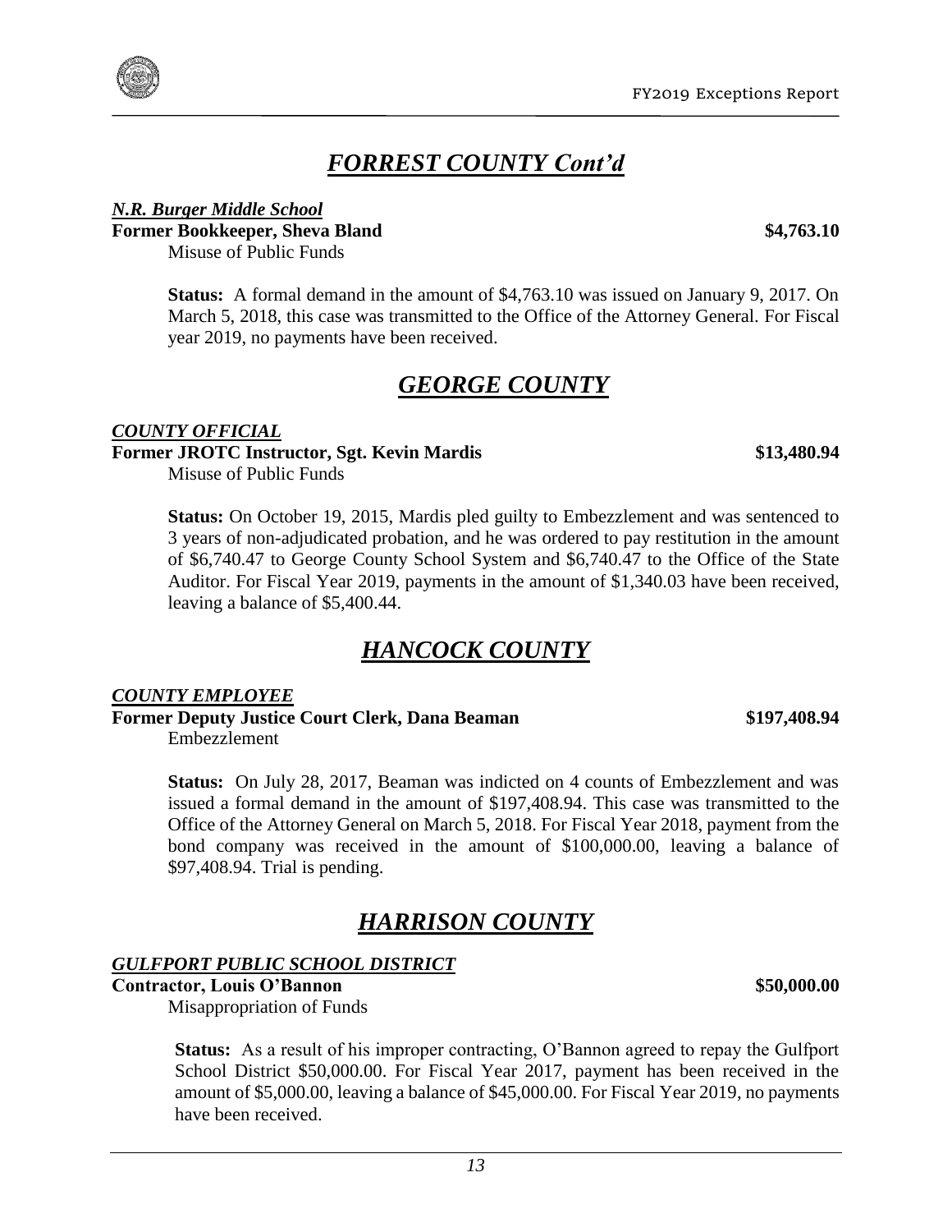## *FORREST COUNTY Cont'd*

***N.R. Burger Middle School***

**Former Bookkeeper, Sheva Bland** **$4,763.10**

Misuse of Public Funds

**Status:** A formal demand in the amount of $4,763.10 was issued on January 9, 2017. On March 5, 2018, this case was transmitted to the Office of the Attorney General. For Fiscal year 2019, no payments have been received.

## *GEORGE COUNTY*

***COUNTY OFFICIAL***

**Former JROTC Instructor, Sgt. Kevin Mardis** **$13,480.94**

Misuse of Public Funds

**Status:** On October 19, 2015, Mardis pled guilty to Embezzlement and was sentenced to 3 years of non-adjudicated probation, and he was ordered to pay restitution in the amount of $6,740.47 to George County School System and $6,740.47 to the Office of the State Auditor. For Fiscal Year 2019, payments in the amount of $1,340.03 have been received, leaving a balance of $5,400.44.

## *HANCOCK COUNTY*

***COUNTY EMPLOYEE***

**Former Deputy Justice Court Clerk, Dana Beaman** **$197,408.94**

Embezzlement

**Status:** On July 28, 2017, Beaman was indicted on 4 counts of Embezzlement and was issued a formal demand in the amount of $197,408.94. This case was transmitted to the Office of the Attorney General on March 5, 2018. For Fiscal Year 2018, payment from the bond company was received in the amount of $100,000.00, leaving a balance of $97,408.94. Trial is pending.

## *HARRISON COUNTY*

***GULFPORT PUBLIC SCHOOL DISTRICT***

**Contractor, Louis O'Bannon** **$50,000.00**

Misappropriation of Funds

**Status:** As a result of his improper contracting, O'Bannon agreed to repay the Gulfport School District $50,000.00. For Fiscal Year 2017, payment has been received in the amount of $5,000.00, leaving a balance of $45,000.00. For Fiscal Year 2019, no payments have been received.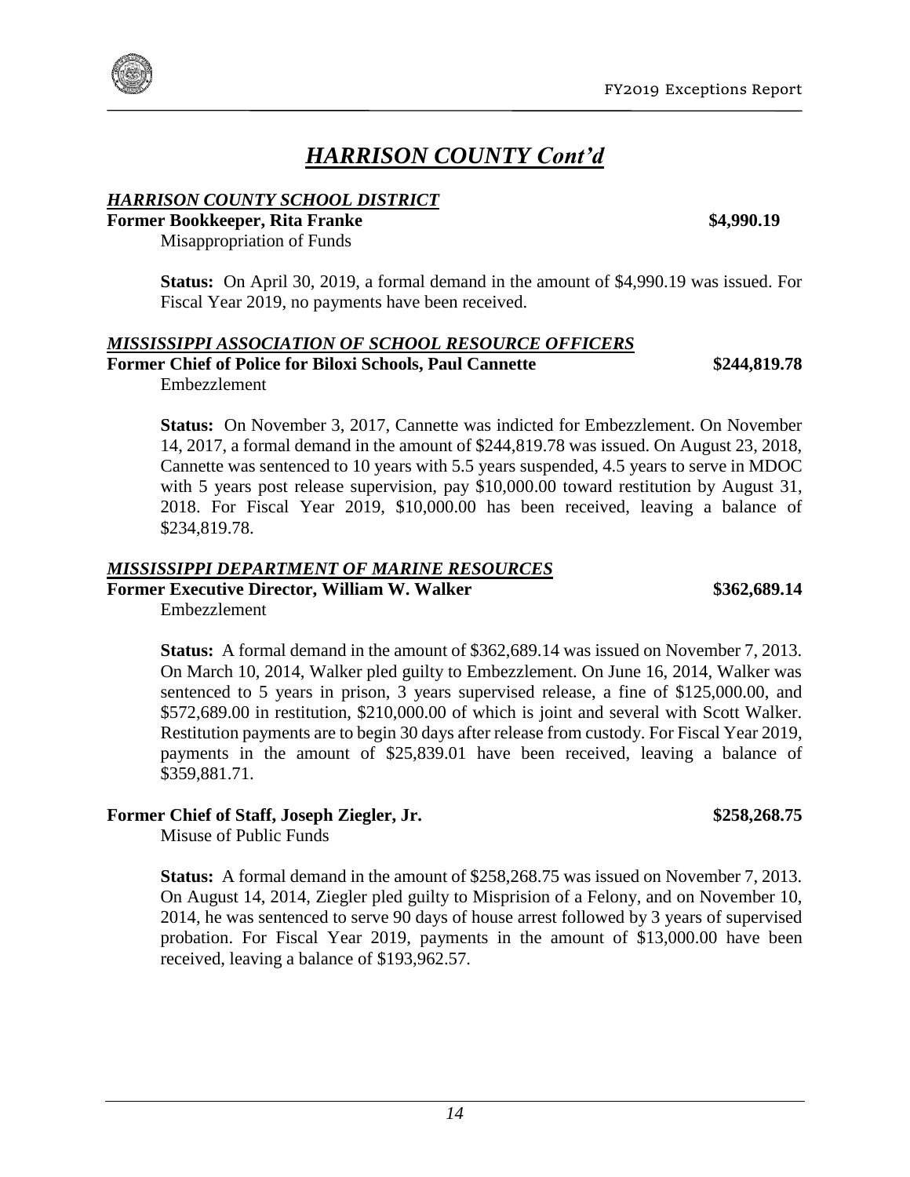# *HARRISON COUNTY Cont'd*

## *HARRISON COUNTY SCHOOL DISTRICT*

**Former Bookkeeper, Rita Franke** **$4,990.19**

Misappropriation of Funds

**Status:** On April 30, 2019, a formal demand in the amount of $4,990.19 was issued. For Fiscal Year 2019, no payments have been received.

## *MISSISSIPPI ASSOCIATION OF SCHOOL RESOURCE OFFICERS*

**Former Chief of Police for Biloxi Schools, Paul Cannette** **$244,819.78**

Embezzlement

**Status:** On November 3, 2017, Cannette was indicted for Embezzlement. On November 14, 2017, a formal demand in the amount of $244,819.78 was issued. On August 23, 2018, Cannette was sentenced to 10 years with 5.5 years suspended, 4.5 years to serve in MDOC with 5 years post release supervision, pay $10,000.00 toward restitution by August 31, 2018. For Fiscal Year 2019, $10,000.00 has been received, leaving a balance of $234,819.78.

## *MISSISSIPPI DEPARTMENT OF MARINE RESOURCES*

**Former Executive Director, William W. Walker** **$362,689.14**

Embezzlement

**Status:** A formal demand in the amount of $362,689.14 was issued on November 7, 2013. On March 10, 2014, Walker pled guilty to Embezzlement. On June 16, 2014, Walker was sentenced to 5 years in prison, 3 years supervised release, a fine of $125,000.00, and $572,689.00 in restitution, $210,000.00 of which is joint and several with Scott Walker. Restitution payments are to begin 30 days after release from custody. For Fiscal Year 2019, payments in the amount of $25,839.01 have been received, leaving a balance of $359,881.71.

**Former Chief of Staff, Joseph Ziegler, Jr.** **$258,268.75**

Misuse of Public Funds

**Status:** A formal demand in the amount of $258,268.75 was issued on November 7, 2013. On August 14, 2014, Ziegler pled guilty to Misprision of a Felony, and on November 10, 2014, he was sentenced to serve 90 days of house arrest followed by 3 years of supervised probation. For Fiscal Year 2019, payments in the amount of $13,000.00 have been received, leaving a balance of $193,962.57.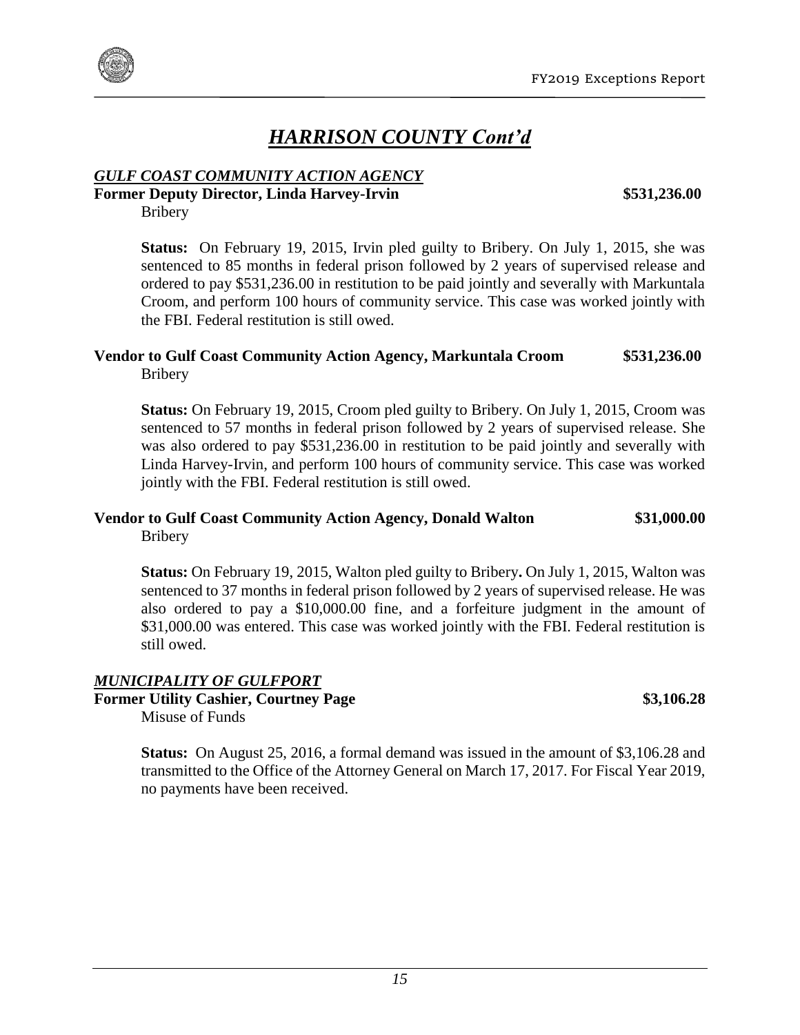# *HARRISON COUNTY Cont'd*

### *GULF COAST COMMUNITY ACTION AGENCY*

**Former Deputy Director, Linda Harvey-Irvin** **$531,236.00**

Bribery

**Status:** On February 19, 2015, Irvin pled guilty to Bribery. On July 1, 2015, she was sentenced to 85 months in federal prison followed by 2 years of supervised release and ordered to pay $531,236.00 in restitution to be paid jointly and severally with Markuntala Croom, and perform 100 hours of community service. This case was worked jointly with the FBI. Federal restitution is still owed.

**Vendor to Gulf Coast Community Action Agency, Markuntala Croom** **$531,236.00**

Bribery

**Status:** On February 19, 2015, Croom pled guilty to Bribery. On July 1, 2015, Croom was sentenced to 57 months in federal prison followed by 2 years of supervised release. She was also ordered to pay $531,236.00 in restitution to be paid jointly and severally with Linda Harvey-Irvin, and perform 100 hours of community service. This case was worked jointly with the FBI. Federal restitution is still owed.

**Vendor to Gulf Coast Community Action Agency, Donald Walton** **$31,000.00**

Bribery

**Status:** On February 19, 2015, Walton pled guilty to Bribery**.** On July 1, 2015, Walton was sentenced to 37 months in federal prison followed by 2 years of supervised release. He was also ordered to pay a $10,000.00 fine, and a forfeiture judgment in the amount of $31,000.00 was entered. This case was worked jointly with the FBI. Federal restitution is still owed.

### *MUNICIPALITY OF GULFPORT*

**Former Utility Cashier, Courtney Page** **$3,106.28**

Misuse of Funds

**Status:** On August 25, 2016, a formal demand was issued in the amount of $3,106.28 and transmitted to the Office of the Attorney General on March 17, 2017. For Fiscal Year 2019, no payments have been received.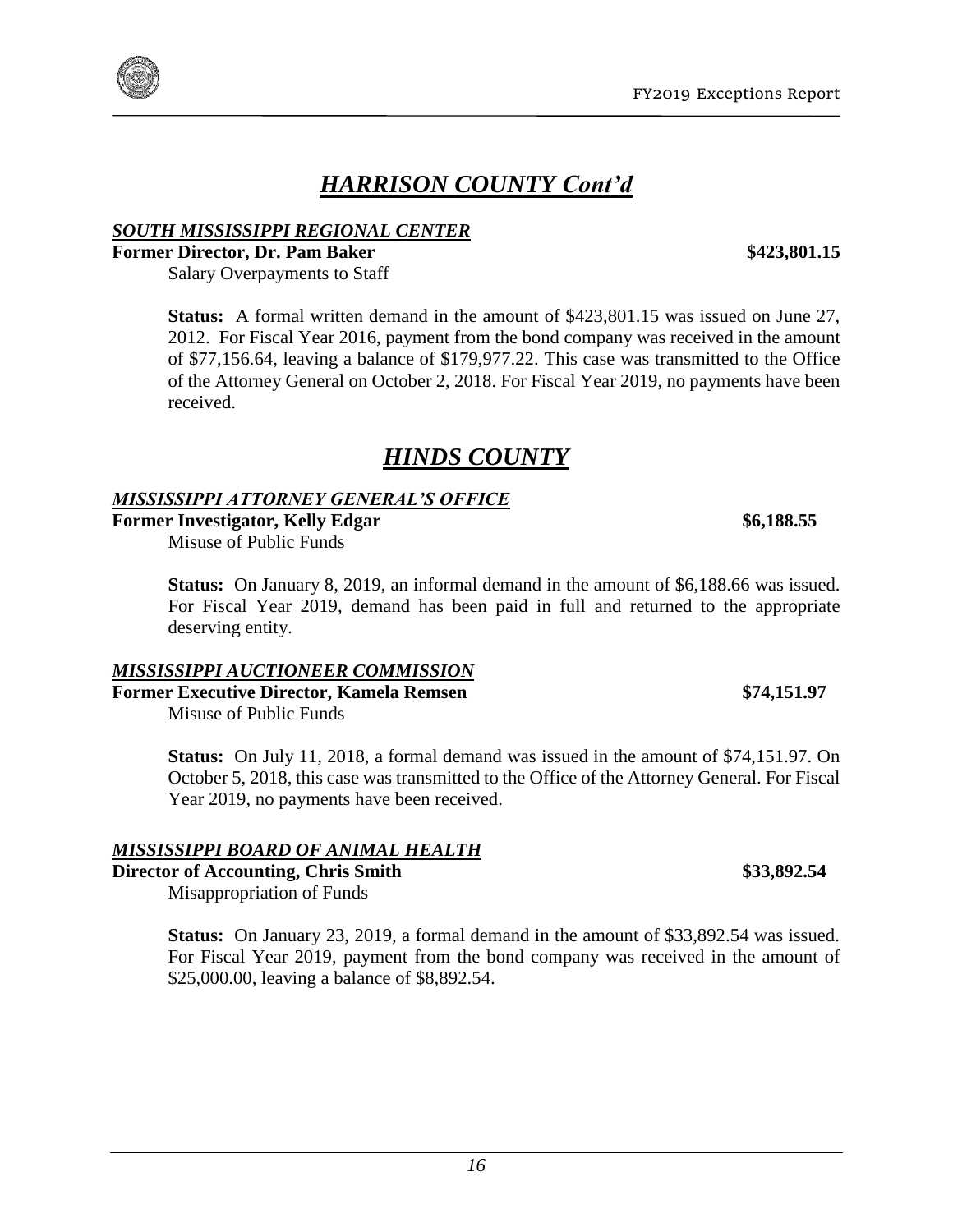# *HARRISON COUNTY Cont'd*

***SOUTH MISSISSIPPI REGIONAL CENTER***

**Former Director, Dr. Pam Baker** **$423,801.15**

Salary Overpayments to Staff

**Status:** A formal written demand in the amount of $423,801.15 was issued on June 27, 2012. For Fiscal Year 2016, payment from the bond company was received in the amount of $77,156.64, leaving a balance of $179,977.22. This case was transmitted to the Office of the Attorney General on October 2, 2018. For Fiscal Year 2019, no payments have been received.

# *HINDS COUNTY*

***MISSISSIPPI ATTORNEY GENERAL'S OFFICE***

**Former Investigator, Kelly Edgar** **$6,188.55**

Misuse of Public Funds

**Status:** On January 8, 2019, an informal demand in the amount of $6,188.66 was issued. For Fiscal Year 2019, demand has been paid in full and returned to the appropriate deserving entity.

***MISSISSIPPI AUCTIONEER COMMISSION***

**Former Executive Director, Kamela Remsen** **$74,151.97**

Misuse of Public Funds

**Status:** On July 11, 2018, a formal demand was issued in the amount of $74,151.97. On October 5, 2018, this case was transmitted to the Office of the Attorney General. For Fiscal Year 2019, no payments have been received.

***MISSISSIPPI BOARD OF ANIMAL HEALTH***

**Director of Accounting, Chris Smith** **$33,892.54**

Misappropriation of Funds

**Status:** On January 23, 2019, a formal demand in the amount of $33,892.54 was issued. For Fiscal Year 2019, payment from the bond company was received in the amount of $25,000.00, leaving a balance of $8,892.54.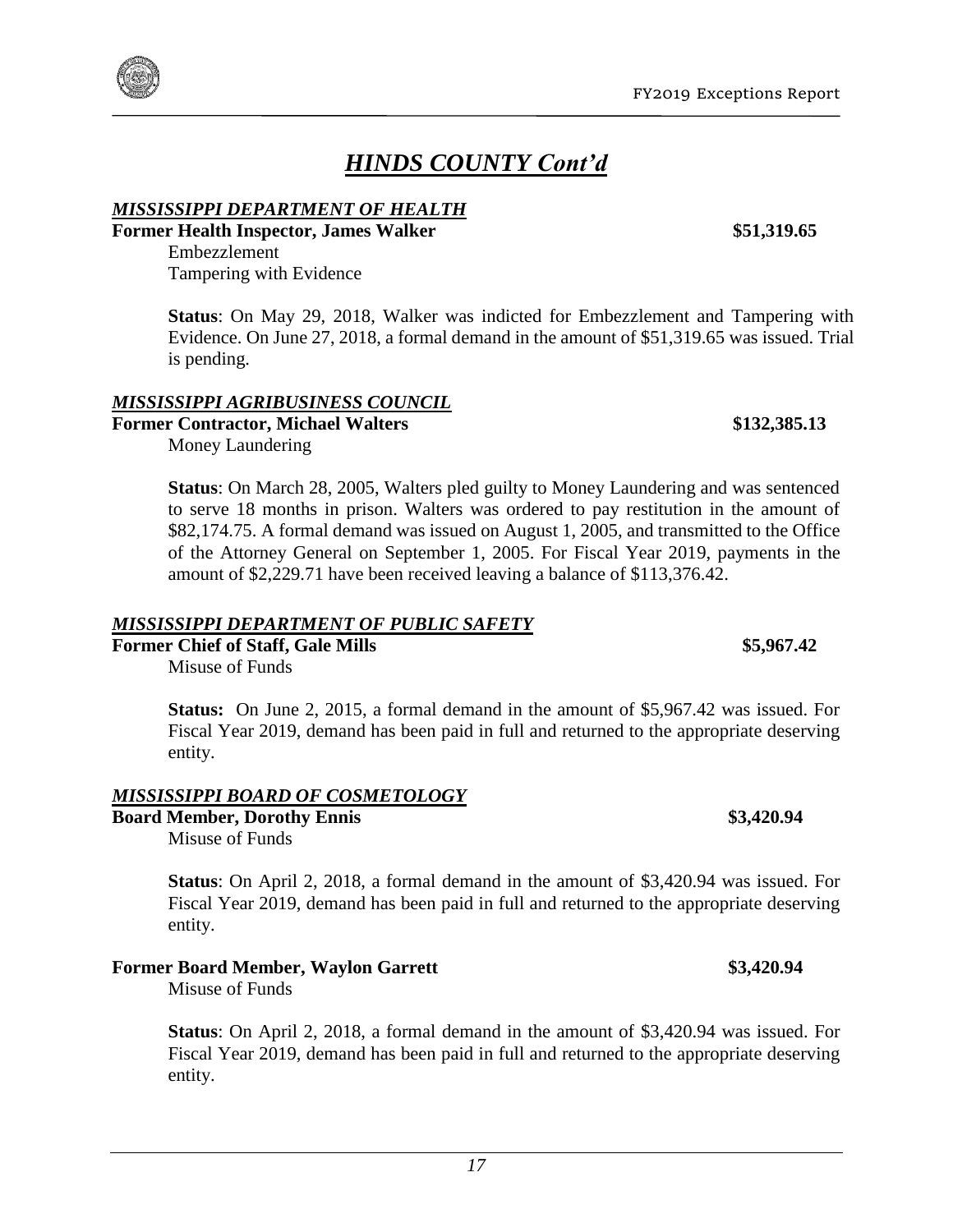## *HINDS COUNTY Cont'd*

### *MISSISSIPPI DEPARTMENT OF HEALTH*

**Former Health Inspector, James Walker** **$51,319.65**

Embezzlement
Tampering with Evidence

**Status**: On May 29, 2018, Walker was indicted for Embezzlement and Tampering with Evidence. On June 27, 2018, a formal demand in the amount of $51,319.65 was issued. Trial is pending.

### *MISSISSIPPI AGRIBUSINESS COUNCIL*

**Former Contractor, Michael Walters** **$132,385.13**

Money Laundering

**Status**: On March 28, 2005, Walters pled guilty to Money Laundering and was sentenced to serve 18 months in prison. Walters was ordered to pay restitution in the amount of $82,174.75. A formal demand was issued on August 1, 2005, and transmitted to the Office of the Attorney General on September 1, 2005. For Fiscal Year 2019, payments in the amount of $2,229.71 have been received leaving a balance of $113,376.42.

### *MISSISSIPPI DEPARTMENT OF PUBLIC SAFETY*

**Former Chief of Staff, Gale Mills** **$5,967.42**

Misuse of Funds

**Status:** On June 2, 2015, a formal demand in the amount of $5,967.42 was issued. For Fiscal Year 2019, demand has been paid in full and returned to the appropriate deserving entity.

### *MISSISSIPPI BOARD OF COSMETOLOGY*

**Board Member, Dorothy Ennis** **$3,420.94**

Misuse of Funds

**Status**: On April 2, 2018, a formal demand in the amount of $3,420.94 was issued. For Fiscal Year 2019, demand has been paid in full and returned to the appropriate deserving entity.

**Former Board Member, Waylon Garrett** **$3,420.94**

Misuse of Funds

**Status**: On April 2, 2018, a formal demand in the amount of $3,420.94 was issued. For Fiscal Year 2019, demand has been paid in full and returned to the appropriate deserving entity.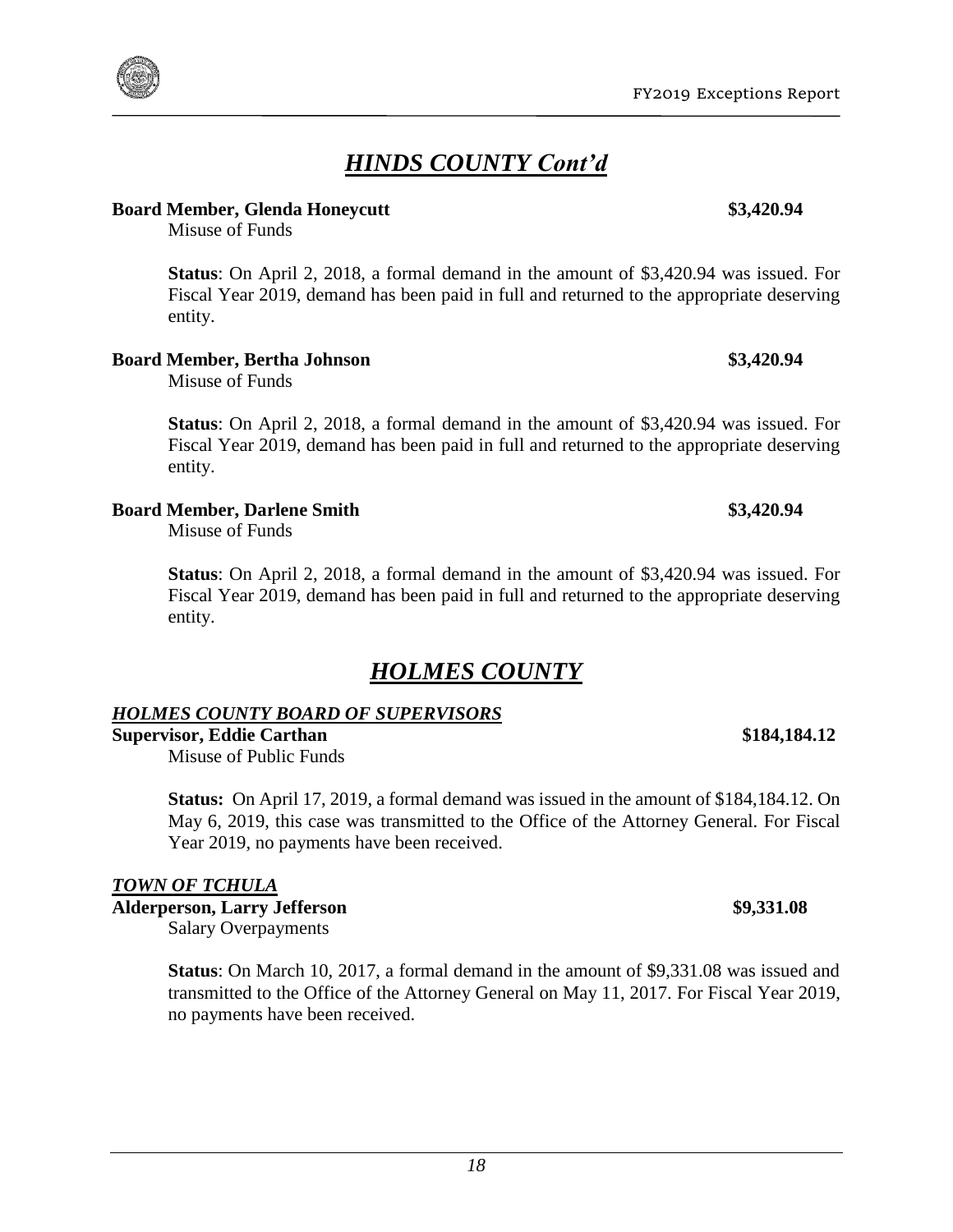## *HINDS COUNTY Cont'd*

**Board Member, Glenda Honeycutt** **\$3,420.94**

Misuse of Funds

**Status**: On April 2, 2018, a formal demand in the amount of \$3,420.94 was issued. For Fiscal Year 2019, demand has been paid in full and returned to the appropriate deserving entity.

**Board Member, Bertha Johnson** **\$3,420.94**

Misuse of Funds

**Status**: On April 2, 2018, a formal demand in the amount of \$3,420.94 was issued. For Fiscal Year 2019, demand has been paid in full and returned to the appropriate deserving entity.

**Board Member, Darlene Smith** **\$3,420.94**

Misuse of Funds

**Status**: On April 2, 2018, a formal demand in the amount of \$3,420.94 was issued. For Fiscal Year 2019, demand has been paid in full and returned to the appropriate deserving entity.

## *HOLMES COUNTY*

### *HOLMES COUNTY BOARD OF SUPERVISORS*

**Supervisor, Eddie Carthan** **\$184,184.12**

Misuse of Public Funds

**Status:** On April 17, 2019, a formal demand was issued in the amount of \$184,184.12. On May 6, 2019, this case was transmitted to the Office of the Attorney General. For Fiscal Year 2019, no payments have been received.

### *TOWN OF TCHULA*

**Alderperson, Larry Jefferson** **\$9,331.08**

Salary Overpayments

**Status**: On March 10, 2017, a formal demand in the amount of \$9,331.08 was issued and transmitted to the Office of the Attorney General on May 11, 2017. For Fiscal Year 2019, no payments have been received.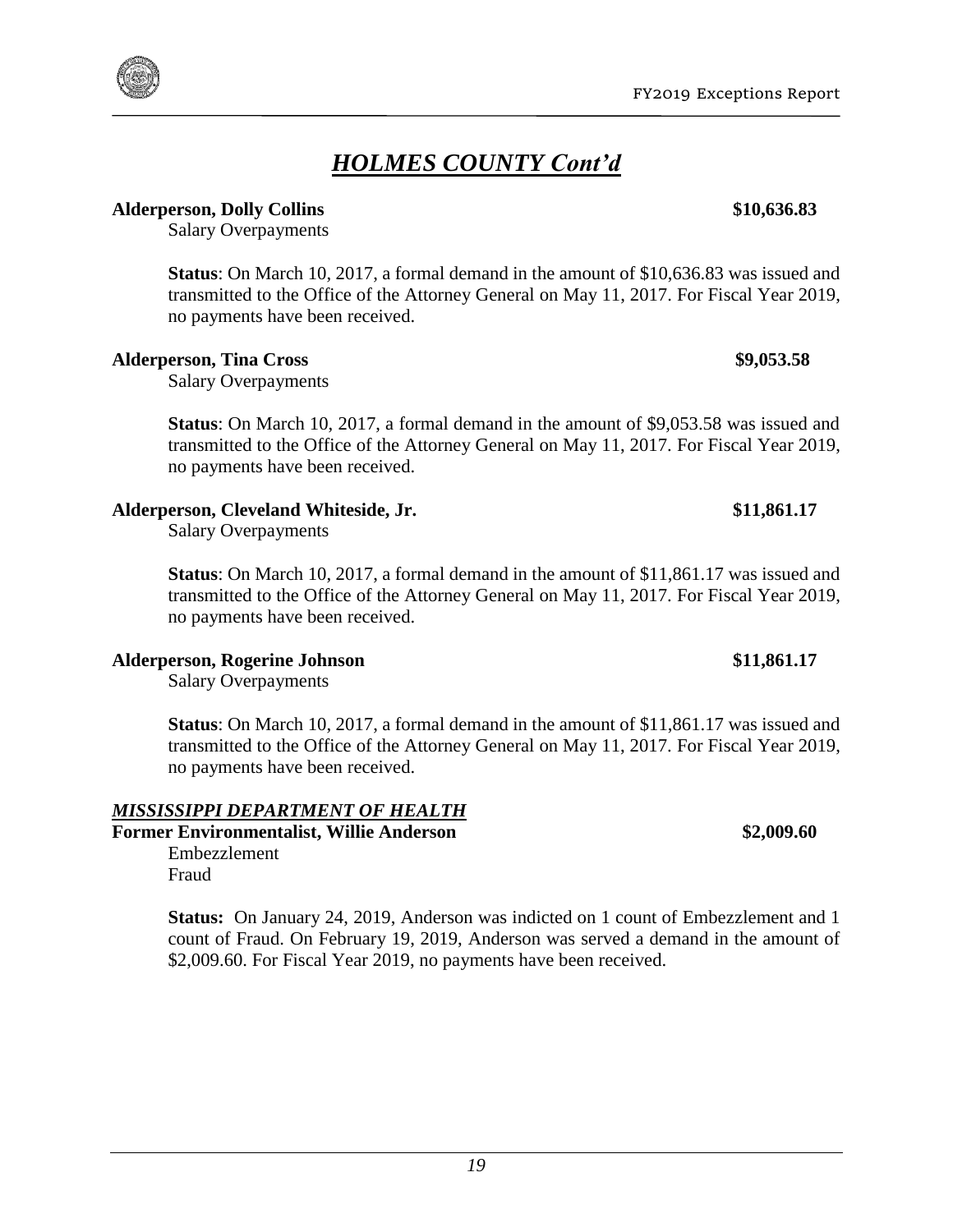## *HOLMES COUNTY Cont'd*

**Alderperson, Dolly Collins** **$10,636.83**

Salary Overpayments

**Status**: On March 10, 2017, a formal demand in the amount of $10,636.83 was issued and transmitted to the Office of the Attorney General on May 11, 2017. For Fiscal Year 2019, no payments have been received.

**Alderperson, Tina Cross** **$9,053.58**

Salary Overpayments

**Status**: On March 10, 2017, a formal demand in the amount of $9,053.58 was issued and transmitted to the Office of the Attorney General on May 11, 2017. For Fiscal Year 2019, no payments have been received.

**Alderperson, Cleveland Whiteside, Jr.** **$11,861.17**

Salary Overpayments

**Status**: On March 10, 2017, a formal demand in the amount of $11,861.17 was issued and transmitted to the Office of the Attorney General on May 11, 2017. For Fiscal Year 2019, no payments have been received.

**Alderperson, Rogerine Johnson** **$11,861.17**

Salary Overpayments

**Status**: On March 10, 2017, a formal demand in the amount of $11,861.17 was issued and transmitted to the Office of the Attorney General on May 11, 2017. For Fiscal Year 2019, no payments have been received.

### *MISSISSIPPI DEPARTMENT OF HEALTH*

**Former Environmentalist, Willie Anderson** **$2,009.60**

Embezzlement
Fraud

**Status:** On January 24, 2019, Anderson was indicted on 1 count of Embezzlement and 1 count of Fraud. On February 19, 2019, Anderson was served a demand in the amount of $2,009.60. For Fiscal Year 2019, no payments have been received.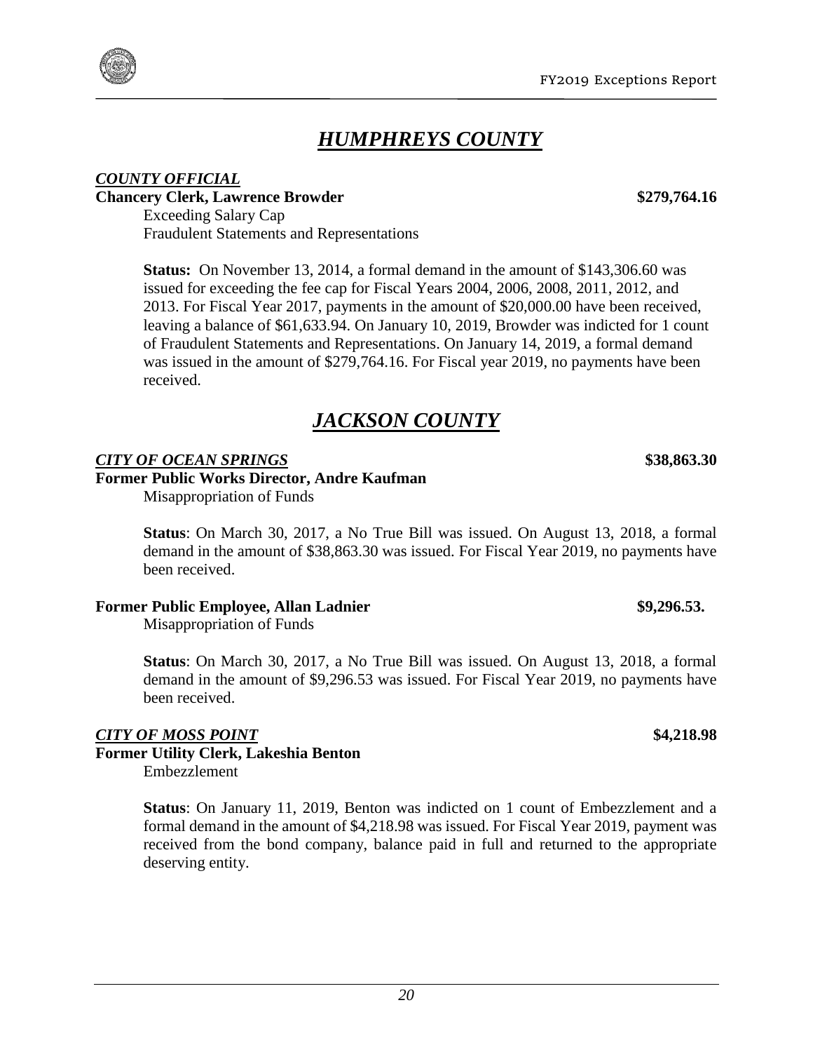# *HUMPHREYS COUNTY*

***COUNTY OFFICIAL***

**Chancery Clerk, Lawrence Browder** **$279,764.16**

Exceeding Salary Cap
Fraudulent Statements and Representations

**Status:** On November 13, 2014, a formal demand in the amount of $143,306.60 was issued for exceeding the fee cap for Fiscal Years 2004, 2006, 2008, 2011, 2012, and 2013. For Fiscal Year 2017, payments in the amount of $20,000.00 have been received, leaving a balance of $61,633.94. On January 10, 2019, Browder was indicted for 1 count of Fraudulent Statements and Representations. On January 14, 2019, a formal demand was issued in the amount of $279,764.16. For Fiscal year 2019, no payments have been received.

# *JACKSON COUNTY*

***CITY OF OCEAN SPRINGS*** **$38,863.30**

**Former Public Works Director, Andre Kaufman**

Misappropriation of Funds

**Status**: On March 30, 2017, a No True Bill was issued. On August 13, 2018, a formal demand in the amount of $38,863.30 was issued. For Fiscal Year 2019, no payments have been received.

**Former Public Employee, Allan Ladnier** **$9,296.53.**

Misappropriation of Funds

**Status**: On March 30, 2017, a No True Bill was issued. On August 13, 2018, a formal demand in the amount of $9,296.53 was issued. For Fiscal Year 2019, no payments have been received.

***CITY OF MOSS POINT*** **$4,218.98**

**Former Utility Clerk, Lakeshia Benton**

Embezzlement

**Status**: On January 11, 2019, Benton was indicted on 1 count of Embezzlement and a formal demand in the amount of $4,218.98 was issued. For Fiscal Year 2019, payment was received from the bond company, balance paid in full and returned to the appropriate deserving entity.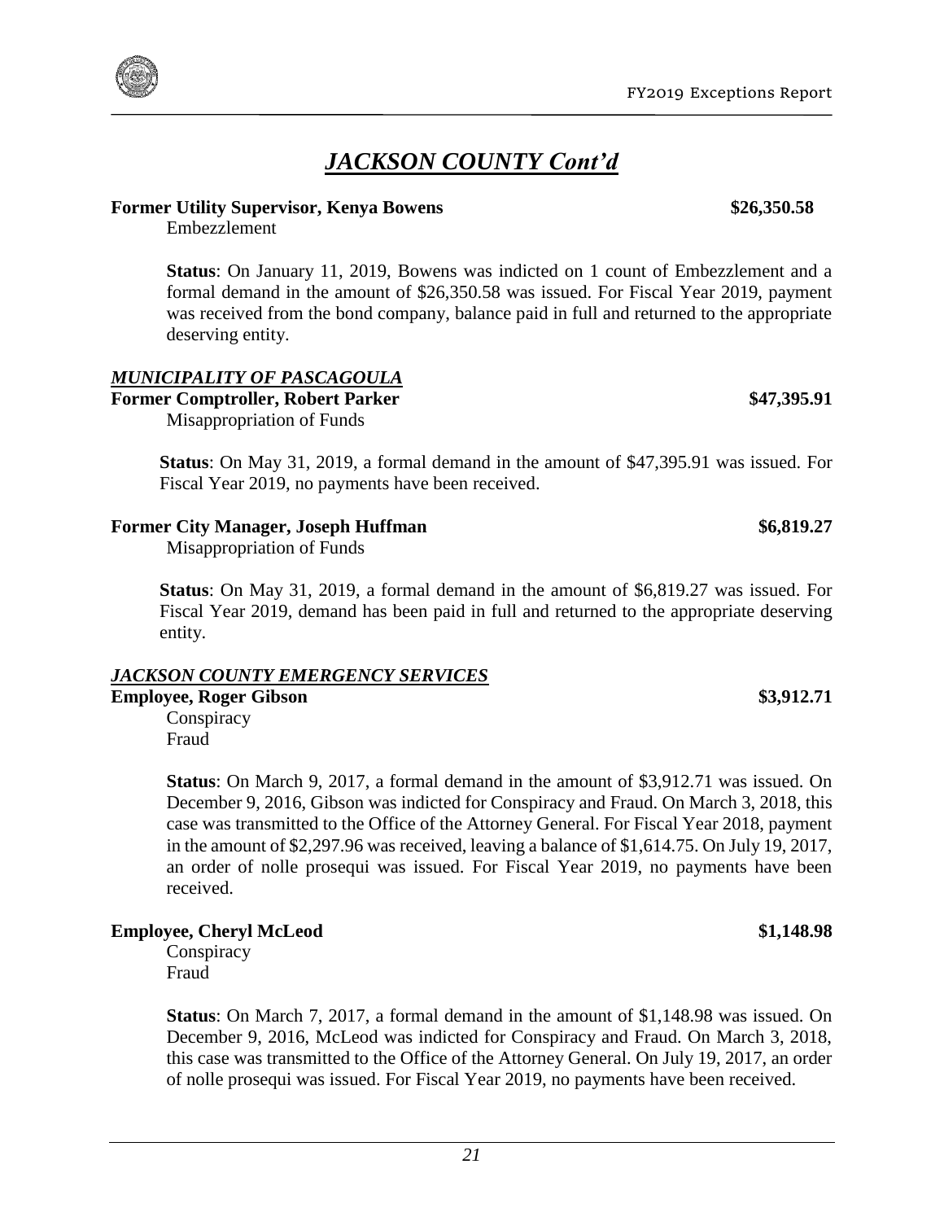## *JACKSON COUNTY Cont'd*

**Former Utility Supervisor, Kenya Bowens** **$26,350.58**

Embezzlement

**Status**: On January 11, 2019, Bowens was indicted on 1 count of Embezzlement and a formal demand in the amount of $26,350.58 was issued. For Fiscal Year 2019, payment was received from the bond company, balance paid in full and returned to the appropriate deserving entity.

### *MUNICIPALITY OF PASCAGOULA*

**Former Comptroller, Robert Parker** **$47,395.91**

Misappropriation of Funds

**Status**: On May 31, 2019, a formal demand in the amount of $47,395.91 was issued. For Fiscal Year 2019, no payments have been received.

**Former City Manager, Joseph Huffman** **$6,819.27**

Misappropriation of Funds

**Status**: On May 31, 2019, a formal demand in the amount of $6,819.27 was issued. For Fiscal Year 2019, demand has been paid in full and returned to the appropriate deserving entity.

### *JACKSON COUNTY EMERGENCY SERVICES*

**Employee, Roger Gibson** **$3,912.71**

Conspiracy
Fraud

**Status**: On March 9, 2017, a formal demand in the amount of $3,912.71 was issued. On December 9, 2016, Gibson was indicted for Conspiracy and Fraud. On March 3, 2018, this case was transmitted to the Office of the Attorney General. For Fiscal Year 2018, payment in the amount of $2,297.96 was received, leaving a balance of $1,614.75. On July 19, 2017, an order of nolle prosequi was issued. For Fiscal Year 2019, no payments have been received.

**Employee, Cheryl McLeod** **$1,148.98**

Conspiracy
Fraud

**Status**: On March 7, 2017, a formal demand in the amount of $1,148.98 was issued. On December 9, 2016, McLeod was indicted for Conspiracy and Fraud. On March 3, 2018, this case was transmitted to the Office of the Attorney General. On July 19, 2017, an order of nolle prosequi was issued. For Fiscal Year 2019, no payments have been received.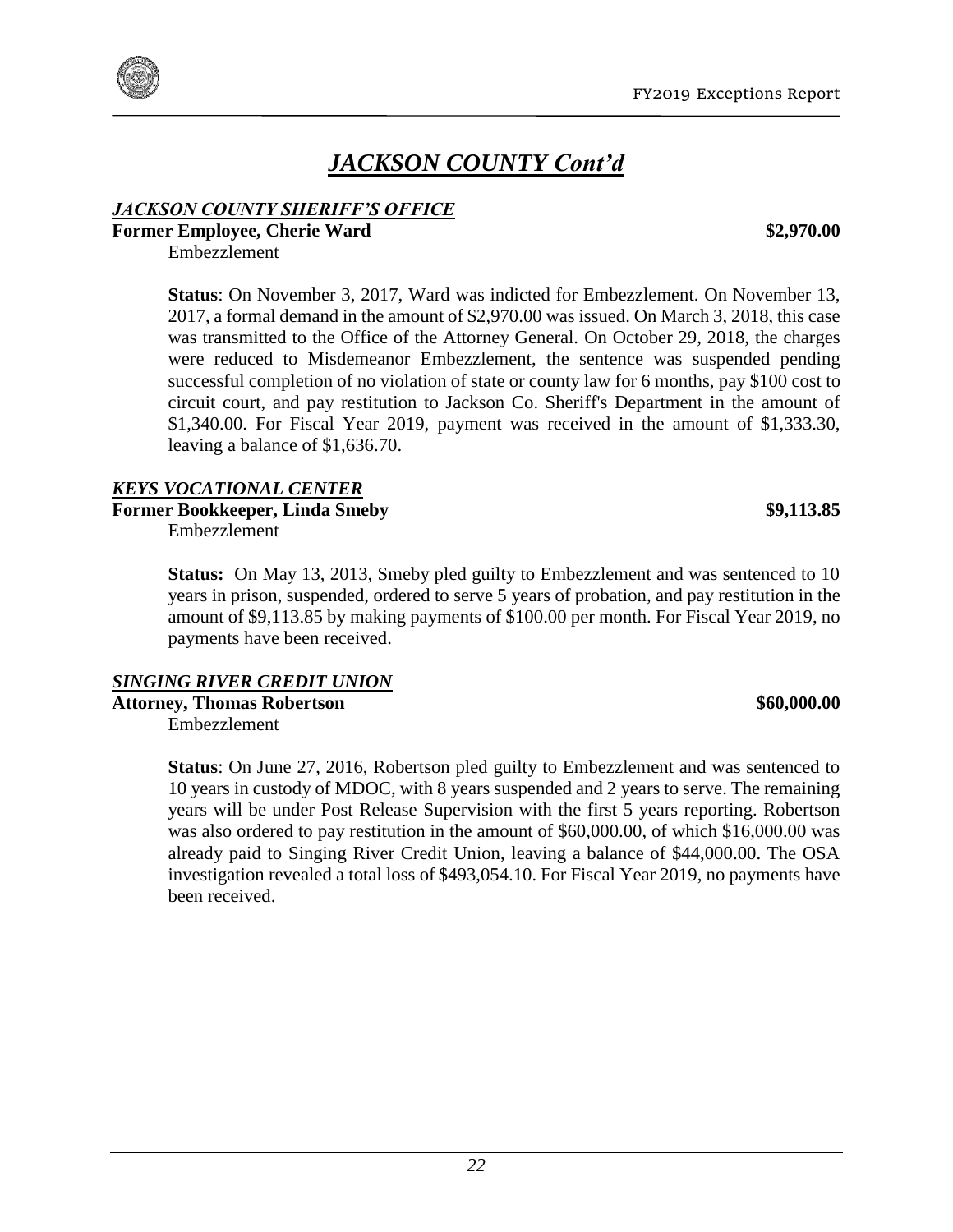# *JACKSON COUNTY Cont'd*

***JACKSON COUNTY SHERIFF'S OFFICE***

**Former Employee, Cherie Ward** **$2,970.00**

Embezzlement

**Status**: On November 3, 2017, Ward was indicted for Embezzlement. On November 13, 2017, a formal demand in the amount of $2,970.00 was issued. On March 3, 2018, this case was transmitted to the Office of the Attorney General. On October 29, 2018, the charges were reduced to Misdemeanor Embezzlement, the sentence was suspended pending successful completion of no violation of state or county law for 6 months, pay $100 cost to circuit court, and pay restitution to Jackson Co. Sheriff's Department in the amount of $1,340.00. For Fiscal Year 2019, payment was received in the amount of $1,333.30, leaving a balance of $1,636.70.

***KEYS VOCATIONAL CENTER***

**Former Bookkeeper, Linda Smeby** **$9,113.85**

Embezzlement

**Status:** On May 13, 2013, Smeby pled guilty to Embezzlement and was sentenced to 10 years in prison, suspended, ordered to serve 5 years of probation, and pay restitution in the amount of $9,113.85 by making payments of $100.00 per month. For Fiscal Year 2019, no payments have been received.

***SINGING RIVER CREDIT UNION***

**Attorney, Thomas Robertson** **$60,000.00**

Embezzlement

**Status**: On June 27, 2016, Robertson pled guilty to Embezzlement and was sentenced to 10 years in custody of MDOC, with 8 years suspended and 2 years to serve. The remaining years will be under Post Release Supervision with the first 5 years reporting. Robertson was also ordered to pay restitution in the amount of $60,000.00, of which $16,000.00 was already paid to Singing River Credit Union, leaving a balance of $44,000.00. The OSA investigation revealed a total loss of $493,054.10. For Fiscal Year 2019, no payments have been received.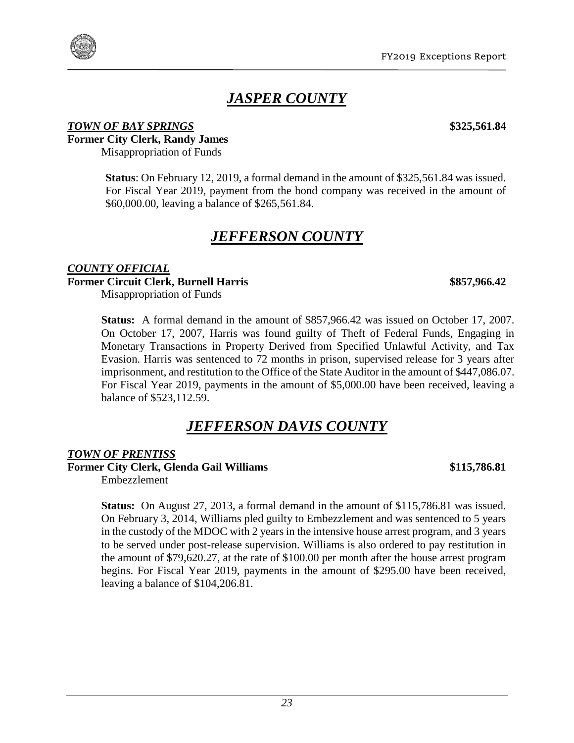# *JASPER COUNTY*

***TOWN OF BAY SPRINGS*** **$325,561.84**

**Former City Clerk, Randy James**

Misappropriation of Funds

**Status**: On February 12, 2019, a formal demand in the amount of $325,561.84 was issued. For Fiscal Year 2019, payment from the bond company was received in the amount of $60,000.00, leaving a balance of $265,561.84.

# *JEFFERSON COUNTY*

***COUNTY OFFICIAL***

**Former Circuit Clerk, Burnell Harris** **$857,966.42**

Misappropriation of Funds

**Status:** A formal demand in the amount of $857,966.42 was issued on October 17, 2007. On October 17, 2007, Harris was found guilty of Theft of Federal Funds, Engaging in Monetary Transactions in Property Derived from Specified Unlawful Activity, and Tax Evasion. Harris was sentenced to 72 months in prison, supervised release for 3 years after imprisonment, and restitution to the Office of the State Auditor in the amount of $447,086.07. For Fiscal Year 2019, payments in the amount of $5,000.00 have been received, leaving a balance of $523,112.59.

# *JEFFERSON DAVIS COUNTY*

***TOWN OF PRENTISS***

**Former City Clerk, Glenda Gail Williams** **$115,786.81**

Embezzlement

**Status:** On August 27, 2013, a formal demand in the amount of $115,786.81 was issued. On February 3, 2014, Williams pled guilty to Embezzlement and was sentenced to 5 years in the custody of the MDOC with 2 years in the intensive house arrest program, and 3 years to be served under post-release supervision. Williams is also ordered to pay restitution in the amount of $79,620.27, at the rate of $100.00 per month after the house arrest program begins. For Fiscal Year 2019, payments in the amount of $295.00 have been received, leaving a balance of $104,206.81.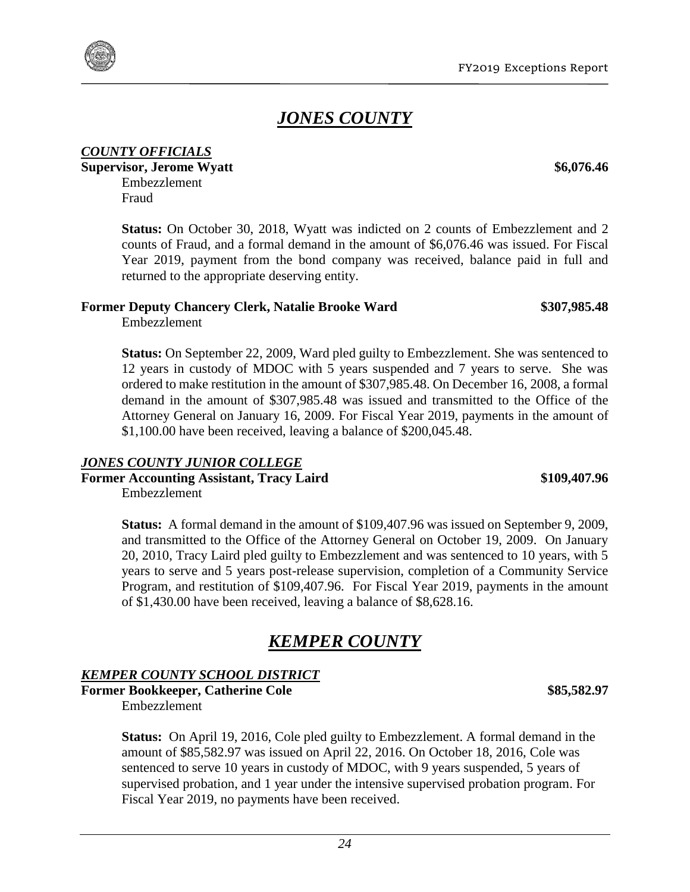# *JONES COUNTY*

***COUNTY OFFICIALS***

**Supervisor, Jerome Wyatt** **$6,076.46**

Embezzlement
Fraud

**Status:** On October 30, 2018, Wyatt was indicted on 2 counts of Embezzlement and 2 counts of Fraud, and a formal demand in the amount of $6,076.46 was issued. For Fiscal Year 2019, payment from the bond company was received, balance paid in full and returned to the appropriate deserving entity.

**Former Deputy Chancery Clerk, Natalie Brooke Ward** **$307,985.48**

Embezzlement

**Status:** On September 22, 2009, Ward pled guilty to Embezzlement. She was sentenced to 12 years in custody of MDOC with 5 years suspended and 7 years to serve. She was ordered to make restitution in the amount of $307,985.48. On December 16, 2008, a formal demand in the amount of $307,985.48 was issued and transmitted to the Office of the Attorney General on January 16, 2009. For Fiscal Year 2019, payments in the amount of $1,100.00 have been received, leaving a balance of $200,045.48.

***JONES COUNTY JUNIOR COLLEGE***

**Former Accounting Assistant, Tracy Laird** **$109,407.96**

Embezzlement

**Status:** A formal demand in the amount of $109,407.96 was issued on September 9, 2009, and transmitted to the Office of the Attorney General on October 19, 2009. On January 20, 2010, Tracy Laird pled guilty to Embezzlement and was sentenced to 10 years, with 5 years to serve and 5 years post-release supervision, completion of a Community Service Program, and restitution of $109,407.96. For Fiscal Year 2019, payments in the amount of $1,430.00 have been received, leaving a balance of $8,628.16.

# *KEMPER COUNTY*

***KEMPER COUNTY SCHOOL DISTRICT***

**Former Bookkeeper, Catherine Cole** **$85,582.97**

Embezzlement

**Status:** On April 19, 2016, Cole pled guilty to Embezzlement. A formal demand in the amount of $85,582.97 was issued on April 22, 2016. On October 18, 2016, Cole was sentenced to serve 10 years in custody of MDOC, with 9 years suspended, 5 years of supervised probation, and 1 year under the intensive supervised probation program. For Fiscal Year 2019, no payments have been received.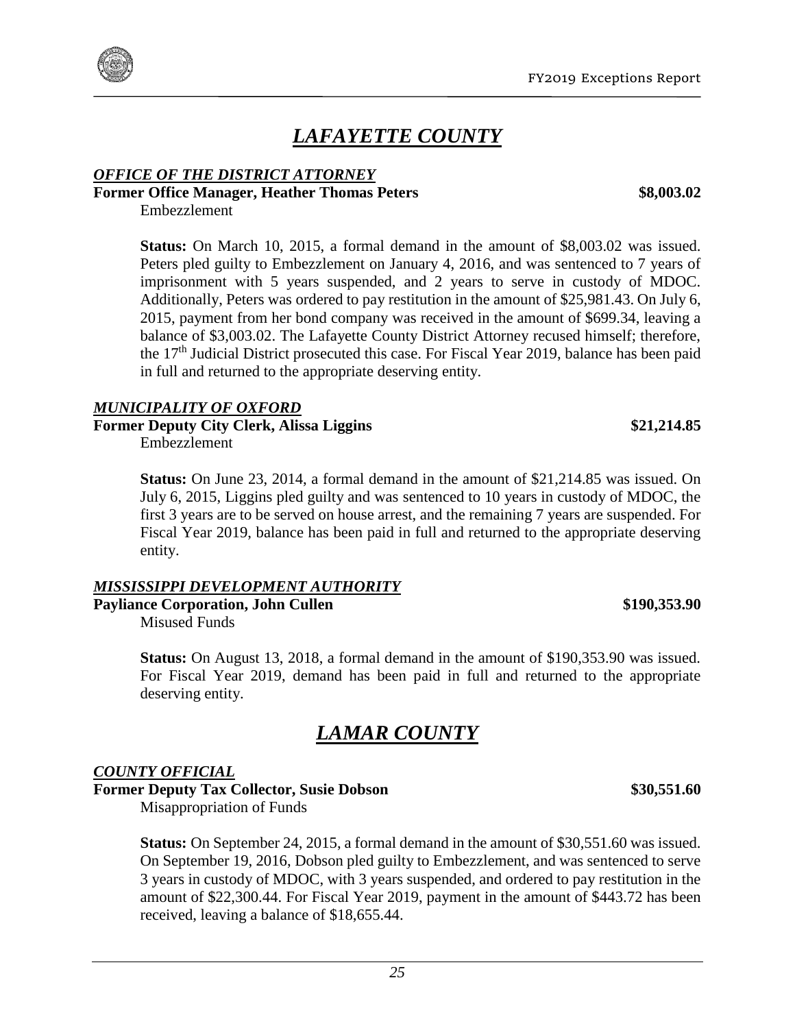# *LAFAYETTE COUNTY*

### *OFFICE OF THE DISTRICT ATTORNEY*

**Former Office Manager, Heather Thomas Peters** **\$8,003.02**

Embezzlement

**Status:** On March 10, 2015, a formal demand in the amount of \$8,003.02 was issued. Peters pled guilty to Embezzlement on January 4, 2016, and was sentenced to 7 years of imprisonment with 5 years suspended, and 2 years to serve in custody of MDOC. Additionally, Peters was ordered to pay restitution in the amount of \$25,981.43. On July 6, 2015, payment from her bond company was received in the amount of \$699.34, leaving a balance of \$3,003.02. The Lafayette County District Attorney recused himself; therefore, the 17th Judicial District prosecuted this case. For Fiscal Year 2019, balance has been paid in full and returned to the appropriate deserving entity.

### *MUNICIPALITY OF OXFORD*

**Former Deputy City Clerk, Alissa Liggins** **\$21,214.85**

Embezzlement

**Status:** On June 23, 2014, a formal demand in the amount of \$21,214.85 was issued. On July 6, 2015, Liggins pled guilty and was sentenced to 10 years in custody of MDOC, the first 3 years are to be served on house arrest, and the remaining 7 years are suspended. For Fiscal Year 2019, balance has been paid in full and returned to the appropriate deserving entity.

### *MISSISSIPPI DEVELOPMENT AUTHORITY*

**Payliance Corporation, John Cullen** **\$190,353.90**

Misused Funds

**Status:** On August 13, 2018, a formal demand in the amount of \$190,353.90 was issued. For Fiscal Year 2019, demand has been paid in full and returned to the appropriate deserving entity.

# *LAMAR COUNTY*

### *COUNTY OFFICIAL*

**Former Deputy Tax Collector, Susie Dobson** **\$30,551.60**

Misappropriation of Funds

**Status:** On September 24, 2015, a formal demand in the amount of \$30,551.60 was issued. On September 19, 2016, Dobson pled guilty to Embezzlement, and was sentenced to serve 3 years in custody of MDOC, with 3 years suspended, and ordered to pay restitution in the amount of \$22,300.44. For Fiscal Year 2019, payment in the amount of \$443.72 has been received, leaving a balance of \$18,655.44.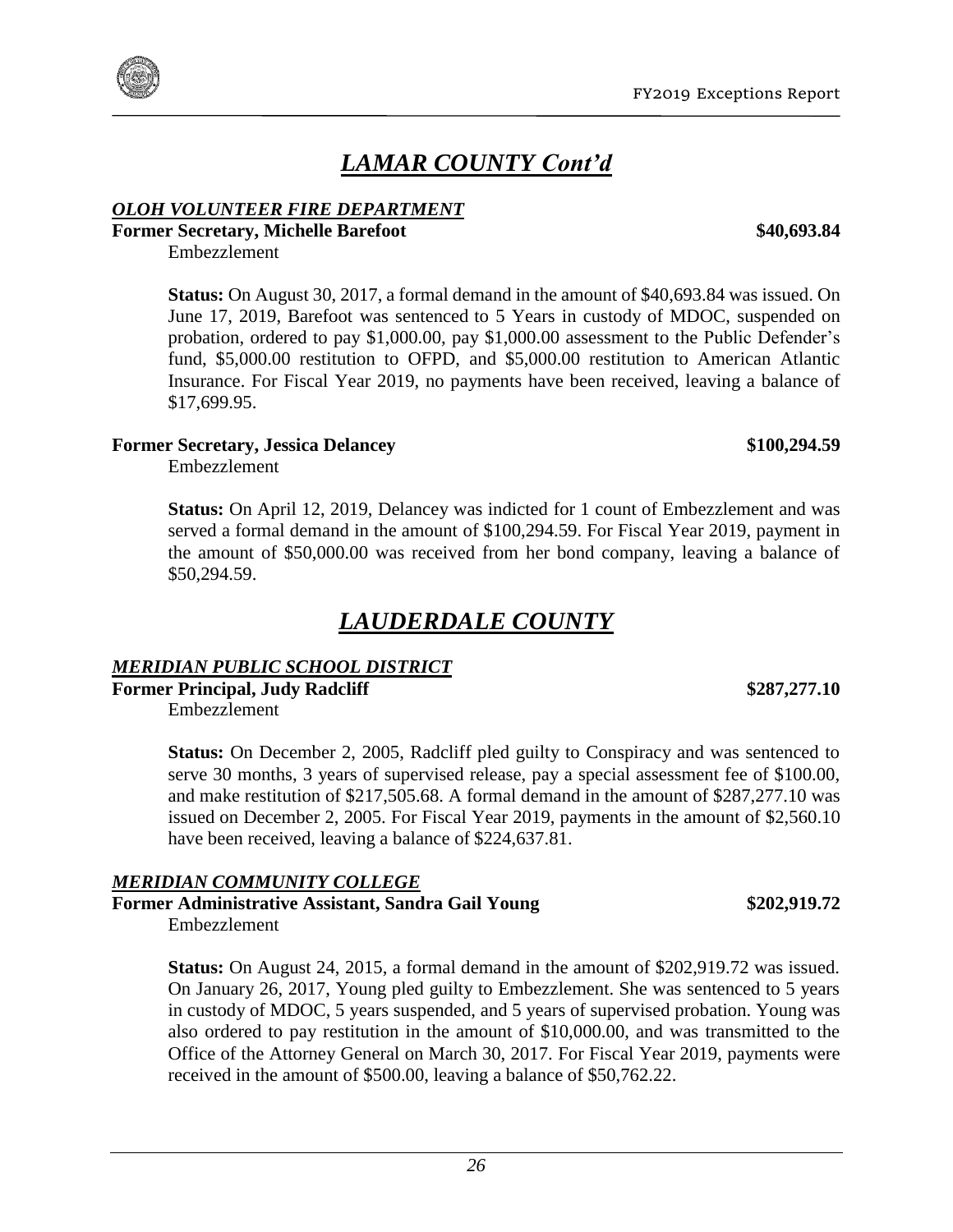# *LAMAR COUNTY Cont'd*

***OLOH VOLUNTEER FIRE DEPARTMENT***

**Former Secretary, Michelle Barefoot** **$40,693.84**

Embezzlement

**Status:** On August 30, 2017, a formal demand in the amount of $40,693.84 was issued. On June 17, 2019, Barefoot was sentenced to 5 Years in custody of MDOC, suspended on probation, ordered to pay $1,000.00, pay $1,000.00 assessment to the Public Defender's fund, $5,000.00 restitution to OFPD, and $5,000.00 restitution to American Atlantic Insurance. For Fiscal Year 2019, no payments have been received, leaving a balance of $17,699.95.

**Former Secretary, Jessica Delancey** **$100,294.59**

Embezzlement

**Status:** On April 12, 2019, Delancey was indicted for 1 count of Embezzlement and was served a formal demand in the amount of $100,294.59. For Fiscal Year 2019, payment in the amount of $50,000.00 was received from her bond company, leaving a balance of $50,294.59.

# *LAUDERDALE COUNTY*

***MERIDIAN PUBLIC SCHOOL DISTRICT***

**Former Principal, Judy Radcliff** **$287,277.10**

Embezzlement

**Status:** On December 2, 2005, Radcliff pled guilty to Conspiracy and was sentenced to serve 30 months, 3 years of supervised release, pay a special assessment fee of $100.00, and make restitution of $217,505.68. A formal demand in the amount of $287,277.10 was issued on December 2, 2005. For Fiscal Year 2019, payments in the amount of $2,560.10 have been received, leaving a balance of $224,637.81.

***MERIDIAN COMMUNITY COLLEGE***

**Former Administrative Assistant, Sandra Gail Young** **$202,919.72**

Embezzlement

**Status:** On August 24, 2015, a formal demand in the amount of $202,919.72 was issued. On January 26, 2017, Young pled guilty to Embezzlement. She was sentenced to 5 years in custody of MDOC, 5 years suspended, and 5 years of supervised probation. Young was also ordered to pay restitution in the amount of $10,000.00, and was transmitted to the Office of the Attorney General on March 30, 2017. For Fiscal Year 2019, payments were received in the amount of $500.00, leaving a balance of $50,762.22.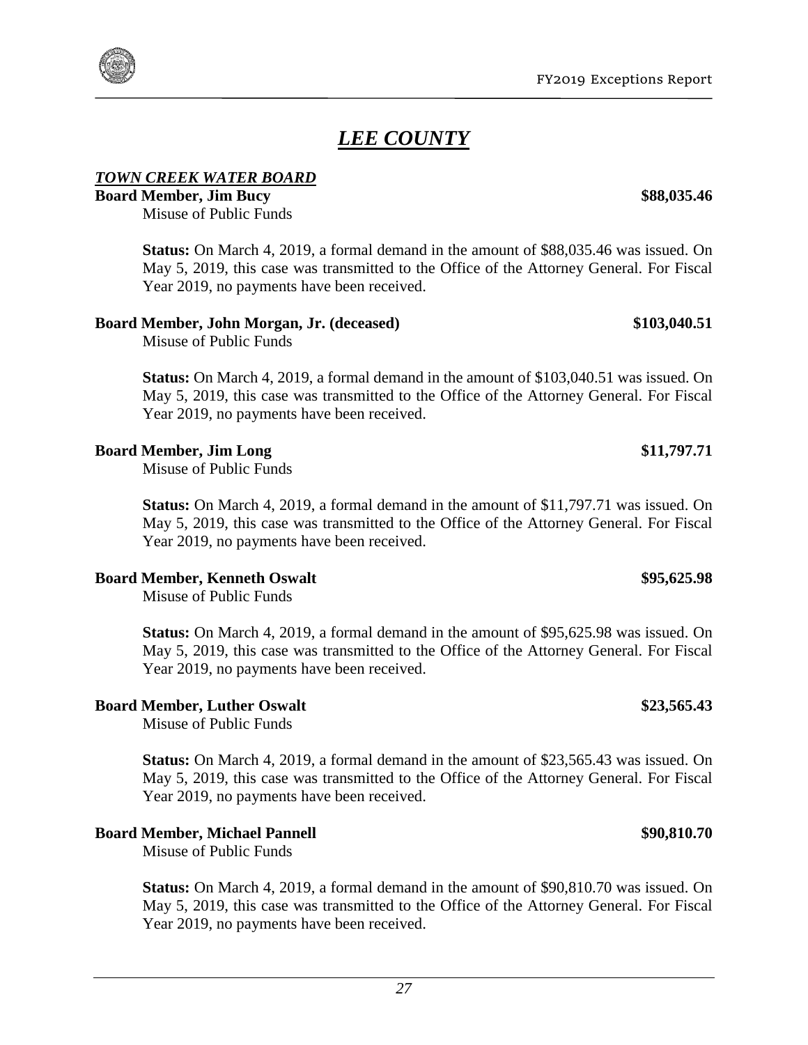# *LEE COUNTY*

***TOWN CREEK WATER BOARD***

**Board Member, Jim Bucy** **\$88,035.46**

Misuse of Public Funds

**Status:** On March 4, 2019, a formal demand in the amount of \$88,035.46 was issued. On May 5, 2019, this case was transmitted to the Office of the Attorney General. For Fiscal Year 2019, no payments have been received.

**Board Member, John Morgan, Jr. (deceased)** **\$103,040.51**

Misuse of Public Funds

**Status:** On March 4, 2019, a formal demand in the amount of \$103,040.51 was issued. On May 5, 2019, this case was transmitted to the Office of the Attorney General. For Fiscal Year 2019, no payments have been received.

**Board Member, Jim Long** **\$11,797.71**

Misuse of Public Funds

**Status:** On March 4, 2019, a formal demand in the amount of \$11,797.71 was issued. On May 5, 2019, this case was transmitted to the Office of the Attorney General. For Fiscal Year 2019, no payments have been received.

**Board Member, Kenneth Oswalt** **\$95,625.98**

Misuse of Public Funds

**Status:** On March 4, 2019, a formal demand in the amount of \$95,625.98 was issued. On May 5, 2019, this case was transmitted to the Office of the Attorney General. For Fiscal Year 2019, no payments have been received.

**Board Member, Luther Oswalt** **\$23,565.43**

Misuse of Public Funds

**Status:** On March 4, 2019, a formal demand in the amount of \$23,565.43 was issued. On May 5, 2019, this case was transmitted to the Office of the Attorney General. For Fiscal Year 2019, no payments have been received.

**Board Member, Michael Pannell** **\$90,810.70**

Misuse of Public Funds

**Status:** On March 4, 2019, a formal demand in the amount of \$90,810.70 was issued. On May 5, 2019, this case was transmitted to the Office of the Attorney General. For Fiscal Year 2019, no payments have been received.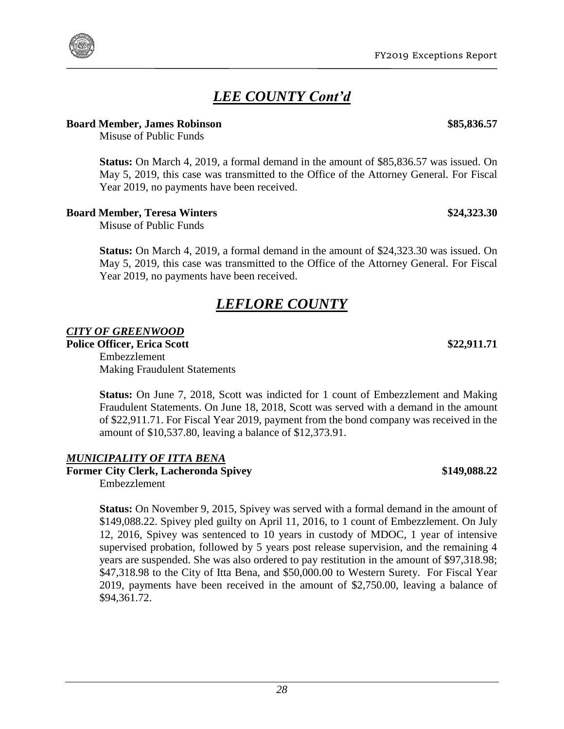## *LEE COUNTY Cont'd*

**Board Member, James Robinson** **$85,836.57**

Misuse of Public Funds

**Status:** On March 4, 2019, a formal demand in the amount of $85,836.57 was issued. On May 5, 2019, this case was transmitted to the Office of the Attorney General. For Fiscal Year 2019, no payments have been received.

**Board Member, Teresa Winters** **$24,323.30**

Misuse of Public Funds

**Status:** On March 4, 2019, a formal demand in the amount of $24,323.30 was issued. On May 5, 2019, this case was transmitted to the Office of the Attorney General. For Fiscal Year 2019, no payments have been received.

## *LEFLORE COUNTY*

### *CITY OF GREENWOOD*

**Police Officer, Erica Scott** **$22,911.71**

Embezzlement
Making Fraudulent Statements

**Status:** On June 7, 2018, Scott was indicted for 1 count of Embezzlement and Making Fraudulent Statements. On June 18, 2018, Scott was served with a demand in the amount of $22,911.71. For Fiscal Year 2019, payment from the bond company was received in the amount of $10,537.80, leaving a balance of $12,373.91.

### *MUNICIPALITY OF ITTA BENA*

**Former City Clerk, Lacheronda Spivey** **$149,088.22**

Embezzlement

**Status:** On November 9, 2015, Spivey was served with a formal demand in the amount of $149,088.22. Spivey pled guilty on April 11, 2016, to 1 count of Embezzlement. On July 12, 2016, Spivey was sentenced to 10 years in custody of MDOC, 1 year of intensive supervised probation, followed by 5 years post release supervision, and the remaining 4 years are suspended. She was also ordered to pay restitution in the amount of $97,318.98; $47,318.98 to the City of Itta Bena, and $50,000.00 to Western Surety. For Fiscal Year 2019, payments have been received in the amount of $2,750.00, leaving a balance of $94,361.72.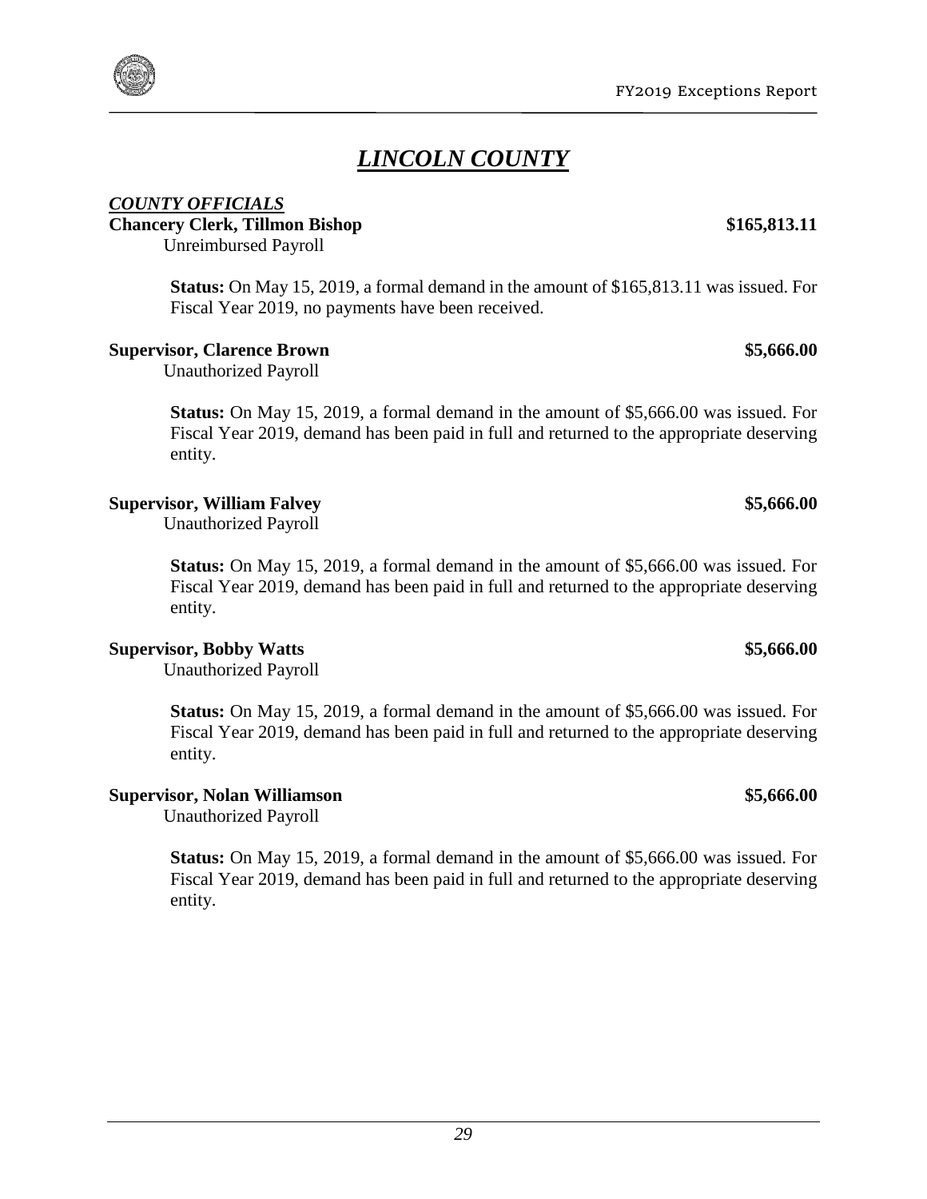# *LINCOLN COUNTY*

***COUNTY OFFICIALS***

**Chancery Clerk, Tillmon Bishop** **$165,813.11**

Unreimbursed Payroll

> **Status:** On May 15, 2019, a formal demand in the amount of $165,813.11 was issued. For Fiscal Year 2019, no payments have been received.

**Supervisor, Clarence Brown** **$5,666.00**

Unauthorized Payroll

> **Status:** On May 15, 2019, a formal demand in the amount of $5,666.00 was issued. For Fiscal Year 2019, demand has been paid in full and returned to the appropriate deserving entity.

**Supervisor, William Falvey** **$5,666.00**

Unauthorized Payroll

> **Status:** On May 15, 2019, a formal demand in the amount of $5,666.00 was issued. For Fiscal Year 2019, demand has been paid in full and returned to the appropriate deserving entity.

**Supervisor, Bobby Watts** **$5,666.00**

Unauthorized Payroll

> **Status:** On May 15, 2019, a formal demand in the amount of $5,666.00 was issued. For Fiscal Year 2019, demand has been paid in full and returned to the appropriate deserving entity.

**Supervisor, Nolan Williamson** **$5,666.00**

Unauthorized Payroll

> **Status:** On May 15, 2019, a formal demand in the amount of $5,666.00 was issued. For Fiscal Year 2019, demand has been paid in full and returned to the appropriate deserving entity.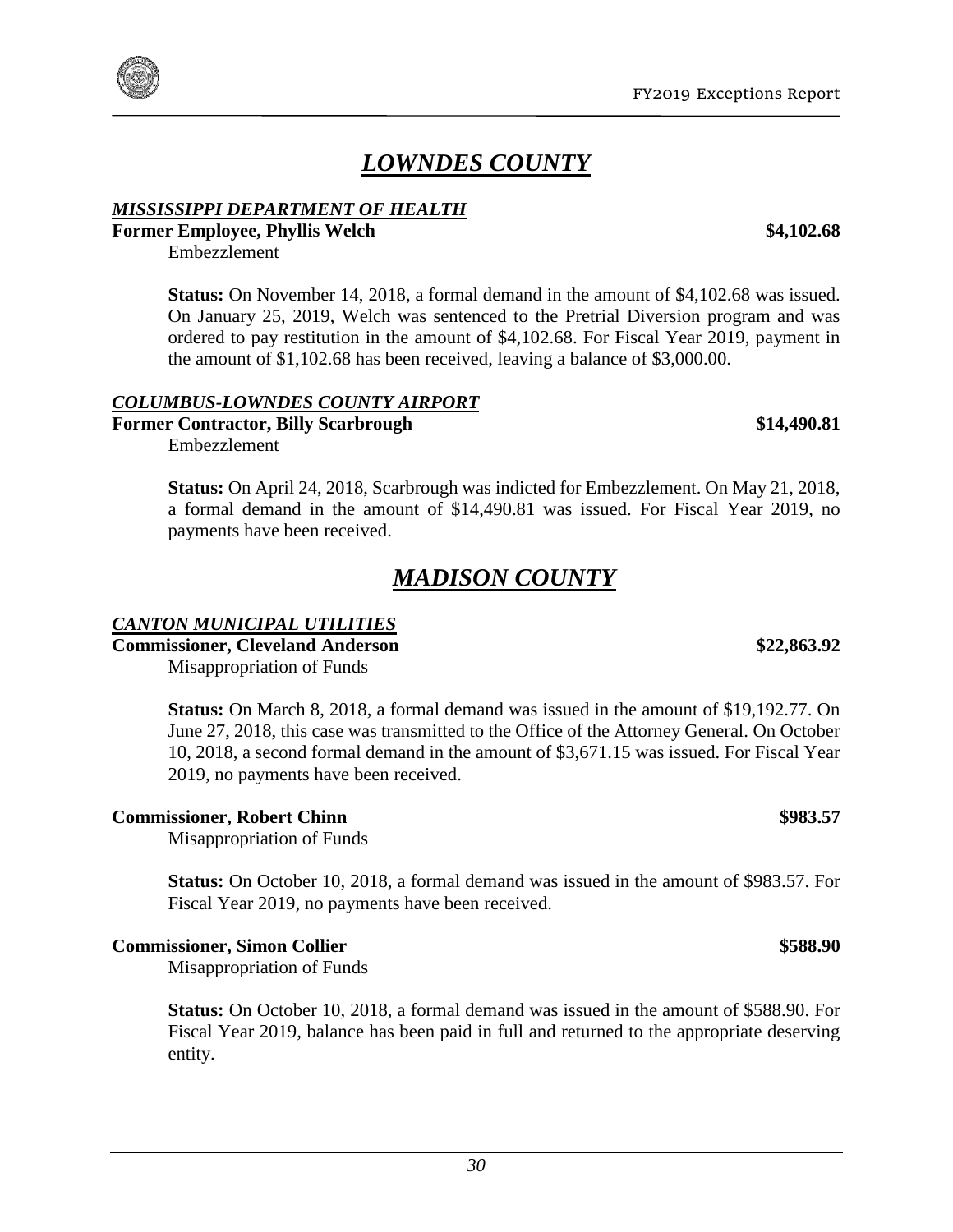# *LOWNDES COUNTY*

***MISSISSIPPI DEPARTMENT OF HEALTH***

**Former Employee, Phyllis Welch** **$4,102.68**

Embezzlement

**Status:** On November 14, 2018, a formal demand in the amount of $4,102.68 was issued. On January 25, 2019, Welch was sentenced to the Pretrial Diversion program and was ordered to pay restitution in the amount of $4,102.68. For Fiscal Year 2019, payment in the amount of $1,102.68 has been received, leaving a balance of $3,000.00.

***COLUMBUS-LOWNDES COUNTY AIRPORT***

**Former Contractor, Billy Scarbrough** **$14,490.81**

Embezzlement

**Status:** On April 24, 2018, Scarbrough was indicted for Embezzlement. On May 21, 2018, a formal demand in the amount of $14,490.81 was issued. For Fiscal Year 2019, no payments have been received.

# *MADISON COUNTY*

***CANTON MUNICIPAL UTILITIES***

**Commissioner, Cleveland Anderson** **$22,863.92**

Misappropriation of Funds

**Status:** On March 8, 2018, a formal demand was issued in the amount of $19,192.77. On June 27, 2018, this case was transmitted to the Office of the Attorney General. On October 10, 2018, a second formal demand in the amount of $3,671.15 was issued. For Fiscal Year 2019, no payments have been received.

**Commissioner, Robert Chinn** **$983.57**

Misappropriation of Funds

**Status:** On October 10, 2018, a formal demand was issued in the amount of $983.57. For Fiscal Year 2019, no payments have been received.

**Commissioner, Simon Collier** **$588.90**

Misappropriation of Funds

**Status:** On October 10, 2018, a formal demand was issued in the amount of $588.90. For Fiscal Year 2019, balance has been paid in full and returned to the appropriate deserving entity.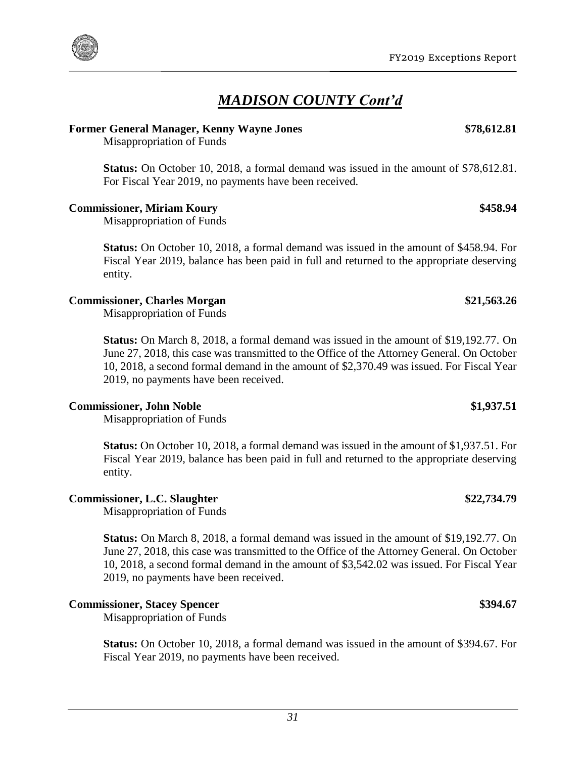# *MADISON COUNTY Cont'd*

**Former General Manager, Kenny Wayne Jones** **$78,612.81**

Misappropriation of Funds

**Status:** On October 10, 2018, a formal demand was issued in the amount of $78,612.81. For Fiscal Year 2019, no payments have been received.

**Commissioner, Miriam Koury** **$458.94**

Misappropriation of Funds

**Status:** On October 10, 2018, a formal demand was issued in the amount of $458.94. For Fiscal Year 2019, balance has been paid in full and returned to the appropriate deserving entity.

**Commissioner, Charles Morgan** **$21,563.26**

Misappropriation of Funds

**Status:** On March 8, 2018, a formal demand was issued in the amount of $19,192.77. On June 27, 2018, this case was transmitted to the Office of the Attorney General. On October 10, 2018, a second formal demand in the amount of $2,370.49 was issued. For Fiscal Year 2019, no payments have been received.

**Commissioner, John Noble** **$1,937.51**

Misappropriation of Funds

**Status:** On October 10, 2018, a formal demand was issued in the amount of $1,937.51. For Fiscal Year 2019, balance has been paid in full and returned to the appropriate deserving entity.

**Commissioner, L.C. Slaughter** **$22,734.79**

Misappropriation of Funds

**Status:** On March 8, 2018, a formal demand was issued in the amount of $19,192.77. On June 27, 2018, this case was transmitted to the Office of the Attorney General. On October 10, 2018, a second formal demand in the amount of $3,542.02 was issued. For Fiscal Year 2019, no payments have been received.

**Commissioner, Stacey Spencer** **$394.67**

Misappropriation of Funds

**Status:** On October 10, 2018, a formal demand was issued in the amount of $394.67. For Fiscal Year 2019, no payments have been received.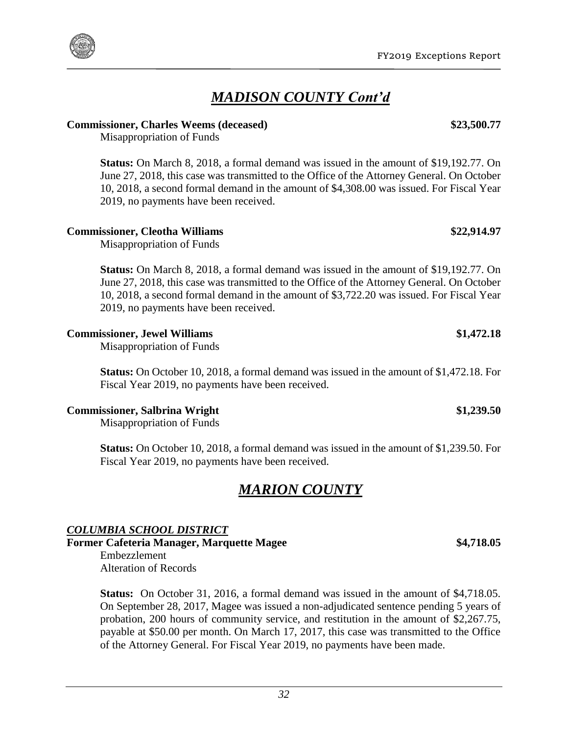## *MADISON COUNTY Cont'd*

**Commissioner, Charles Weems (deceased)** **$23,500.77**

Misappropriation of Funds

**Status:** On March 8, 2018, a formal demand was issued in the amount of $19,192.77. On June 27, 2018, this case was transmitted to the Office of the Attorney General. On October 10, 2018, a second formal demand in the amount of $4,308.00 was issued. For Fiscal Year 2019, no payments have been received.

**Commissioner, Cleotha Williams** **$22,914.97**

Misappropriation of Funds

**Status:** On March 8, 2018, a formal demand was issued in the amount of $19,192.77. On June 27, 2018, this case was transmitted to the Office of the Attorney General. On October 10, 2018, a second formal demand in the amount of $3,722.20 was issued. For Fiscal Year 2019, no payments have been received.

**Commissioner, Jewel Williams** **$1,472.18**

Misappropriation of Funds

**Status:** On October 10, 2018, a formal demand was issued in the amount of $1,472.18. For Fiscal Year 2019, no payments have been received.

**Commissioner, Salbrina Wright** **$1,239.50**

Misappropriation of Funds

**Status:** On October 10, 2018, a formal demand was issued in the amount of $1,239.50. For Fiscal Year 2019, no payments have been received.

## *MARION COUNTY*

### *COLUMBIA SCHOOL DISTRICT*

**Former Cafeteria Manager, Marquette Magee** **$4,718.05**

Embezzlement
Alteration of Records

**Status:** On October 31, 2016, a formal demand was issued in the amount of $4,718.05. On September 28, 2017, Magee was issued a non-adjudicated sentence pending 5 years of probation, 200 hours of community service, and restitution in the amount of $2,267.75, payable at $50.00 per month. On March 17, 2017, this case was transmitted to the Office of the Attorney General. For Fiscal Year 2019, no payments have been made.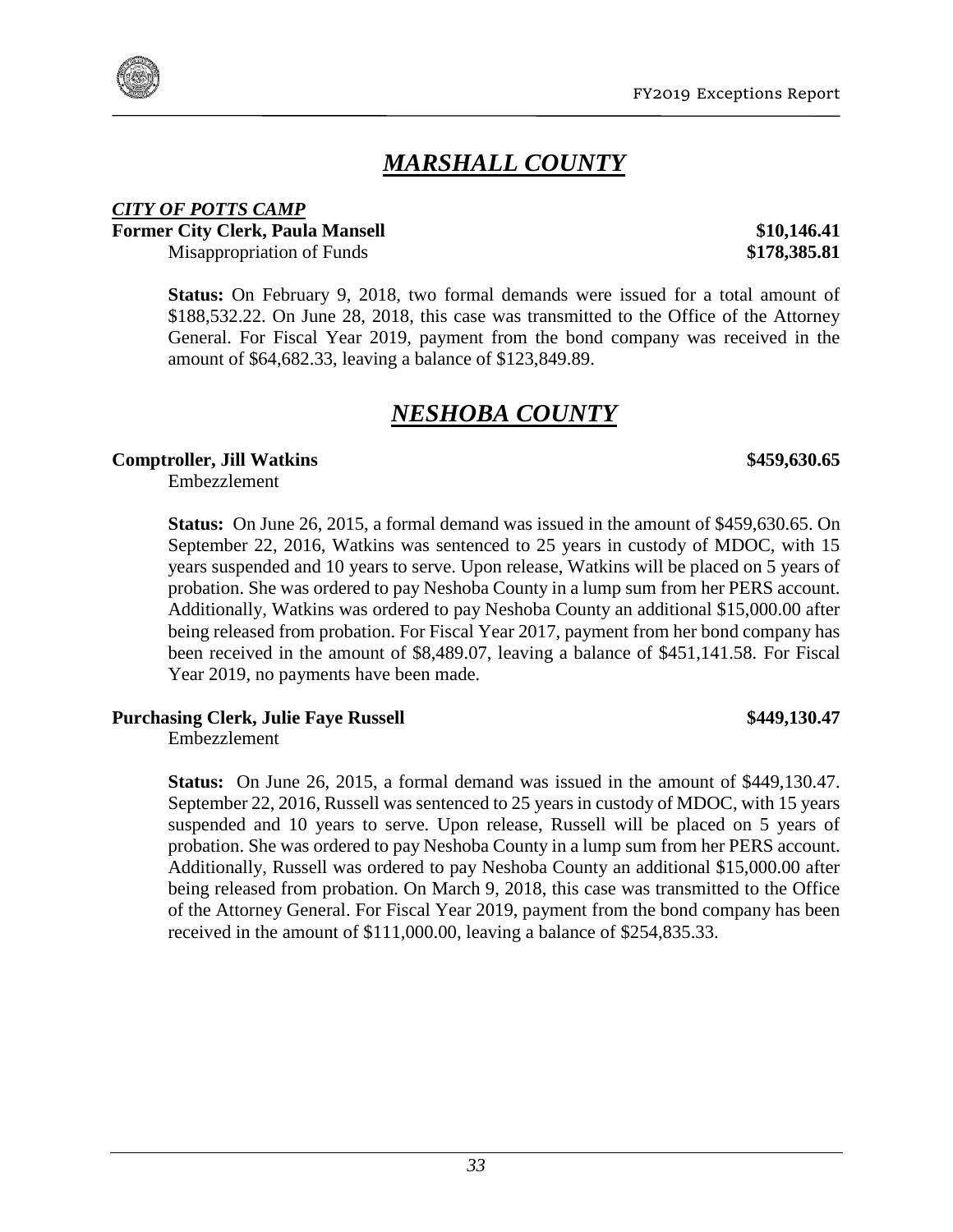## *MARSHALL COUNTY*

***CITY OF POTTS CAMP***

**Former City Clerk, Paula Mansell** **$10,146.41**

Misappropriation of Funds **$178,385.81**

**Status:** On February 9, 2018, two formal demands were issued for a total amount of $188,532.22. On June 28, 2018, this case was transmitted to the Office of the Attorney General. For Fiscal Year 2019, payment from the bond company was received in the amount of $64,682.33, leaving a balance of $123,849.89.

## *NESHOBA COUNTY*

**Comptroller, Jill Watkins** **$459,630.65**

Embezzlement

**Status:** On June 26, 2015, a formal demand was issued in the amount of $459,630.65. On September 22, 2016, Watkins was sentenced to 25 years in custody of MDOC, with 15 years suspended and 10 years to serve. Upon release, Watkins will be placed on 5 years of probation. She was ordered to pay Neshoba County in a lump sum from her PERS account. Additionally, Watkins was ordered to pay Neshoba County an additional $15,000.00 after being released from probation. For Fiscal Year 2017, payment from her bond company has been received in the amount of $8,489.07, leaving a balance of $451,141.58. For Fiscal Year 2019, no payments have been made.

**Purchasing Clerk, Julie Faye Russell** **$449,130.47**

Embezzlement

**Status:** On June 26, 2015, a formal demand was issued in the amount of $449,130.47. September 22, 2016, Russell was sentenced to 25 years in custody of MDOC, with 15 years suspended and 10 years to serve. Upon release, Russell will be placed on 5 years of probation. She was ordered to pay Neshoba County in a lump sum from her PERS account. Additionally, Russell was ordered to pay Neshoba County an additional $15,000.00 after being released from probation. On March 9, 2018, this case was transmitted to the Office of the Attorney General. For Fiscal Year 2019, payment from the bond company has been received in the amount of $111,000.00, leaving a balance of $254,835.33.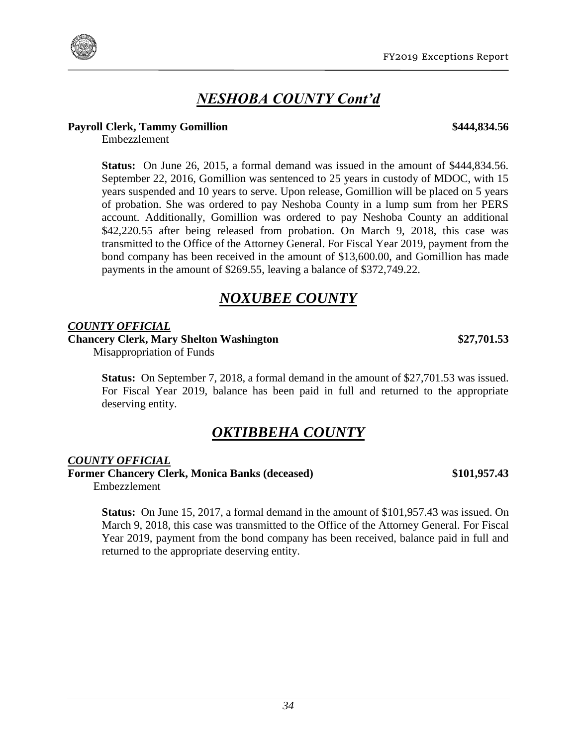## *NESHOBA COUNTY Cont'd*

**Payroll Clerk, Tammy Gomillion** **$444,834.56**

Embezzlement

**Status:** On June 26, 2015, a formal demand was issued in the amount of $444,834.56. September 22, 2016, Gomillion was sentenced to 25 years in custody of MDOC, with 15 years suspended and 10 years to serve. Upon release, Gomillion will be placed on 5 years of probation. She was ordered to pay Neshoba County in a lump sum from her PERS account. Additionally, Gomillion was ordered to pay Neshoba County an additional $42,220.55 after being released from probation. On March 9, 2018, this case was transmitted to the Office of the Attorney General. For Fiscal Year 2019, payment from the bond company has been received in the amount of $13,600.00, and Gomillion has made payments in the amount of $269.55, leaving a balance of $372,749.22.

## *NOXUBEE COUNTY*

***COUNTY OFFICIAL***

**Chancery Clerk, Mary Shelton Washington** **$27,701.53**

Misappropriation of Funds

**Status:** On September 7, 2018, a formal demand in the amount of $27,701.53 was issued. For Fiscal Year 2019, balance has been paid in full and returned to the appropriate deserving entity.

## *OKTIBBEHA COUNTY*

***COUNTY OFFICIAL***

**Former Chancery Clerk, Monica Banks (deceased)** **$101,957.43**

Embezzlement

**Status:** On June 15, 2017, a formal demand in the amount of $101,957.43 was issued. On March 9, 2018, this case was transmitted to the Office of the Attorney General. For Fiscal Year 2019, payment from the bond company has been received, balance paid in full and returned to the appropriate deserving entity.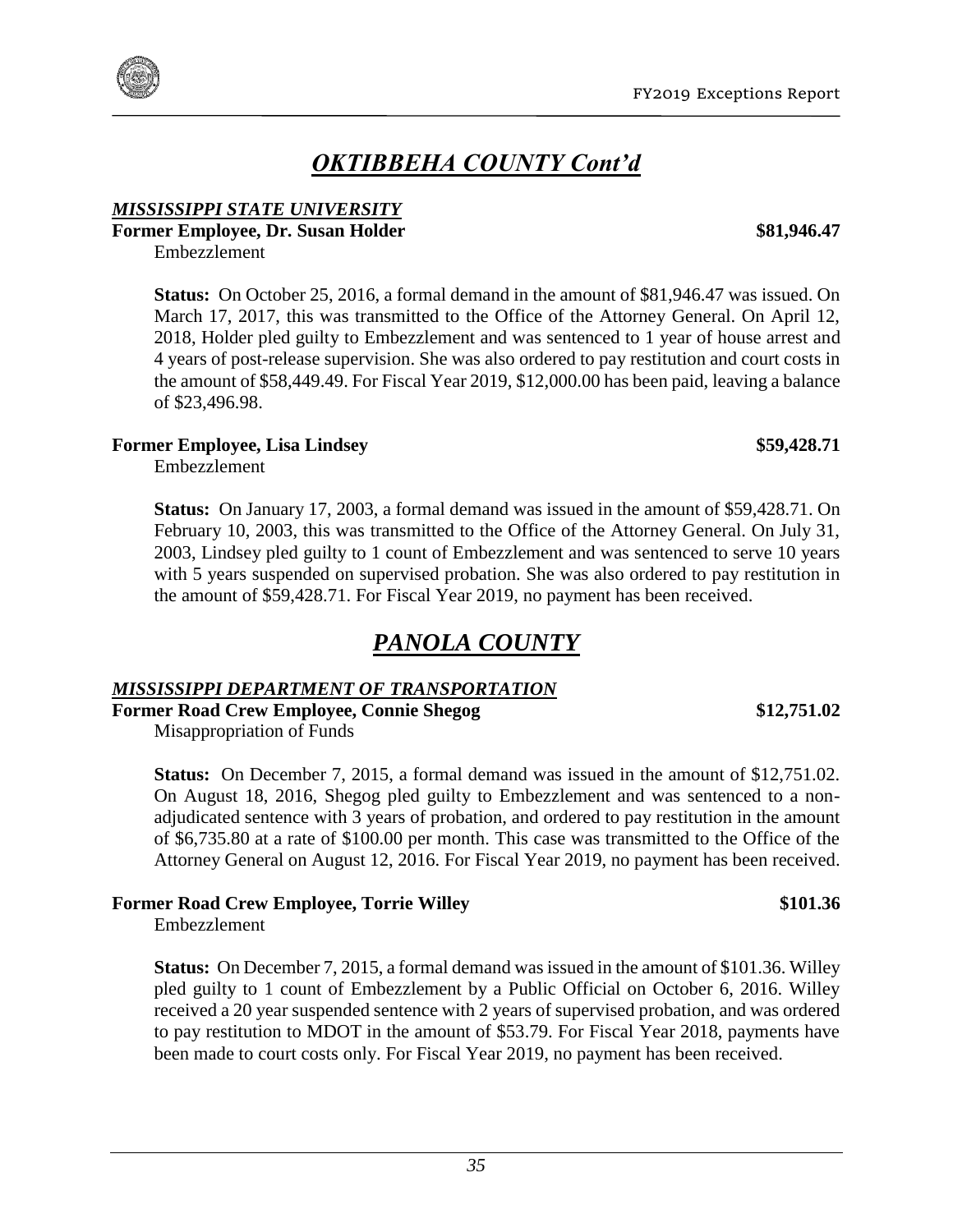# *OKTIBBEHA COUNTY Cont'd*

## *MISSISSIPPI STATE UNIVERSITY*

**Former Employee, Dr. Susan Holder** **$81,946.47**

Embezzlement

**Status:** On October 25, 2016, a formal demand in the amount of $81,946.47 was issued. On March 17, 2017, this was transmitted to the Office of the Attorney General. On April 12, 2018, Holder pled guilty to Embezzlement and was sentenced to 1 year of house arrest and 4 years of post-release supervision. She was also ordered to pay restitution and court costs in the amount of $58,449.49. For Fiscal Year 2019, $12,000.00 has been paid, leaving a balance of $23,496.98.

**Former Employee, Lisa Lindsey** **$59,428.71**

Embezzlement

**Status:** On January 17, 2003, a formal demand was issued in the amount of $59,428.71. On February 10, 2003, this was transmitted to the Office of the Attorney General. On July 31, 2003, Lindsey pled guilty to 1 count of Embezzlement and was sentenced to serve 10 years with 5 years suspended on supervised probation. She was also ordered to pay restitution in the amount of $59,428.71. For Fiscal Year 2019, no payment has been received.

# *PANOLA COUNTY*

## *MISSISSIPPI DEPARTMENT OF TRANSPORTATION*

**Former Road Crew Employee, Connie Shegog** **$12,751.02**

Misappropriation of Funds

**Status:** On December 7, 2015, a formal demand was issued in the amount of $12,751.02. On August 18, 2016, Shegog pled guilty to Embezzlement and was sentenced to a non-adjudicated sentence with 3 years of probation, and ordered to pay restitution in the amount of $6,735.80 at a rate of $100.00 per month. This case was transmitted to the Office of the Attorney General on August 12, 2016. For Fiscal Year 2019, no payment has been received.

**Former Road Crew Employee, Torrie Willey** **$101.36**

Embezzlement

**Status:** On December 7, 2015, a formal demand was issued in the amount of $101.36. Willey pled guilty to 1 count of Embezzlement by a Public Official on October 6, 2016. Willey received a 20 year suspended sentence with 2 years of supervised probation, and was ordered to pay restitution to MDOT in the amount of $53.79. For Fiscal Year 2018, payments have been made to court costs only. For Fiscal Year 2019, no payment has been received.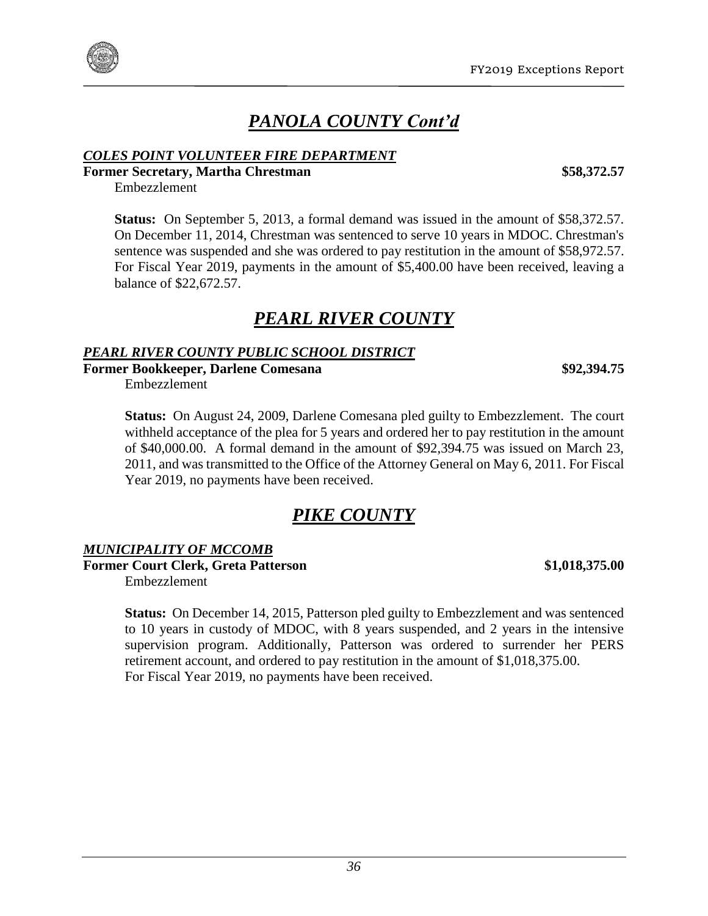# *PANOLA COUNTY Cont'd*

***COLES POINT VOLUNTEER FIRE DEPARTMENT***

**Former Secretary, Martha Chrestman** **$58,372.57**

Embezzlement

**Status:** On September 5, 2013, a formal demand was issued in the amount of $58,372.57. On December 11, 2014, Chrestman was sentenced to serve 10 years in MDOC. Chrestman's sentence was suspended and she was ordered to pay restitution in the amount of $58,972.57. For Fiscal Year 2019, payments in the amount of $5,400.00 have been received, leaving a balance of $22,672.57.

# *PEARL RIVER COUNTY*

***PEARL RIVER COUNTY PUBLIC SCHOOL DISTRICT***

**Former Bookkeeper, Darlene Comesana** **$92,394.75**

Embezzlement

**Status:** On August 24, 2009, Darlene Comesana pled guilty to Embezzlement. The court withheld acceptance of the plea for 5 years and ordered her to pay restitution in the amount of $40,000.00. A formal demand in the amount of $92,394.75 was issued on March 23, 2011, and was transmitted to the Office of the Attorney General on May 6, 2011. For Fiscal Year 2019, no payments have been received.

# *PIKE COUNTY*

***MUNICIPALITY OF MCCOMB***

**Former Court Clerk, Greta Patterson** **$1,018,375.00**

Embezzlement

**Status:** On December 14, 2015, Patterson pled guilty to Embezzlement and was sentenced to 10 years in custody of MDOC, with 8 years suspended, and 2 years in the intensive supervision program. Additionally, Patterson was ordered to surrender her PERS retirement account, and ordered to pay restitution in the amount of $1,018,375.00. For Fiscal Year 2019, no payments have been received.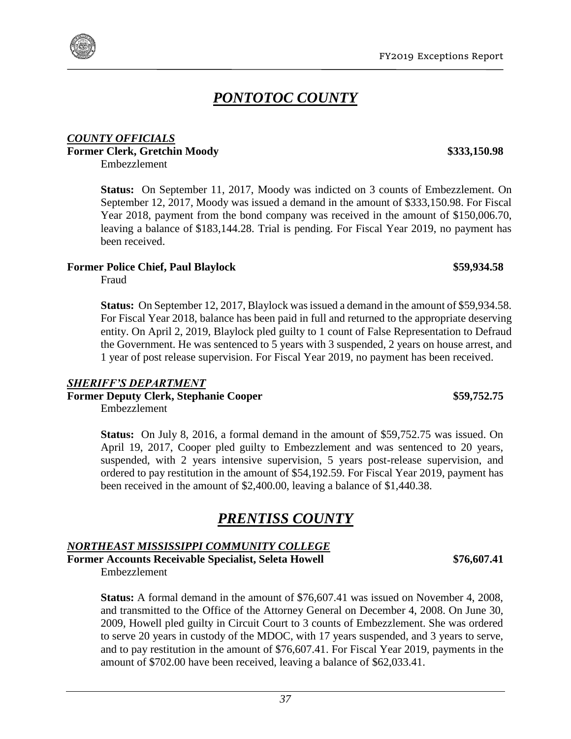# *PONTOTOC COUNTY*

***COUNTY OFFICIALS***

**Former Clerk, Gretchin Moody** **$333,150.98**

Embezzlement

**Status:** On September 11, 2017, Moody was indicted on 3 counts of Embezzlement. On September 12, 2017, Moody was issued a demand in the amount of $333,150.98. For Fiscal Year 2018, payment from the bond company was received in the amount of $150,006.70, leaving a balance of $183,144.28. Trial is pending. For Fiscal Year 2019, no payment has been received.

**Former Police Chief, Paul Blaylock** **$59,934.58**

Fraud

**Status:** On September 12, 2017, Blaylock was issued a demand in the amount of $59,934.58. For Fiscal Year 2018, balance has been paid in full and returned to the appropriate deserving entity. On April 2, 2019, Blaylock pled guilty to 1 count of False Representation to Defraud the Government. He was sentenced to 5 years with 3 suspended, 2 years on house arrest, and 1 year of post release supervision. For Fiscal Year 2019, no payment has been received.

***SHERIFF'S DEPARTMENT***

**Former Deputy Clerk, Stephanie Cooper** **$59,752.75**

Embezzlement

**Status:** On July 8, 2016, a formal demand in the amount of $59,752.75 was issued. On April 19, 2017, Cooper pled guilty to Embezzlement and was sentenced to 20 years, suspended, with 2 years intensive supervision, 5 years post-release supervision, and ordered to pay restitution in the amount of $54,192.59. For Fiscal Year 2019, payment has been received in the amount of $2,400.00, leaving a balance of $1,440.38.

# *PRENTISS COUNTY*

***NORTHEAST MISSISSIPPI COMMUNITY COLLEGE***

**Former Accounts Receivable Specialist, Seleta Howell** **$76,607.41**

Embezzlement

**Status:** A formal demand in the amount of $76,607.41 was issued on November 4, 2008, and transmitted to the Office of the Attorney General on December 4, 2008. On June 30, 2009, Howell pled guilty in Circuit Court to 3 counts of Embezzlement. She was ordered to serve 20 years in custody of the MDOC, with 17 years suspended, and 3 years to serve, and to pay restitution in the amount of $76,607.41. For Fiscal Year 2019, payments in the amount of $702.00 have been received, leaving a balance of $62,033.41.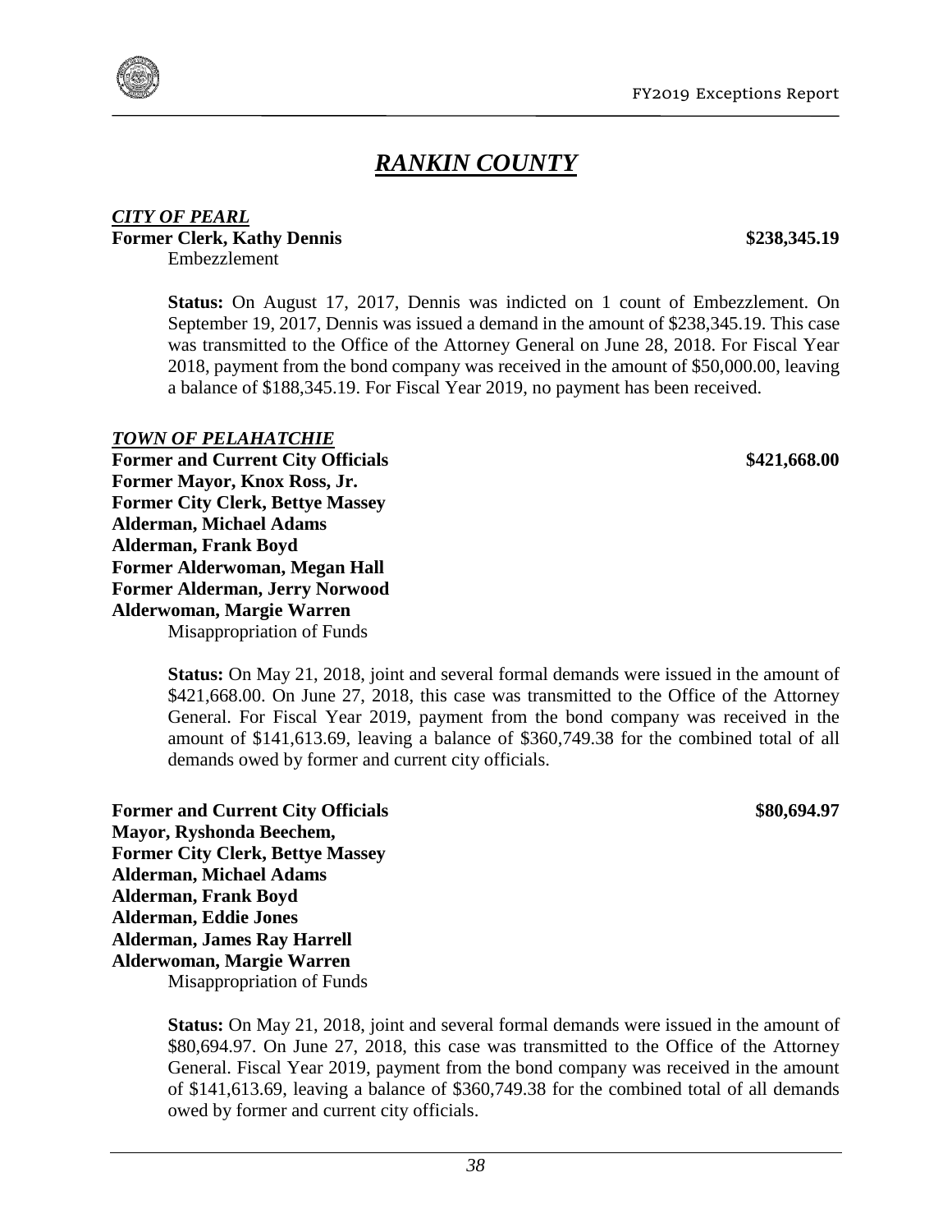# *RANKIN COUNTY*

***CITY OF PEARL***

**Former Clerk, Kathy Dennis** **$238,345.19**

Embezzlement

**Status:** On August 17, 2017, Dennis was indicted on 1 count of Embezzlement. On September 19, 2017, Dennis was issued a demand in the amount of $238,345.19. This case was transmitted to the Office of the Attorney General on June 28, 2018. For Fiscal Year 2018, payment from the bond company was received in the amount of $50,000.00, leaving a balance of $188,345.19. For Fiscal Year 2019, no payment has been received.

***TOWN OF PELAHATCHIE***

**Former and Current City Officials** **$421,668.00**
**Former Mayor, Knox Ross, Jr.**
**Former City Clerk, Bettye Massey**
**Alderman, Michael Adams**
**Alderman, Frank Boyd**
**Former Alderwoman, Megan Hall**
**Former Alderman, Jerry Norwood**
**Alderwoman, Margie Warren**

Misappropriation of Funds

**Status:** On May 21, 2018, joint and several formal demands were issued in the amount of $421,668.00. On June 27, 2018, this case was transmitted to the Office of the Attorney General. For Fiscal Year 2019, payment from the bond company was received in the amount of $141,613.69, leaving a balance of $360,749.38 for the combined total of all demands owed by former and current city officials.

**Former and Current City Officials** **$80,694.97**
**Mayor, Ryshonda Beechem,**
**Former City Clerk, Bettye Massey**
**Alderman, Michael Adams**
**Alderman, Frank Boyd**
**Alderman, Eddie Jones**
**Alderman, James Ray Harrell**
**Alderwoman, Margie Warren**

Misappropriation of Funds

**Status:** On May 21, 2018, joint and several formal demands were issued in the amount of $80,694.97. On June 27, 2018, this case was transmitted to the Office of the Attorney General. Fiscal Year 2019, payment from the bond company was received in the amount of $141,613.69, leaving a balance of $360,749.38 for the combined total of all demands owed by former and current city officials.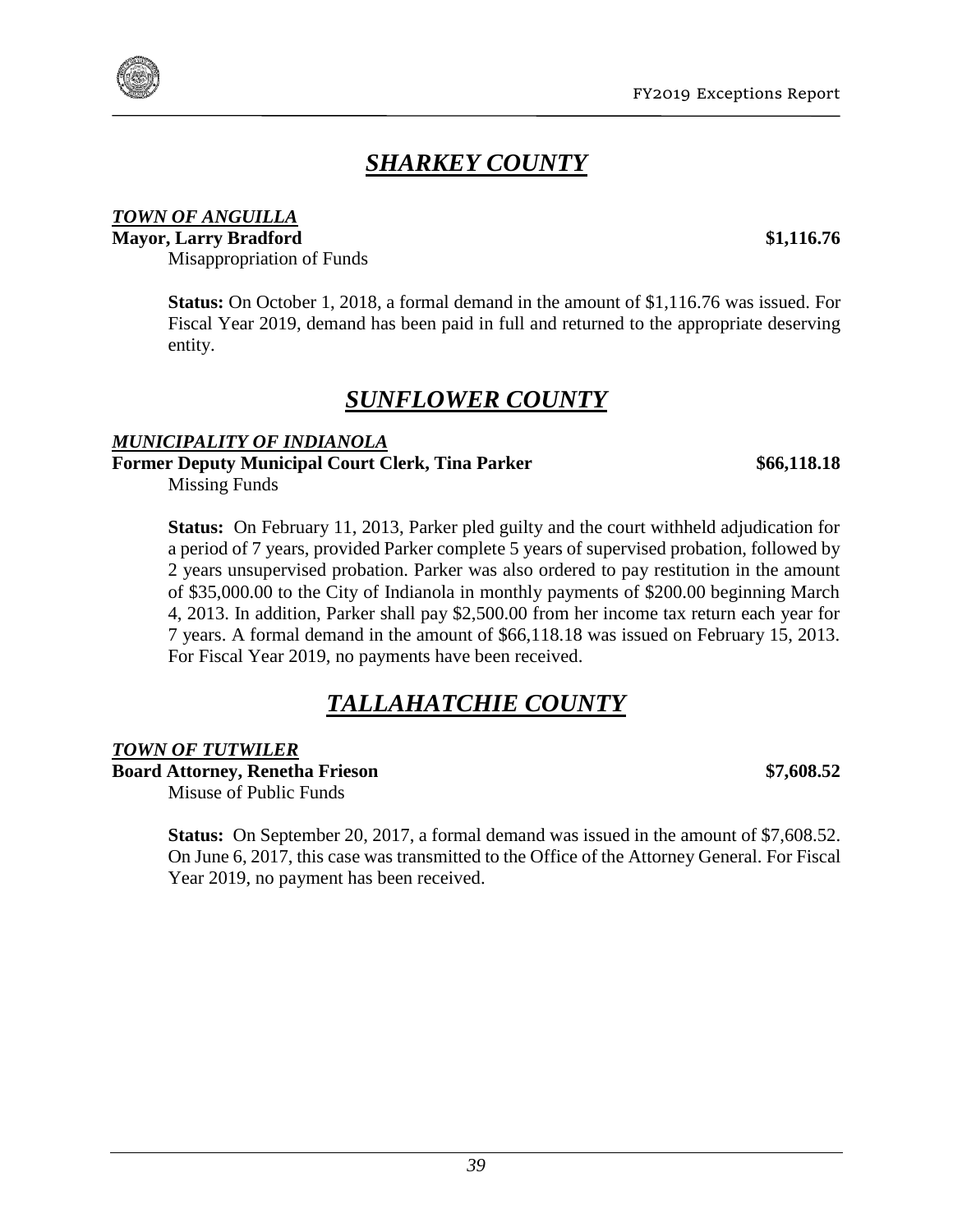# *SHARKEY COUNTY*

***TOWN OF ANGUILLA***

**Mayor, Larry Bradford** **$1,116.76**

Misappropriation of Funds

**Status:** On October 1, 2018, a formal demand in the amount of $1,116.76 was issued. For Fiscal Year 2019, demand has been paid in full and returned to the appropriate deserving entity.

# *SUNFLOWER COUNTY*

***MUNICIPALITY OF INDIANOLA***

**Former Deputy Municipal Court Clerk, Tina Parker** **$66,118.18**

Missing Funds

**Status:** On February 11, 2013, Parker pled guilty and the court withheld adjudication for a period of 7 years, provided Parker complete 5 years of supervised probation, followed by 2 years unsupervised probation. Parker was also ordered to pay restitution in the amount of $35,000.00 to the City of Indianola in monthly payments of $200.00 beginning March 4, 2013. In addition, Parker shall pay $2,500.00 from her income tax return each year for 7 years. A formal demand in the amount of $66,118.18 was issued on February 15, 2013. For Fiscal Year 2019, no payments have been received.

# *TALLAHATCHIE COUNTY*

***TOWN OF TUTWILER***

**Board Attorney, Renetha Frieson** **$7,608.52**

Misuse of Public Funds

**Status:** On September 20, 2017, a formal demand was issued in the amount of $7,608.52. On June 6, 2017, this case was transmitted to the Office of the Attorney General. For Fiscal Year 2019, no payment has been received.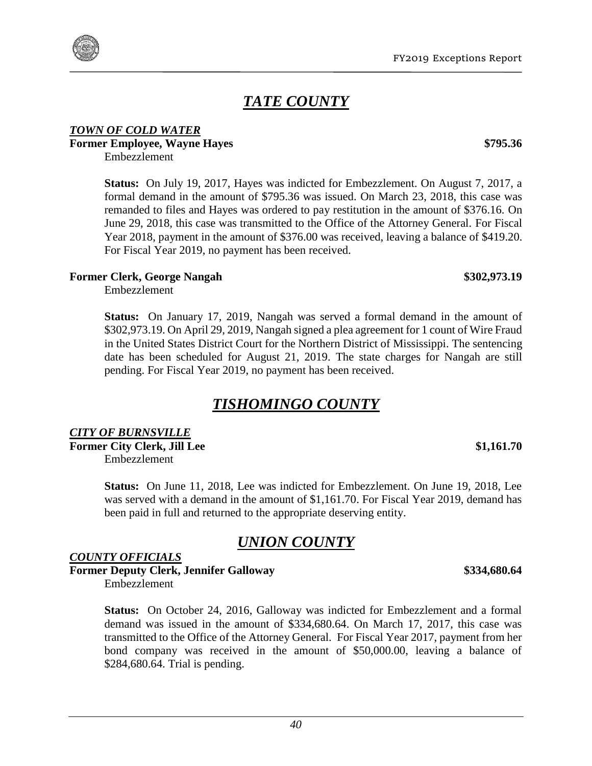## *TATE COUNTY*

***TOWN OF COLD WATER***

**Former Employee, Wayne Hayes** **$795.36**

Embezzlement

**Status:** On July 19, 2017, Hayes was indicted for Embezzlement. On August 7, 2017, a formal demand in the amount of $795.36 was issued. On March 23, 2018, this case was remanded to files and Hayes was ordered to pay restitution in the amount of $376.16. On June 29, 2018, this case was transmitted to the Office of the Attorney General. For Fiscal Year 2018, payment in the amount of $376.00 was received, leaving a balance of $419.20. For Fiscal Year 2019, no payment has been received.

**Former Clerk, George Nangah** **$302,973.19**

Embezzlement

**Status:** On January 17, 2019, Nangah was served a formal demand in the amount of $302,973.19. On April 29, 2019, Nangah signed a plea agreement for 1 count of Wire Fraud in the United States District Court for the Northern District of Mississippi. The sentencing date has been scheduled for August 21, 2019. The state charges for Nangah are still pending. For Fiscal Year 2019, no payment has been received.

## *TISHOMINGO COUNTY*

***CITY OF BURNSVILLE***

**Former City Clerk, Jill Lee** **$1,161.70**

Embezzlement

**Status:** On June 11, 2018, Lee was indicted for Embezzlement. On June 19, 2018, Lee was served with a demand in the amount of $1,161.70. For Fiscal Year 2019, demand has been paid in full and returned to the appropriate deserving entity.

## *UNION COUNTY*

***COUNTY OFFICIALS***

**Former Deputy Clerk, Jennifer Galloway** **$334,680.64**

Embezzlement

**Status:** On October 24, 2016, Galloway was indicted for Embezzlement and a formal demand was issued in the amount of $334,680.64. On March 17, 2017, this case was transmitted to the Office of the Attorney General. For Fiscal Year 2017, payment from her bond company was received in the amount of $50,000.00, leaving a balance of $284,680.64. Trial is pending.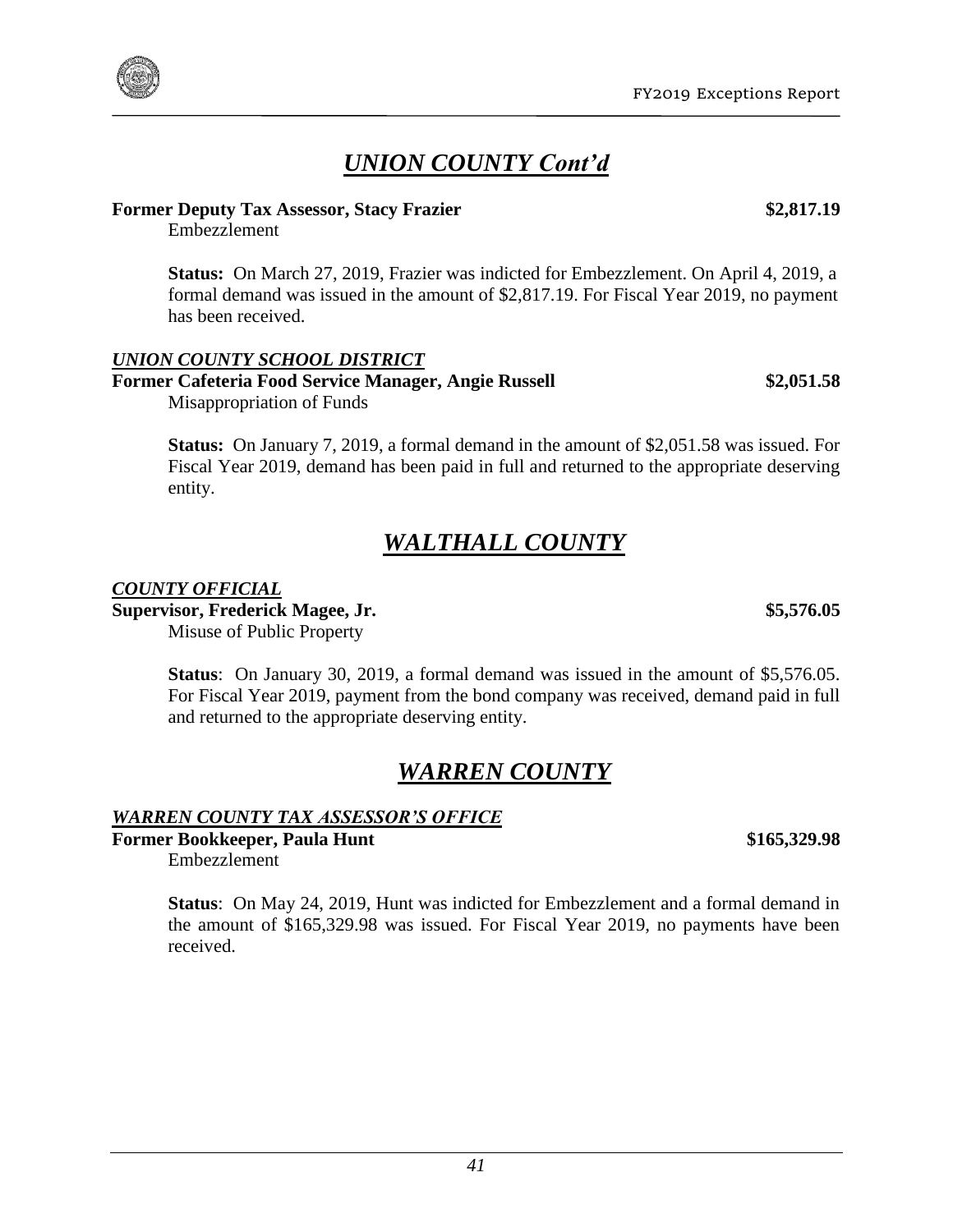## *UNION COUNTY Cont'd*

**Former Deputy Tax Assessor, Stacy Frazier** **$2,817.19**
Embezzlement

**Status:** On March 27, 2019, Frazier was indicted for Embezzlement. On April 4, 2019, a formal demand was issued in the amount of $2,817.19. For Fiscal Year 2019, no payment has been received.

***UNION COUNTY SCHOOL DISTRICT***

**Former Cafeteria Food Service Manager, Angie Russell** **$2,051.58**
Misappropriation of Funds

**Status:** On January 7, 2019, a formal demand in the amount of $2,051.58 was issued. For Fiscal Year 2019, demand has been paid in full and returned to the appropriate deserving entity.

## *WALTHALL COUNTY*

***COUNTY OFFICIAL***

**Supervisor, Frederick Magee, Jr.** **$5,576.05**
Misuse of Public Property

**Status**: On January 30, 2019, a formal demand was issued in the amount of $5,576.05. For Fiscal Year 2019, payment from the bond company was received, demand paid in full and returned to the appropriate deserving entity.

## *WARREN COUNTY*

***WARREN COUNTY TAX ASSESSOR'S OFFICE***

**Former Bookkeeper, Paula Hunt** **$165,329.98**
Embezzlement

**Status**: On May 24, 2019, Hunt was indicted for Embezzlement and a formal demand in the amount of $165,329.98 was issued. For Fiscal Year 2019, no payments have been received.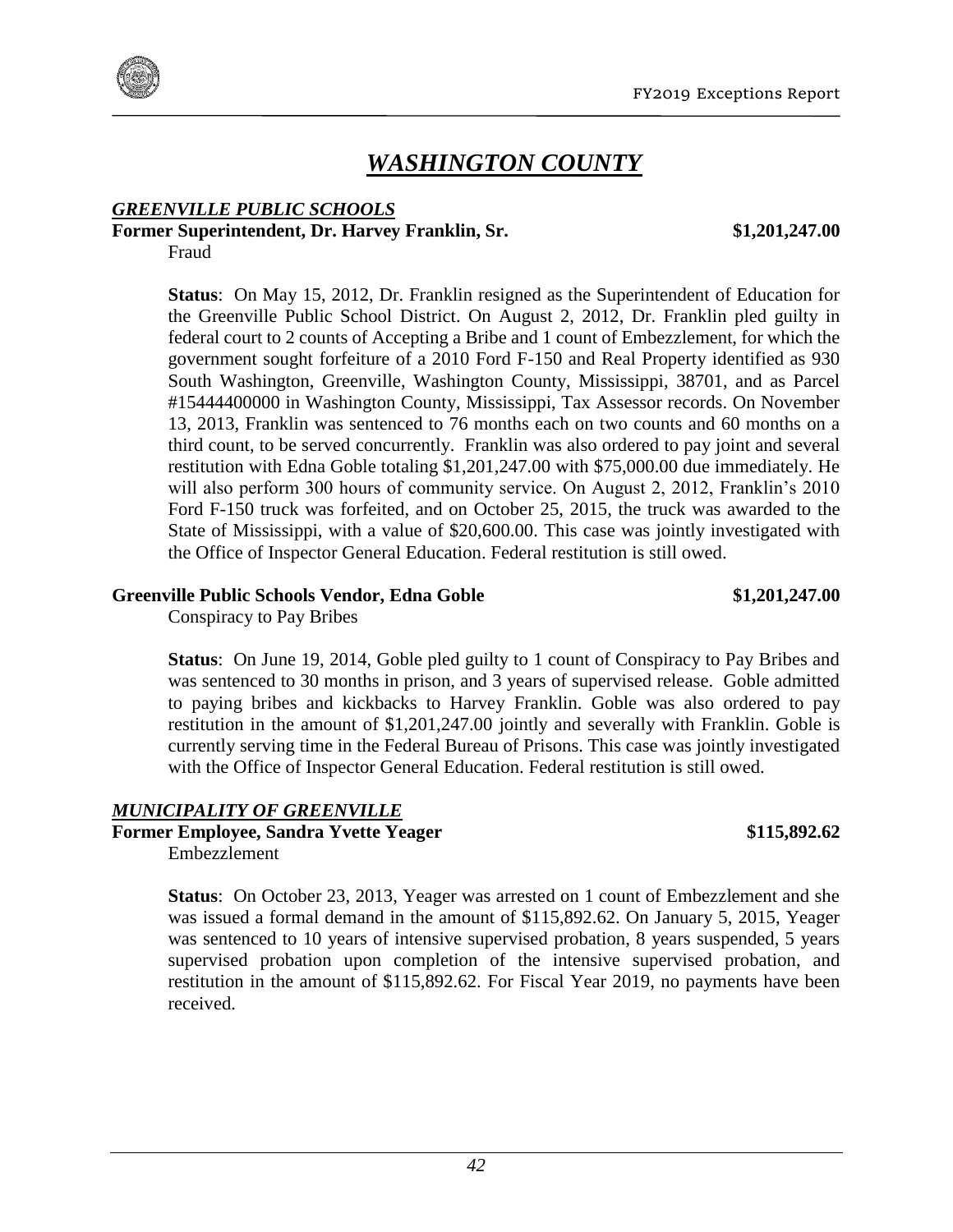# *WASHINGTON COUNTY*

***GREENVILLE PUBLIC SCHOOLS***

**Former Superintendent, Dr. Harvey Franklin, Sr. $1,201,247.00**

Fraud

**Status**: On May 15, 2012, Dr. Franklin resigned as the Superintendent of Education for the Greenville Public School District. On August 2, 2012, Dr. Franklin pled guilty in federal court to 2 counts of Accepting a Bribe and 1 count of Embezzlement, for which the government sought forfeiture of a 2010 Ford F-150 and Real Property identified as 930 South Washington, Greenville, Washington County, Mississippi, 38701, and as Parcel #15444400000 in Washington County, Mississippi, Tax Assessor records. On November 13, 2013, Franklin was sentenced to 76 months each on two counts and 60 months on a third count, to be served concurrently. Franklin was also ordered to pay joint and several restitution with Edna Goble totaling $1,201,247.00 with $75,000.00 due immediately. He will also perform 300 hours of community service. On August 2, 2012, Franklin's 2010 Ford F-150 truck was forfeited, and on October 25, 2015, the truck was awarded to the State of Mississippi, with a value of $20,600.00. This case was jointly investigated with the Office of Inspector General Education. Federal restitution is still owed.

**Greenville Public Schools Vendor, Edna Goble $1,201,247.00**

Conspiracy to Pay Bribes

**Status**: On June 19, 2014, Goble pled guilty to 1 count of Conspiracy to Pay Bribes and was sentenced to 30 months in prison, and 3 years of supervised release. Goble admitted to paying bribes and kickbacks to Harvey Franklin. Goble was also ordered to pay restitution in the amount of $1,201,247.00 jointly and severally with Franklin. Goble is currently serving time in the Federal Bureau of Prisons. This case was jointly investigated with the Office of Inspector General Education. Federal restitution is still owed.

***MUNICIPALITY OF GREENVILLE***

**Former Employee, Sandra Yvette Yeager $115,892.62**

Embezzlement

**Status**: On October 23, 2013, Yeager was arrested on 1 count of Embezzlement and she was issued a formal demand in the amount of $115,892.62. On January 5, 2015, Yeager was sentenced to 10 years of intensive supervised probation, 8 years suspended, 5 years supervised probation upon completion of the intensive supervised probation, and restitution in the amount of $115,892.62. For Fiscal Year 2019, no payments have been received.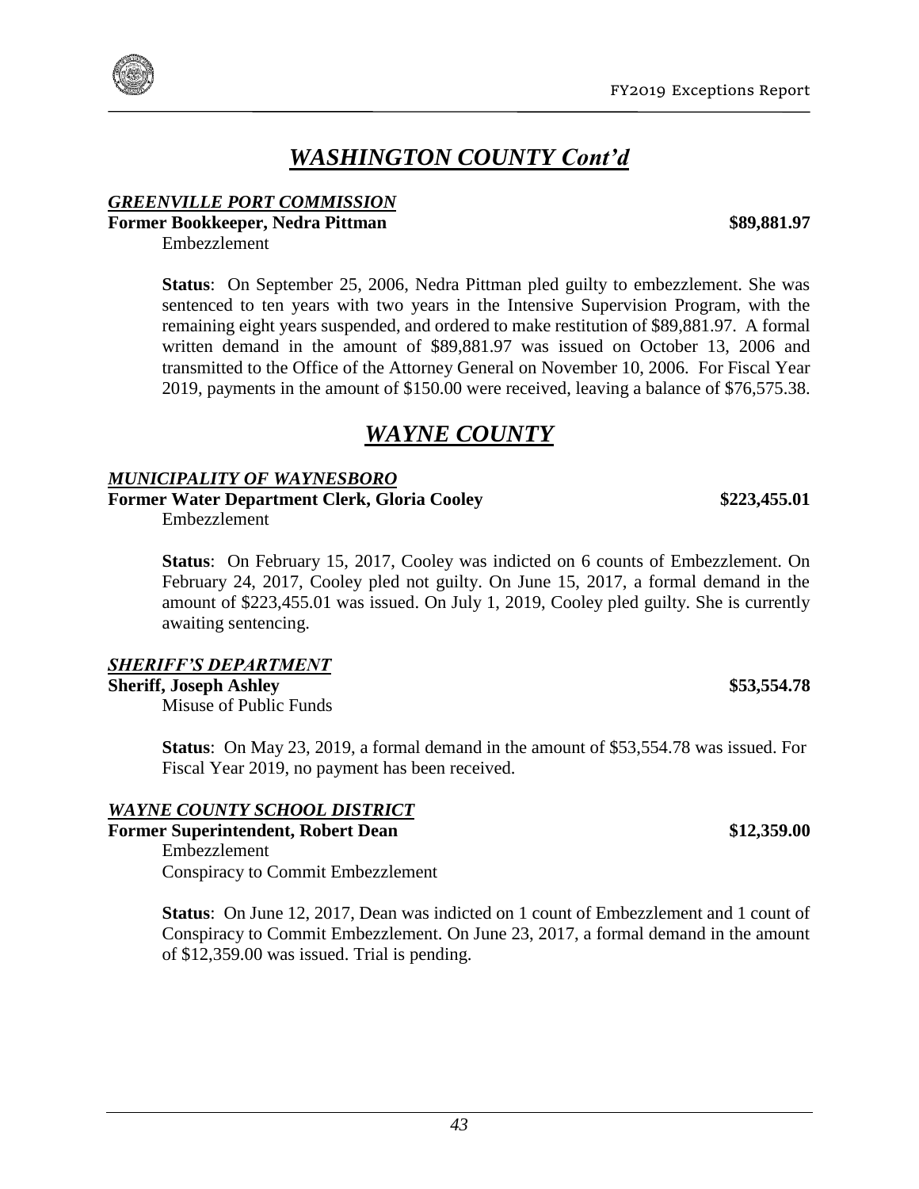# *WASHINGTON COUNTY Cont'd*

### *GREENVILLE PORT COMMISSION*

**Former Bookkeeper, Nedra Pittman** **$89,881.97**

Embezzlement

**Status**: On September 25, 2006, Nedra Pittman pled guilty to embezzlement. She was sentenced to ten years with two years in the Intensive Supervision Program, with the remaining eight years suspended, and ordered to make restitution of $89,881.97. A formal written demand in the amount of $89,881.97 was issued on October 13, 2006 and transmitted to the Office of the Attorney General on November 10, 2006. For Fiscal Year 2019, payments in the amount of $150.00 were received, leaving a balance of $76,575.38.

# *WAYNE COUNTY*

### *MUNICIPALITY OF WAYNESBORO*

**Former Water Department Clerk, Gloria Cooley** **$223,455.01**

Embezzlement

**Status**: On February 15, 2017, Cooley was indicted on 6 counts of Embezzlement. On February 24, 2017, Cooley pled not guilty. On June 15, 2017, a formal demand in the amount of $223,455.01 was issued. On July 1, 2019, Cooley pled guilty. She is currently awaiting sentencing.

### *SHERIFF'S DEPARTMENT*

**Sheriff, Joseph Ashley** **$53,554.78**

Misuse of Public Funds

**Status**: On May 23, 2019, a formal demand in the amount of $53,554.78 was issued. For Fiscal Year 2019, no payment has been received.

### *WAYNE COUNTY SCHOOL DISTRICT*

**Former Superintendent, Robert Dean** **$12,359.00**

Embezzlement
Conspiracy to Commit Embezzlement

**Status**: On June 12, 2017, Dean was indicted on 1 count of Embezzlement and 1 count of Conspiracy to Commit Embezzlement. On June 23, 2017, a formal demand in the amount of $12,359.00 was issued. Trial is pending.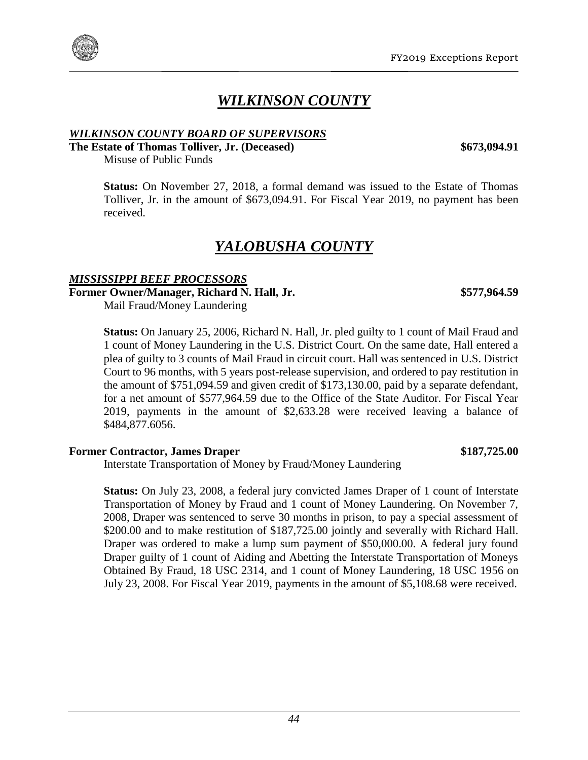# *WILKINSON COUNTY*

***WILKINSON COUNTY BOARD OF SUPERVISORS***

**The Estate of Thomas Tolliver, Jr. (Deceased) $673,094.91**

Misuse of Public Funds

**Status:** On November 27, 2018, a formal demand was issued to the Estate of Thomas Tolliver, Jr. in the amount of $673,094.91. For Fiscal Year 2019, no payment has been received.

# *YALOBUSHA COUNTY*

***MISSISSIPPI BEEF PROCESSORS***

**Former Owner/Manager, Richard N. Hall, Jr. $577,964.59**

Mail Fraud/Money Laundering

**Status:** On January 25, 2006, Richard N. Hall, Jr. pled guilty to 1 count of Mail Fraud and 1 count of Money Laundering in the U.S. District Court. On the same date, Hall entered a plea of guilty to 3 counts of Mail Fraud in circuit court. Hall was sentenced in U.S. District Court to 96 months, with 5 years post-release supervision, and ordered to pay restitution in the amount of $751,094.59 and given credit of $173,130.00, paid by a separate defendant, for a net amount of $577,964.59 due to the Office of the State Auditor. For Fiscal Year 2019, payments in the amount of $2,633.28 were received leaving a balance of $484,877.6056.

**Former Contractor, James Draper $187,725.00**

Interstate Transportation of Money by Fraud/Money Laundering

**Status:** On July 23, 2008, a federal jury convicted James Draper of 1 count of Interstate Transportation of Money by Fraud and 1 count of Money Laundering. On November 7, 2008, Draper was sentenced to serve 30 months in prison, to pay a special assessment of $200.00 and to make restitution of $187,725.00 jointly and severally with Richard Hall. Draper was ordered to make a lump sum payment of $50,000.00. A federal jury found Draper guilty of 1 count of Aiding and Abetting the Interstate Transportation of Moneys Obtained By Fraud, 18 USC 2314, and 1 count of Money Laundering, 18 USC 1956 on July 23, 2008. For Fiscal Year 2019, payments in the amount of $5,108.68 were received.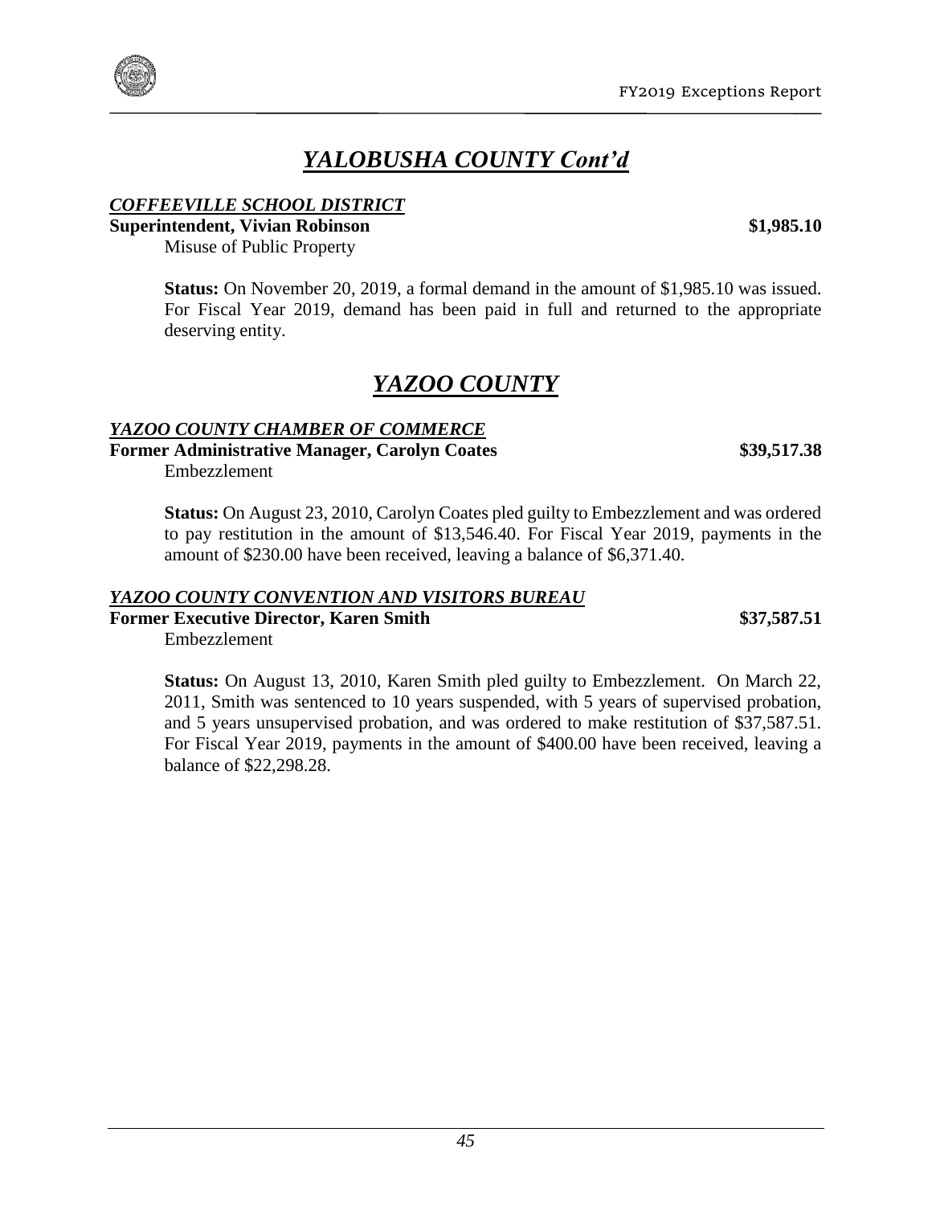# *YALOBUSHA COUNTY Cont'd*

***COFFEEVILLE SCHOOL DISTRICT***

**Superintendent, Vivian Robinson** **$1,985.10**

Misuse of Public Property

**Status:** On November 20, 2019, a formal demand in the amount of $1,985.10 was issued. For Fiscal Year 2019, demand has been paid in full and returned to the appropriate deserving entity.

# *YAZOO COUNTY*

***YAZOO COUNTY CHAMBER OF COMMERCE***

**Former Administrative Manager, Carolyn Coates** **$39,517.38**

Embezzlement

**Status:** On August 23, 2010, Carolyn Coates pled guilty to Embezzlement and was ordered to pay restitution in the amount of $13,546.40. For Fiscal Year 2019, payments in the amount of $230.00 have been received, leaving a balance of $6,371.40.

***YAZOO COUNTY CONVENTION AND VISITORS BUREAU***

**Former Executive Director, Karen Smith** **$37,587.51**

Embezzlement

**Status:** On August 13, 2010, Karen Smith pled guilty to Embezzlement. On March 22, 2011, Smith was sentenced to 10 years suspended, with 5 years of supervised probation, and 5 years unsupervised probation, and was ordered to make restitution of $37,587.51. For Fiscal Year 2019, payments in the amount of $400.00 have been received, leaving a balance of $22,298.28.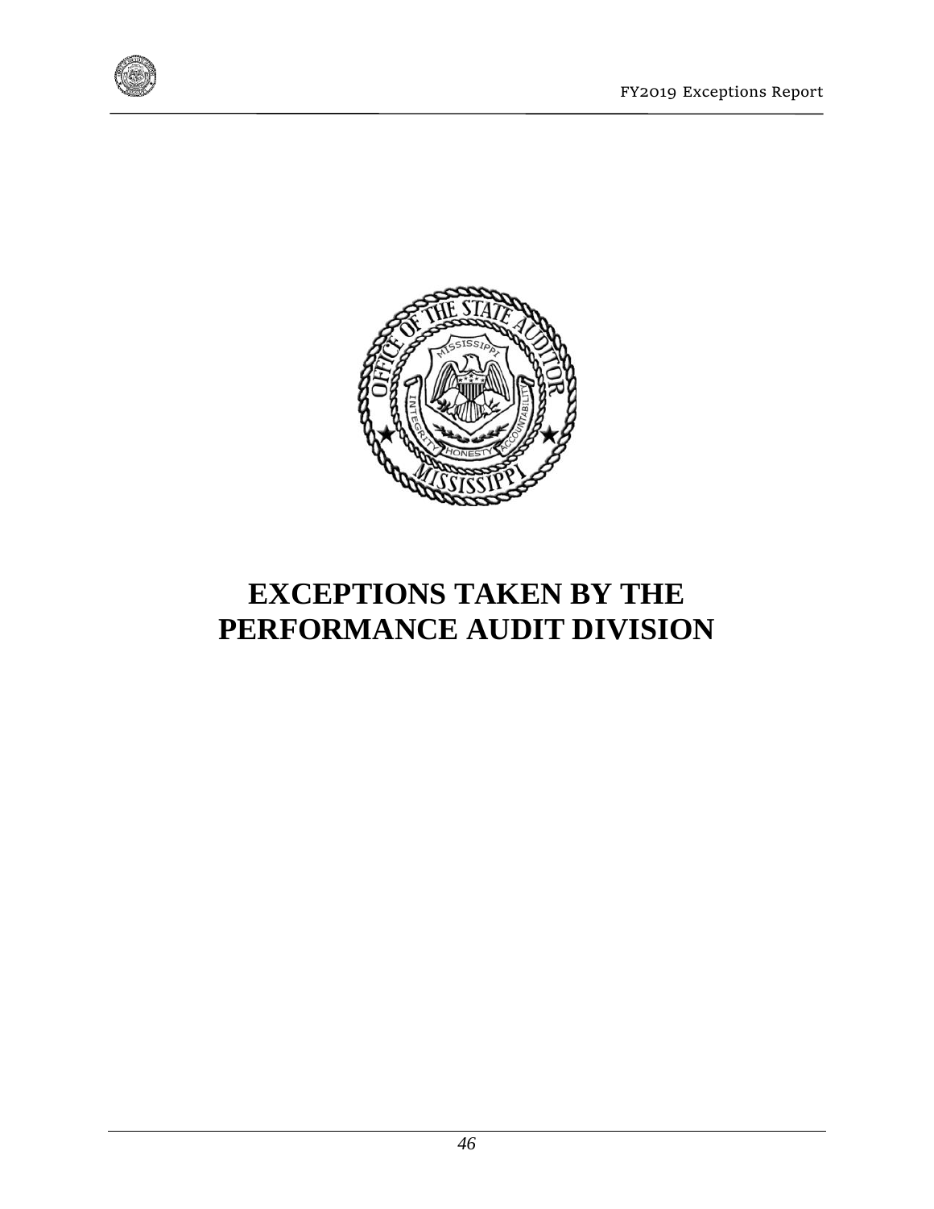# EXCEPTIONS TAKEN BY THE PERFORMANCE AUDIT DIVISION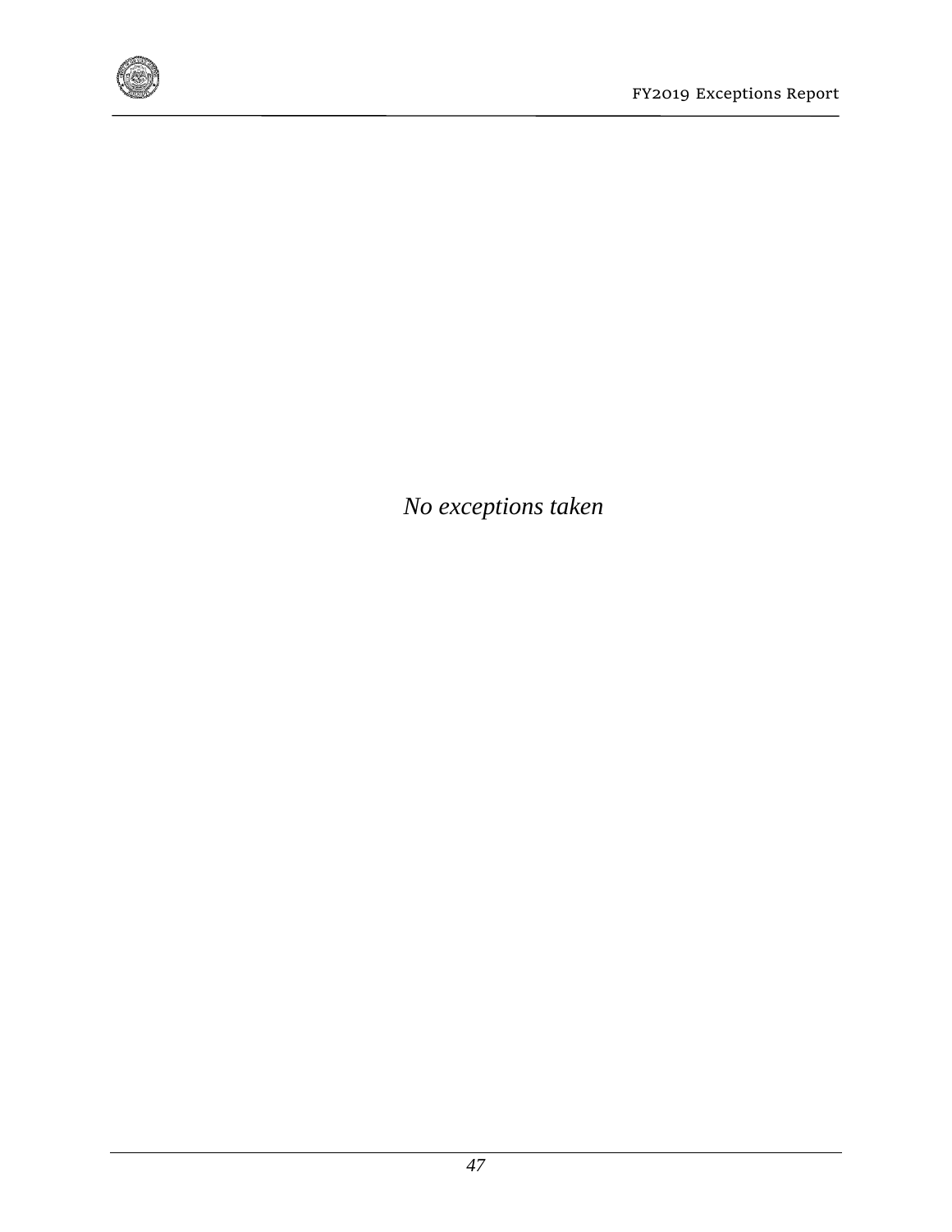*No exceptions taken*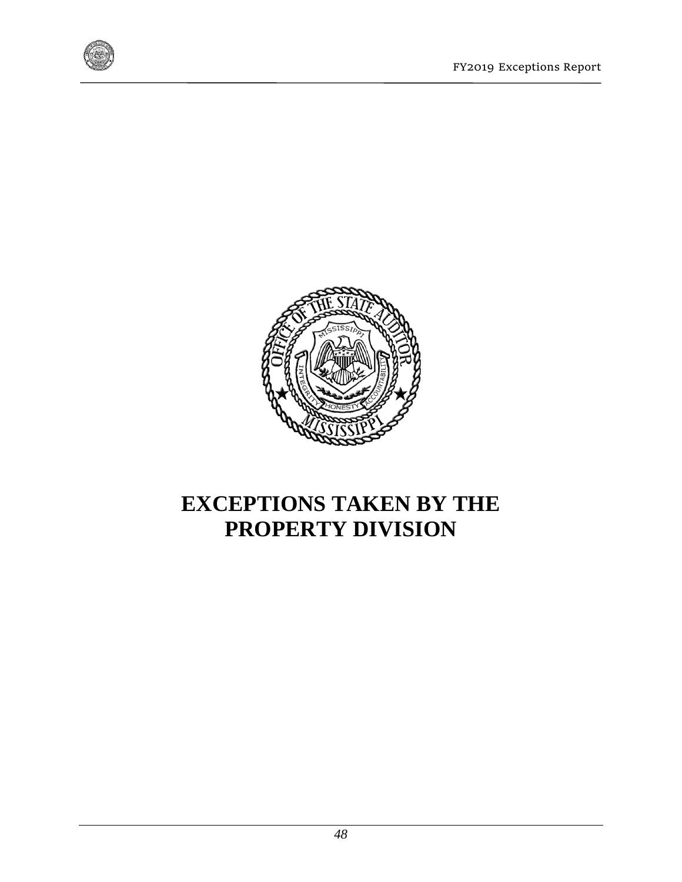# EXCEPTIONS TAKEN BY THE PROPERTY DIVISION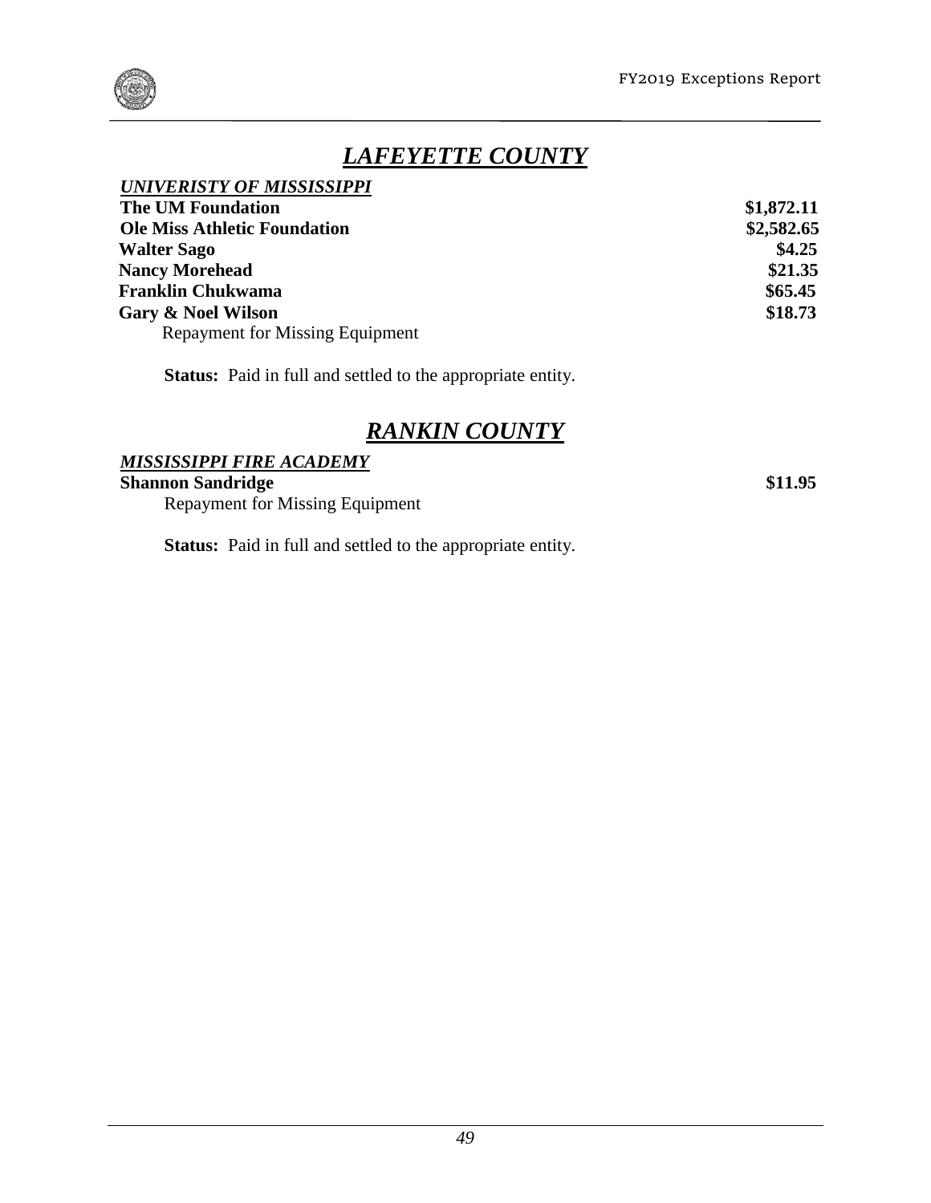# *LAFEYETTE COUNTY*

***UNIVERISTY OF MISSISSIPPI***

| | |
|---|---|
| **The UM Foundation** | **$1,872.11** |
| **Ole Miss Athletic Foundation** | **$2,582.65** |
| **Walter Sago** | **$4.25** |
| **Nancy Morehead** | **$21.35** |
| **Franklin Chukwama** | **$65.45** |
| **Gary & Noel Wilson** | **$18.73** |

Repayment for Missing Equipment

**Status:** Paid in full and settled to the appropriate entity.

# *RANKIN COUNTY*

***MISSISSIPPI FIRE ACADEMY***

**Shannon Sandridge** **$11.95**

Repayment for Missing Equipment

**Status:** Paid in full and settled to the appropriate entity.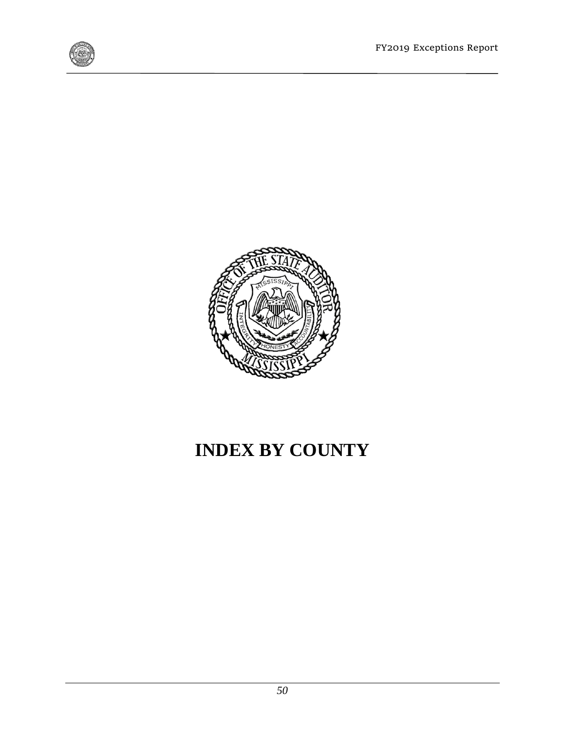# INDEX BY COUNTY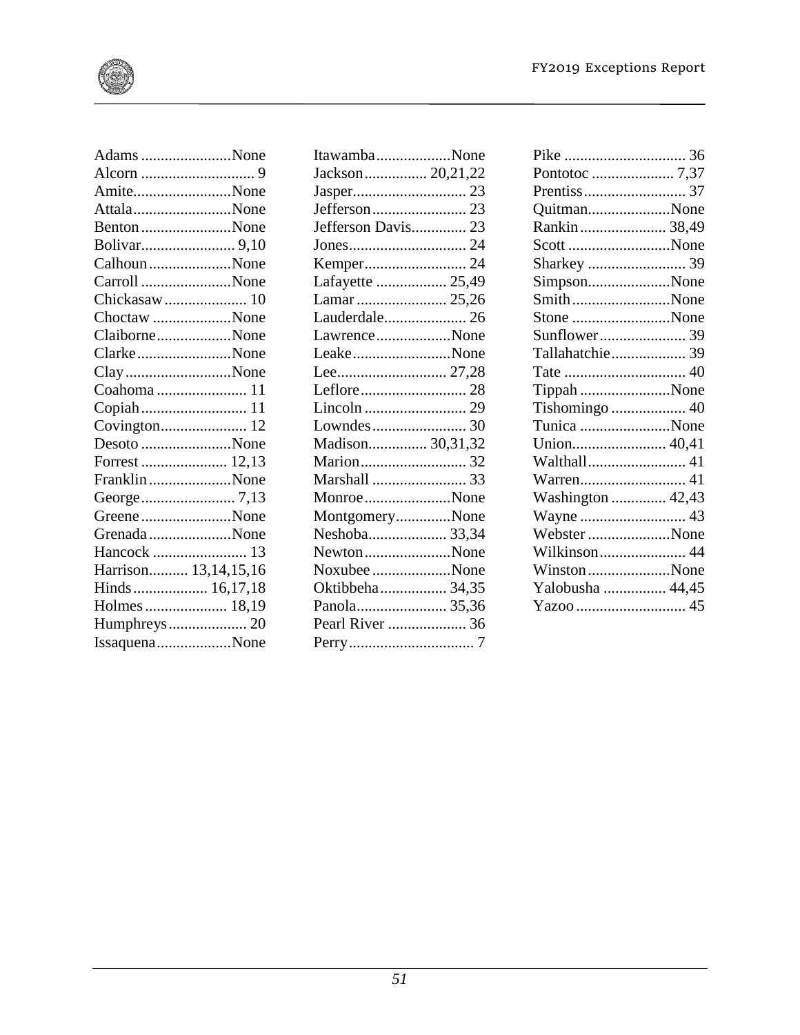Adams .......................None
Alcorn ............................. 9
Amite.........................None
Attala.........................None
Benton .......................None
Bolivar........................ 9,10
Calhoun .....................None
Carroll .......................None
Chickasaw ..................... 10
Choctaw ....................None
Claiborne...................None
Clarke........................None
Clay...........................None
Coahoma ....................... 11
Copiah........................... 11
Covington...................... 12
Desoto .......................None
Forrest ...................... 12,13
Franklin .....................None
George........................ 7,13
Greene .......................None
Grenada .....................None
Hancock ........................ 13
Harrison.......... 13,14,15,16
Hinds................... 16,17,18
Holmes ..................... 18,19
Humphreys.................... 20
Issaquena...................None
Itawamba...................None
Jackson................ 20,21,22
Jasper............................ 23
Jefferson........................ 23
Jefferson Davis.............. 23
Jones.............................. 24
Kemper.......................... 24
Lafayette .................. 25,49
Lamar ....................... 25,26
Lauderdale..................... 26
Lawrence...................None
Leake.........................None
Lee............................ 27,28
Leflore........................... 28
Lincoln .......................... 29
Lowndes........................ 30
Madison............... 30,31,32
Marion........................... 32
Marshall ........................ 33
Monroe......................None
Montgomery.............None
Neshoba.................... 33,34
Newton......................None
Noxubee ....................None
Oktibbeha................. 34,35
Panola....................... 35,36
Pearl River .................... 36
Perry................................ 7
Pike ............................... 36
Pontotoc ..................... 7,37
Prentiss.......................... 37
Quitman.....................None
Rankin...................... 38,49
Scott ..........................None
Sharkey ......................... 39
Simpson.....................None
Smith.........................None
Stone .........................None
Sunflower...................... 39
Tallahatchie................... 39
Tate ............................... 40
Tippah .......................None
Tishomingo ................... 40
Tunica .......................None
Union........................ 40,41
Walthall......................... 41
Warren........................... 41
Washington ............. 42,43
Wayne ........................... 43
Webster .....................None
Wilkinson...................... 44
Winston .....................None
Yalobusha ................ 44,45
Yazoo ............................ 45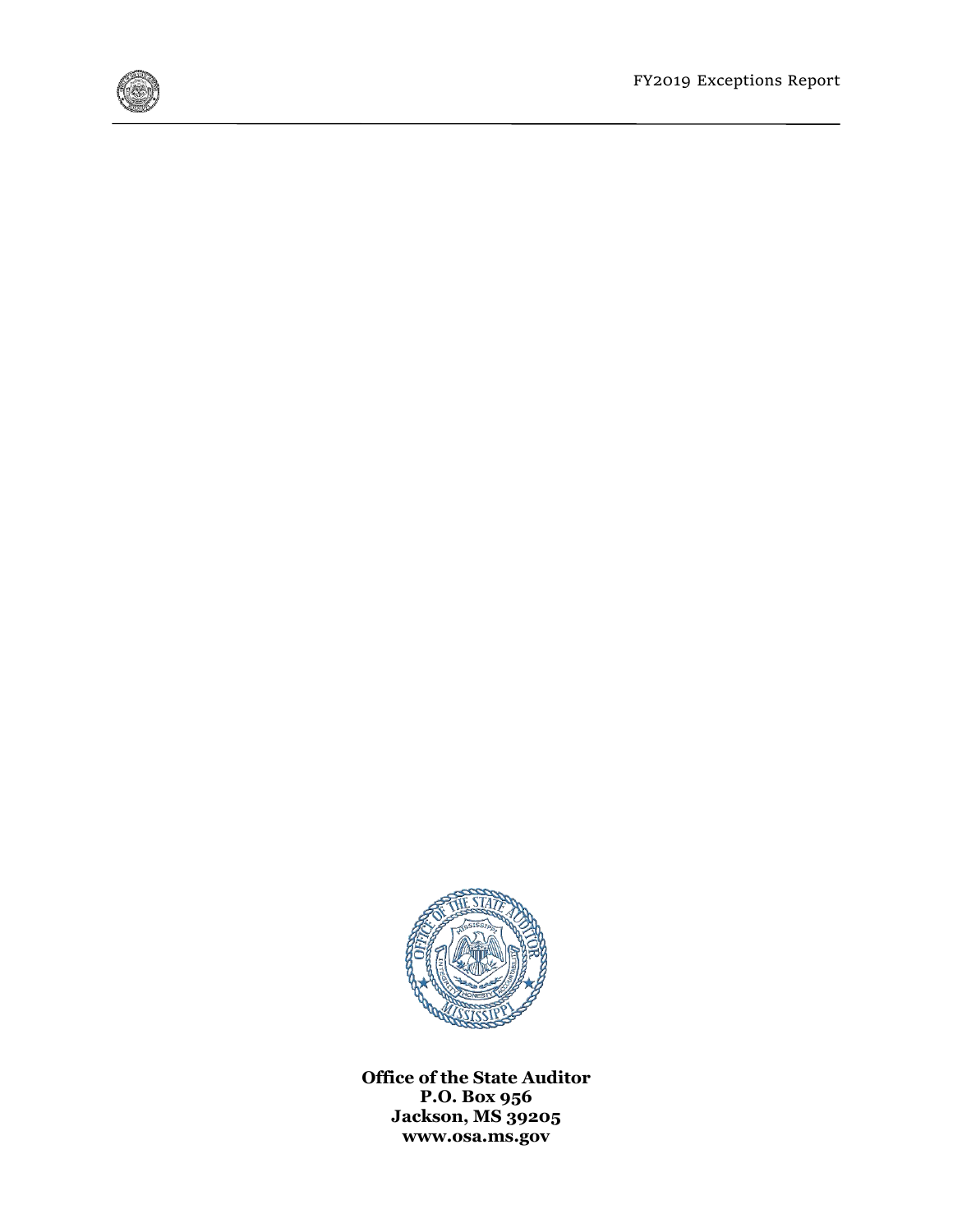**Office of the State Auditor**
**P.O. Box 956**
**Jackson, MS 39205**
**www.osa.ms.gov**